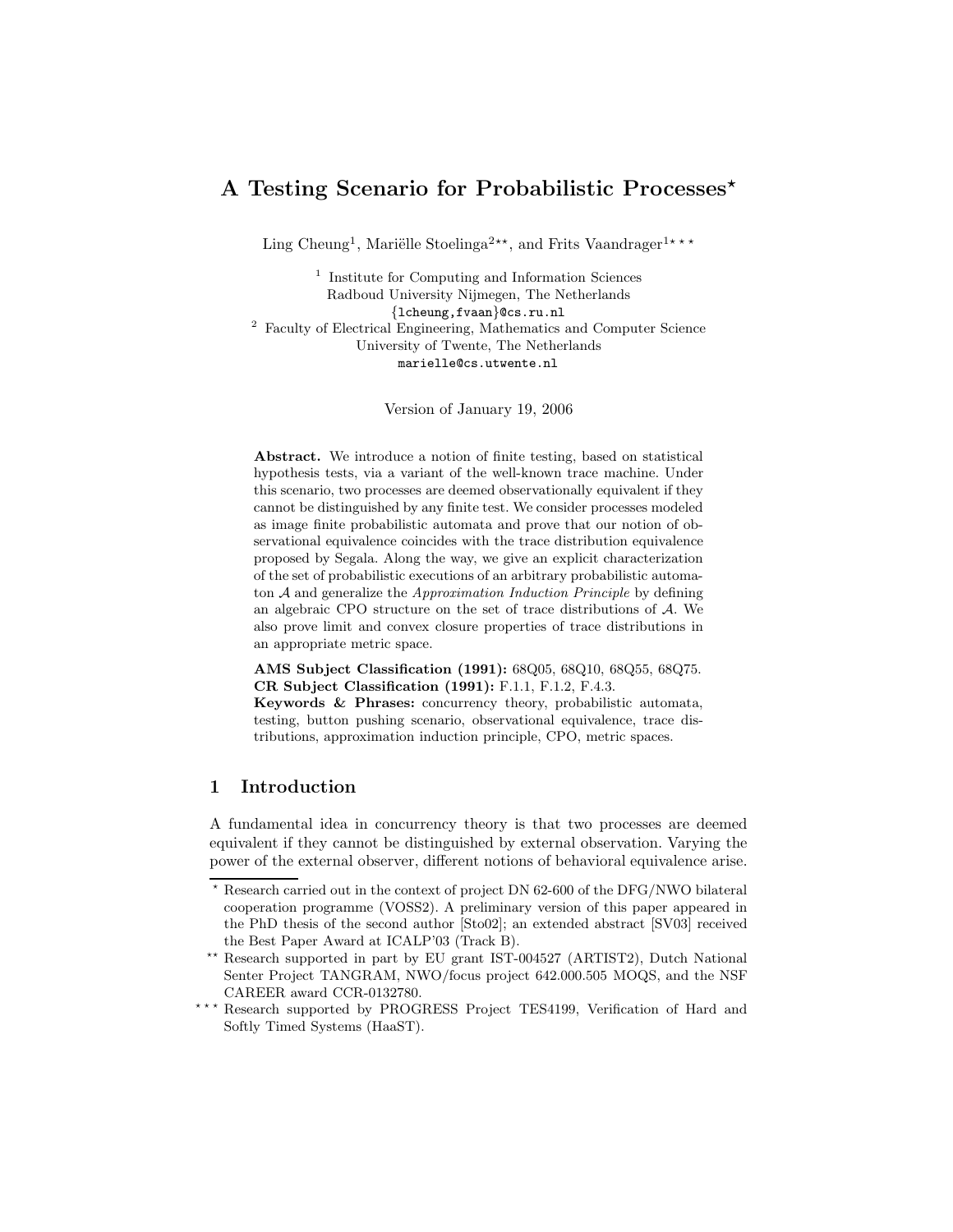# A Testing Scenario for Probabilistic Processes*

Ling Cheung[1], Mariëlle Stoelinga[2**], and Frits Vaandrager[1***]

[1] Institute for Computing and Information Sciences
Radboud University Nijmegen, The Netherlands
{lcheung,fvaan}@cs.ru.nl

[2] Faculty of Electrical Engineering, Mathematics and Computer Science
University of Twente, The Netherlands
marielle@cs.utwente.nl

Version of January 19, 2006

**Abstract.** We introduce a notion of finite testing, based on statistical hypothesis tests, via a variant of the well-known trace machine. Under this scenario, two processes are deemed observationally equivalent if they cannot be distinguished by any finite test. We consider processes modeled as image finite probabilistic automata and prove that our notion of observational equivalence coincides with the trace distribution equivalence proposed by Segala. Along the way, we give an explicit characterization of the set of probabilistic executions of an arbitrary probabilistic automaton $\mathcal{A}$ and generalize the *Approximation Induction Principle* by defining an algebraic CPO structure on the set of trace distributions of $\mathcal{A}$. We also prove limit and convex closure properties of trace distributions in an appropriate metric space.

**AMS Subject Classification (1991):** 68Q05, 68Q10, 68Q55, 68Q75.
**CR Subject Classification (1991):** F.1.1, F.1.2, F.4.3.
**Keywords & Phrases:** concurrency theory, probabilistic automata, testing, button pushing scenario, observational equivalence, trace distributions, approximation induction principle, CPO, metric spaces.

## 1 Introduction

A fundamental idea in concurrency theory is that two processes are deemed equivalent if they cannot be distinguished by external observation. Varying the power of the external observer, different notions of behavioral equivalence arise.

---

\* Research carried out in the context of project DN 62-600 of the DFG/NWO bilateral cooperation programme (VOSS2). A preliminary version of this paper appeared in the PhD thesis of the second author [Sto02]; an extended abstract [SV03] received the Best Paper Award at ICALP'03 (Track B).

\*\* Research supported in part by EU grant IST-004527 (ARTIST2), Dutch National Senter Project TANGRAM, NWO/focus project 642.000.505 MOQS, and the NSF CAREER award CCR-0132780.

\*\*\* Research supported by PROGRESS Project TES4199, Verification of Hard and Softly Timed Systems (HaaST).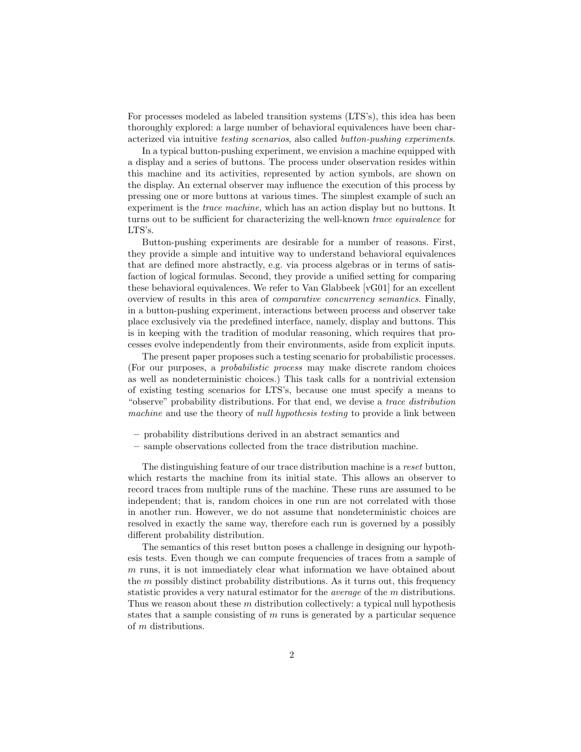For processes modeled as labeled transition systems (LTS's), this idea has been thoroughly explored: a large number of behavioral equivalences have been characterized via intuitive *testing scenarios*, also called *button-pushing experiments*.

In a typical button-pushing experiment, we envision a machine equipped with a display and a series of buttons. The process under observation resides within this machine and its activities, represented by action symbols, are shown on the display. An external observer may influence the execution of this process by pressing one or more buttons at various times. The simplest example of such an experiment is the *trace machine*, which has an action display but no buttons. It turns out to be sufficient for characterizing the well-known *trace equivalence* for LTS's.

Button-pushing experiments are desirable for a number of reasons. First, they provide a simple and intuitive way to understand behavioral equivalences that are defined more abstractly, e.g. via process algebras or in terms of satisfaction of logical formulas. Second, they provide a unified setting for comparing these behavioral equivalences. We refer to Van Glabbeek [vG01] for an excellent overview of results in this area of *comparative concurrency semantics*. Finally, in a button-pushing experiment, interactions between process and observer take place exclusively via the predefined interface, namely, display and buttons. This is in keeping with the tradition of modular reasoning, which requires that processes evolve independently from their environments, aside from explicit inputs.

The present paper proposes such a testing scenario for probabilistic processes. (For our purposes, a *probabilistic process* may make discrete random choices as well as nondeterministic choices.) This task calls for a nontrivial extension of existing testing scenarios for LTS's, because one must specify a means to "observe" probability distributions. For that end, we devise a *trace distribution machine* and use the theory of *null hypothesis testing* to provide a link between

- probability distributions derived in an abstract semantics and
- sample observations collected from the trace distribution machine.

The distinguishing feature of our trace distribution machine is a *reset* button, which restarts the machine from its initial state. This allows an observer to record traces from multiple runs of the machine. These runs are assumed to be independent; that is, random choices in one run are not correlated with those in another run. However, we do not assume that nondeterministic choices are resolved in exactly the same way, therefore each run is governed by a possibly different probability distribution.

The semantics of this reset button poses a challenge in designing our hypothesis tests. Even though we can compute frequencies of traces from a sample of $m$ runs, it is not immediately clear what information we have obtained about the $m$ possibly distinct probability distributions. As it turns out, this frequency statistic provides a very natural estimator for the *average* of the $m$ distributions. Thus we reason about these $m$ distribution collectively: a typical null hypothesis states that a sample consisting of $m$ runs is generated by a particular sequence of $m$ distributions.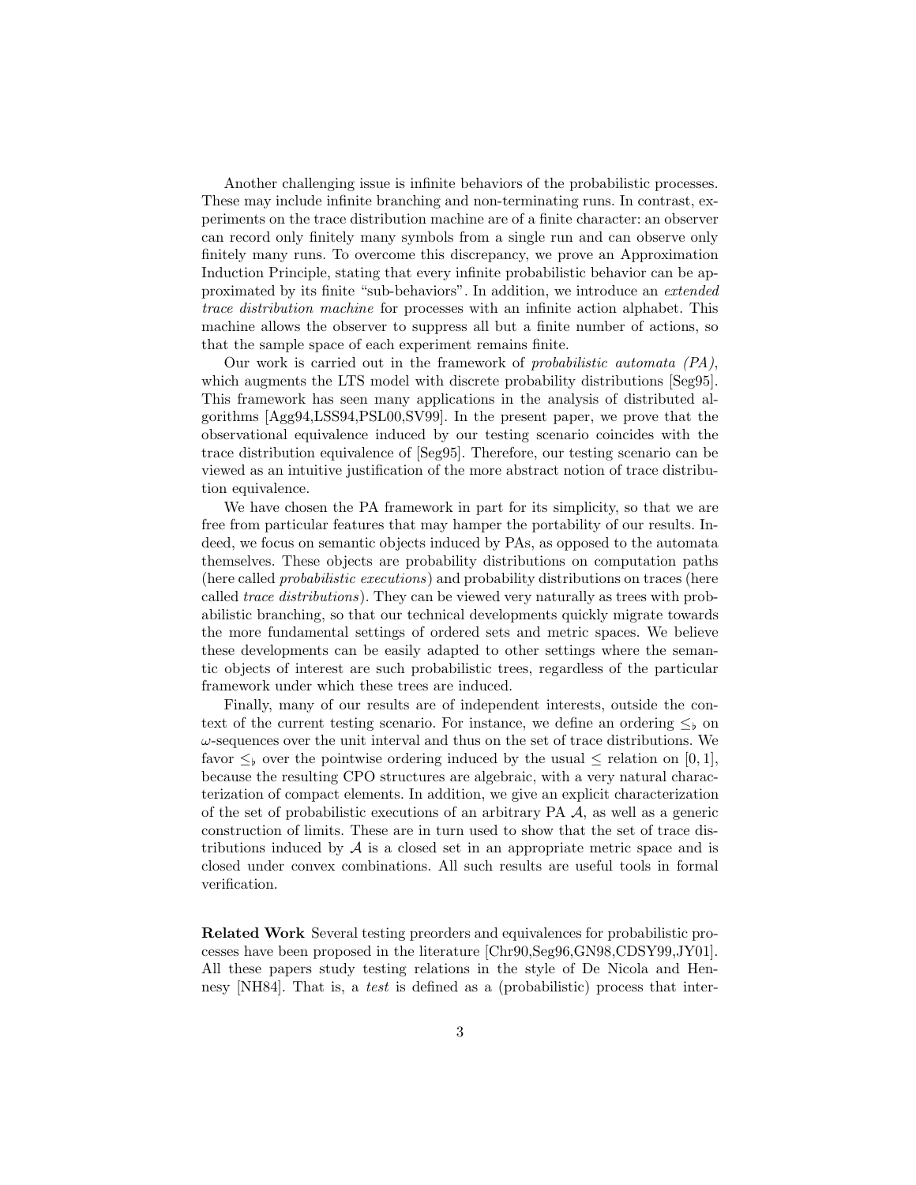Another challenging issue is infinite behaviors of the probabilistic processes. These may include infinite branching and non-terminating runs. In contrast, experiments on the trace distribution machine are of a finite character: an observer can record only finitely many symbols from a single run and can observe only finitely many runs. To overcome this discrepancy, we prove an Approximation Induction Principle, stating that every infinite probabilistic behavior can be approximated by its finite "sub-behaviors". In addition, we introduce an *extended trace distribution machine* for processes with an infinite action alphabet. This machine allows the observer to suppress all but a finite number of actions, so that the sample space of each experiment remains finite.

Our work is carried out in the framework of *probabilistic automata (PA)*, which augments the LTS model with discrete probability distributions [Seg95]. This framework has seen many applications in the analysis of distributed algorithms [Agg94,LSS94,PSL00,SV99]. In the present paper, we prove that the observational equivalence induced by our testing scenario coincides with the trace distribution equivalence of [Seg95]. Therefore, our testing scenario can be viewed as an intuitive justification of the more abstract notion of trace distribution equivalence.

We have chosen the PA framework in part for its simplicity, so that we are free from particular features that may hamper the portability of our results. Indeed, we focus on semantic objects induced by PAs, as opposed to the automata themselves. These objects are probability distributions on computation paths (here called *probabilistic executions*) and probability distributions on traces (here called *trace distributions*). They can be viewed very naturally as trees with probabilistic branching, so that our technical developments quickly migrate towards the more fundamental settings of ordered sets and metric spaces. We believe these developments can be easily adapted to other settings where the semantic objects of interest are such probabilistic trees, regardless of the particular framework under which these trees are induced.

Finally, many of our results are of independent interests, outside the context of the current testing scenario. For instance, we define an ordering $\leq_\flat$ on $\omega$-sequences over the unit interval and thus on the set of trace distributions. We favor $\leq_\flat$ over the pointwise ordering induced by the usual $\leq$ relation on $[0,1]$, because the resulting CPO structures are algebraic, with a very natural characterization of compact elements. In addition, we give an explicit characterization of the set of probabilistic executions of an arbitrary PA $\mathcal{A}$, as well as a generic construction of limits. These are in turn used to show that the set of trace distributions induced by $\mathcal{A}$ is a closed set in an appropriate metric space and is closed under convex combinations. All such results are useful tools in formal verification.

**Related Work** Several testing preorders and equivalences for probabilistic processes have been proposed in the literature [Chr90,Seg96,GN98,CDSY99,JY01]. All these papers study testing relations in the style of De Nicola and Hennesy [NH84]. That is, a *test* is defined as a (probabilistic) process that inter-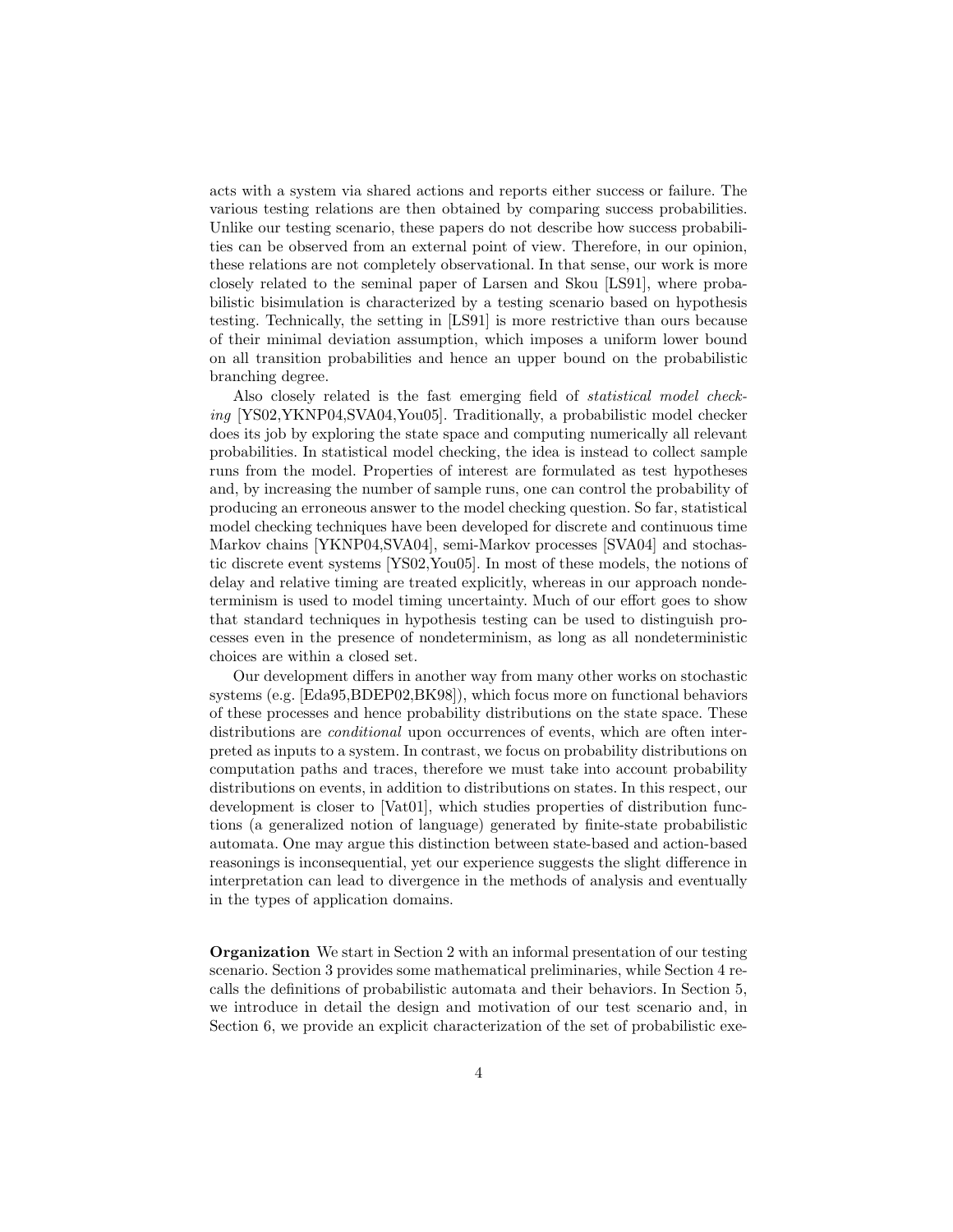acts with a system via shared actions and reports either success or failure. The various testing relations are then obtained by comparing success probabilities. Unlike our testing scenario, these papers do not describe how success probabilities can be observed from an external point of view. Therefore, in our opinion, these relations are not completely observational. In that sense, our work is more closely related to the seminal paper of Larsen and Skou [LS91], where probabilistic bisimulation is characterized by a testing scenario based on hypothesis testing. Technically, the setting in [LS91] is more restrictive than ours because of their minimal deviation assumption, which imposes a uniform lower bound on all transition probabilities and hence an upper bound on the probabilistic branching degree.

Also closely related is the fast emerging field of *statistical model checking* [YS02,YKNP04,SVA04,You05]. Traditionally, a probabilistic model checker does its job by exploring the state space and computing numerically all relevant probabilities. In statistical model checking, the idea is instead to collect sample runs from the model. Properties of interest are formulated as test hypotheses and, by increasing the number of sample runs, one can control the probability of producing an erroneous answer to the model checking question. So far, statistical model checking techniques have been developed for discrete and continuous time Markov chains [YKNP04,SVA04], semi-Markov processes [SVA04] and stochastic discrete event systems [YS02,You05]. In most of these models, the notions of delay and relative timing are treated explicitly, whereas in our approach nondeterminism is used to model timing uncertainty. Much of our effort goes to show that standard techniques in hypothesis testing can be used to distinguish processes even in the presence of nondeterminism, as long as all nondeterministic choices are within a closed set.

Our development differs in another way from many other works on stochastic systems (e.g. [Eda95,BDEP02,BK98]), which focus more on functional behaviors of these processes and hence probability distributions on the state space. These distributions are *conditional* upon occurrences of events, which are often interpreted as inputs to a system. In contrast, we focus on probability distributions on computation paths and traces, therefore we must take into account probability distributions on events, in addition to distributions on states. In this respect, our development is closer to [Vat01], which studies properties of distribution functions (a generalized notion of language) generated by finite-state probabilistic automata. One may argue this distinction between state-based and action-based reasonings is inconsequential, yet our experience suggests the slight difference in interpretation can lead to divergence in the methods of analysis and eventually in the types of application domains.

**Organization** We start in Section 2 with an informal presentation of our testing scenario. Section 3 provides some mathematical preliminaries, while Section 4 recalls the definitions of probabilistic automata and their behaviors. In Section 5, we introduce in detail the design and motivation of our test scenario and, in Section 6, we provide an explicit characterization of the set of probabilistic exe-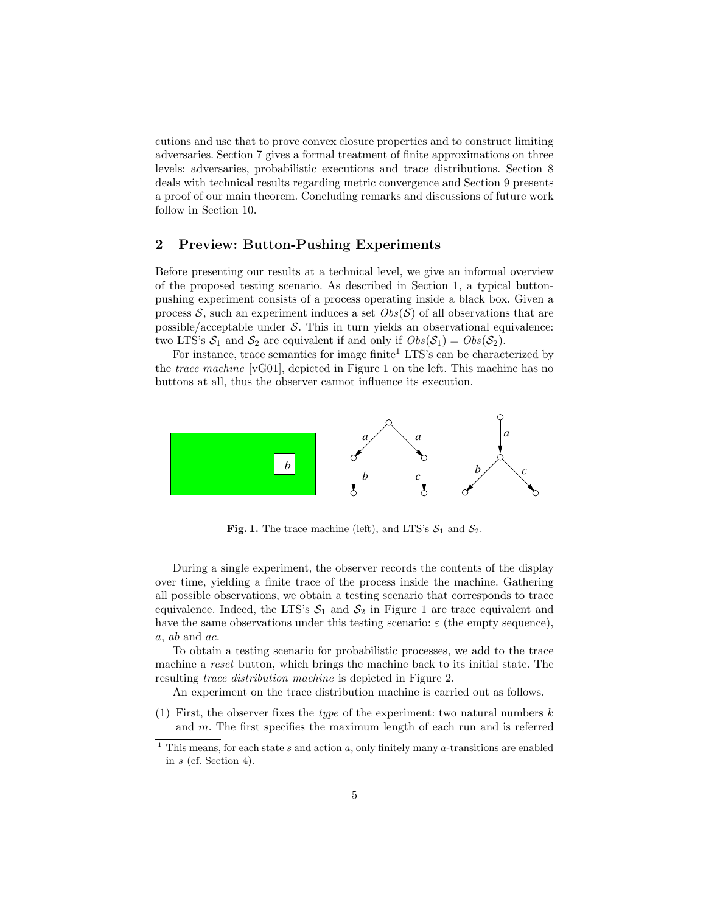cutions and use that to prove convex closure properties and to construct limiting adversaries. Section 7 gives a formal treatment of finite approximations on three levels: adversaries, probabilistic executions and trace distributions. Section 8 deals with technical results regarding metric convergence and Section 9 presents a proof of our main theorem. Concluding remarks and discussions of future work follow in Section 10.

## 2 Preview: Button-Pushing Experiments

Before presenting our results at a technical level, we give an informal overview of the proposed testing scenario. As described in Section 1, a typical button-pushing experiment consists of a process operating inside a black box. Given a process $\mathcal{S}$, such an experiment induces a set $Obs(\mathcal{S})$ of all observations that are possible/acceptable under $\mathcal{S}$. This in turn yields an observational equivalence: two LTS's $\mathcal{S}_1$ and $\mathcal{S}_2$ are equivalent if and only if $Obs(\mathcal{S}_1) = Obs(\mathcal{S}_2)$.

For instance, trace semantics for image finite[1] LTS's can be characterized by the *trace machine* [vG01], depicted in Figure 1 on the left. This machine has no buttons at all, thus the observer cannot influence its execution.

b

a a b c

a b c

**Fig. 1.** The trace machine (left), and LTS's $\mathcal{S}_1$ and $\mathcal{S}_2$.

During a single experiment, the observer records the contents of the display over time, yielding a finite trace of the process inside the machine. Gathering all possible observations, we obtain a testing scenario that corresponds to trace equivalence. Indeed, the LTS's $\mathcal{S}_1$ and $\mathcal{S}_2$ in Figure 1 are trace equivalent and have the same observations under this testing scenario: $\varepsilon$ (the empty sequence), $a$, $ab$ and $ac$.

To obtain a testing scenario for probabilistic processes, we add to the trace machine a *reset* button, which brings the machine back to its initial state. The resulting *trace distribution machine* is depicted in Figure 2.

An experiment on the trace distribution machine is carried out as follows.

(1) First, the observer fixes the *type* of the experiment: two natural numbers $k$ and $m$. The first specifies the maximum length of each run and is referred

[1] This means, for each state $s$ and action $a$, only finitely many $a$-transitions are enabled in $s$ (cf. Section 4).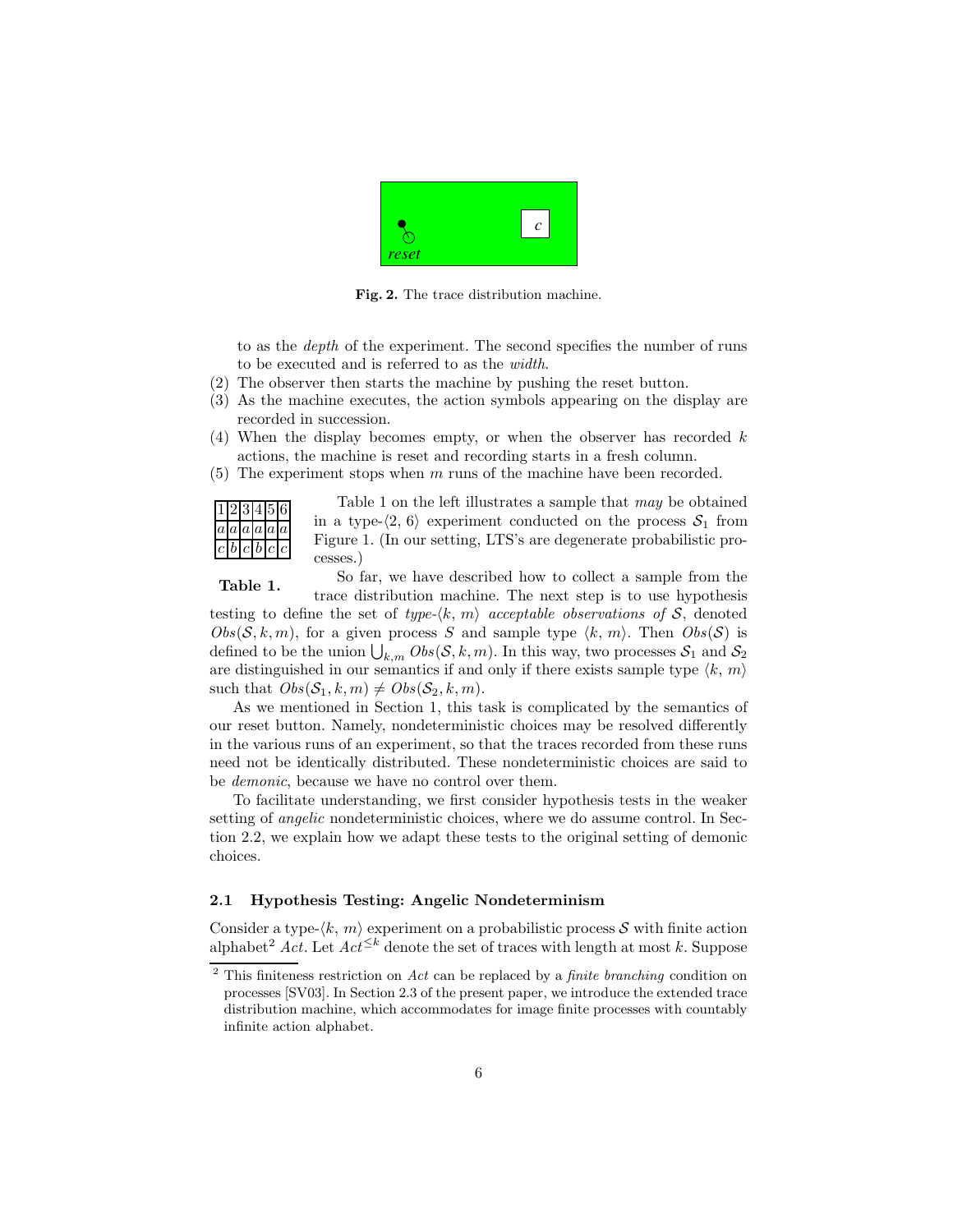c

reset

**Fig. 2.** The trace distribution machine.

to as the *depth* of the experiment. The second specifies the number of runs to be executed and is referred to as the *width*.

(2) The observer then starts the machine by pushing the reset button.
(3) As the machine executes, the action symbols appearing on the display are recorded in succession.
(4) When the display becomes empty, or when the observer has recorded $k$ actions, the machine is reset and recording starts in a fresh column.
(5) The experiment stops when $m$ runs of the machine have been recorded.

| 1 | 2 | 3 | 4 | 5 | 6 |
|---|---|---|---|---|---|
| $a$ | $a$ | $a$ | $a$ | $a$ | $a$ |
| $c$ | $b$ | $c$ | $b$ | $c$ | $c$ |

**Table 1.**

Table 1 on the left illustrates a sample that *may* be obtained in a type-$\langle 2,\, 6\rangle$ experiment conducted on the process $\mathcal{S}_1$ from Figure 1. (In our setting, LTS's are degenerate probabilistic processes.)

So far, we have described how to collect a sample from the trace distribution machine. The next step is to use hypothesis testing to define the set of *type-*$\langle k,\, m\rangle$ *acceptable observations of* $\mathcal{S}$, denoted $Obs(\mathcal{S}, k, m)$, for a given process $S$ and sample type $\langle k,\, m\rangle$. Then $Obs(\mathcal{S})$ is defined to be the union $\bigcup_{k,m} Obs(\mathcal{S}, k, m)$. In this way, two processes $\mathcal{S}_1$ and $\mathcal{S}_2$ are distinguished in our semantics if and only if there exists sample type $\langle k,\, m\rangle$ such that $Obs(\mathcal{S}_1, k, m) \neq Obs(\mathcal{S}_2, k, m)$.

As we mentioned in Section 1, this task is complicated by the semantics of our reset button. Namely, nondeterministic choices may be resolved differently in the various runs of an experiment, so that the traces recorded from these runs need not be identically distributed. These nondeterministic choices are said to be *demonic*, because we have no control over them.

To facilitate understanding, we first consider hypothesis tests in the weaker setting of *angelic* nondeterministic choices, where we do assume control. In Section 2.2, we explain how we adapt these tests to the original setting of demonic choices.

### 2.1 Hypothesis Testing: Angelic Nondeterminism

Consider a type-$\langle k,\, m\rangle$ experiment on a probabilistic process $\mathcal{S}$ with finite action alphabet[2] $Act$. Let $Act^{\leq k}$ denote the set of traces with length at most $k$. Suppose

[2] This finiteness restriction on $Act$ can be replaced by a *finite branching* condition on processes [SV03]. In Section 2.3 of the present paper, we introduce the extended trace distribution machine, which accommodates for image finite processes with countably infinite action alphabet.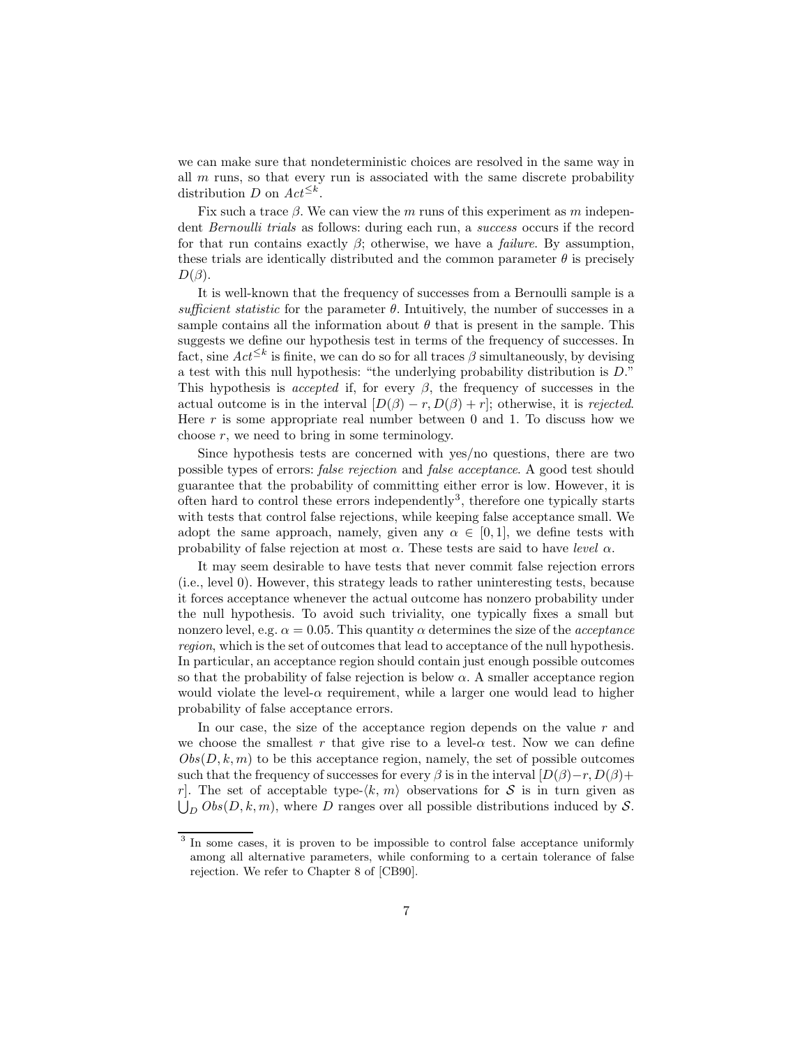we can make sure that nondeterministic choices are resolved in the same way in all $m$ runs, so that every run is associated with the same discrete probability distribution $D$ on $Act^{\leq k}$.

Fix such a trace $\beta$. We can view the $m$ runs of this experiment as $m$ independent *Bernoulli trials* as follows: during each run, a *success* occurs if the record for that run contains exactly $\beta$; otherwise, we have a *failure*. By assumption, these trials are identically distributed and the common parameter $\theta$ is precisely $D(\beta)$.

It is well-known that the frequency of successes from a Bernoulli sample is a *sufficient statistic* for the parameter $\theta$. Intuitively, the number of successes in a sample contains all the information about $\theta$ that is present in the sample. This suggests we define our hypothesis test in terms of the frequency of successes. In fact, sine $Act^{\leq k}$ is finite, we can do so for all traces $\beta$ simultaneously, by devising a test with this null hypothesis: "the underlying probability distribution is $D$." This hypothesis is *accepted* if, for every $\beta$, the frequency of successes in the actual outcome is in the interval $[D(\beta) - r, D(\beta) + r]$; otherwise, it is *rejected*. Here $r$ is some appropriate real number between 0 and 1. To discuss how we choose $r$, we need to bring in some terminology.

Since hypothesis tests are concerned with yes/no questions, there are two possible types of errors: *false rejection* and *false acceptance*. A good test should guarantee that the probability of committing either error is low. However, it is often hard to control these errors independently[3], therefore one typically starts with tests that control false rejections, while keeping false acceptance small. We adopt the same approach, namely, given any $\alpha \in [0, 1]$, we define tests with probability of false rejection at most $\alpha$. These tests are said to have *level* $\alpha$.

It may seem desirable to have tests that never commit false rejection errors (i.e., level 0). However, this strategy leads to rather uninteresting tests, because it forces acceptance whenever the actual outcome has nonzero probability under the null hypothesis. To avoid such triviality, one typically fixes a small but nonzero level, e.g. $\alpha = 0.05$. This quantity $\alpha$ determines the size of the *acceptance region*, which is the set of outcomes that lead to acceptance of the null hypothesis. In particular, an acceptance region should contain just enough possible outcomes so that the probability of false rejection is below $\alpha$. A smaller acceptance region would violate the level-$\alpha$ requirement, while a larger one would lead to higher probability of false acceptance errors.

In our case, the size of the acceptance region depends on the value $r$ and we choose the smallest $r$ that give rise to a level-$\alpha$ test. Now we can define $Obs(D, k, m)$ to be this acceptance region, namely, the set of possible outcomes such that the frequency of successes for every $\beta$ is in the interval $[D(\beta)-r, D(\beta)+r]$. The set of acceptable type-$\langle k, m\rangle$ observations for $\mathcal{S}$ is in turn given as $\bigcup_D Obs(D, k, m)$, where $D$ ranges over all possible distributions induced by $\mathcal{S}$.

[3] In some cases, it is proven to be impossible to control false acceptance uniformly among all alternative parameters, while conforming to a certain tolerance of false rejection. We refer to Chapter 8 of [CB90].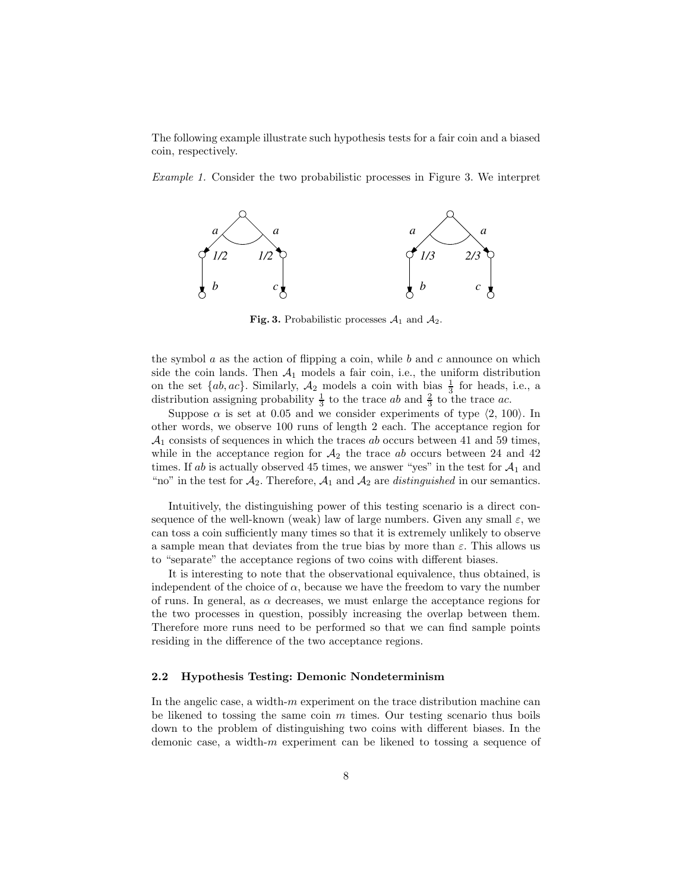The following example illustrate such hypothesis tests for a fair coin and a biased coin, respectively.

*Example 1.* Consider the two probabilistic processes in Figure 3. We interpret

a
a
1/2
1/2
b
c

a
a
1/3
2/3
b
c

**Fig. 3.** Probabilistic processes $\mathcal{A}_1$ and $\mathcal{A}_2$.

the symbol $a$ as the action of flipping a coin, while $b$ and $c$ announce on which side the coin lands. Then $\mathcal{A}_1$ models a fair coin, i.e., the uniform distribution on the set $\{ab, ac\}$. Similarly, $\mathcal{A}_2$ models a coin with bias $\frac{1}{3}$ for heads, i.e., a distribution assigning probability $\frac{1}{3}$ to the trace $ab$ and $\frac{2}{3}$ to the trace $ac$.

Suppose $\alpha$ is set at 0.05 and we consider experiments of type $\langle 2, 100\rangle$. In other words, we observe 100 runs of length 2 each. The acceptance region for $\mathcal{A}_1$ consists of sequences in which the traces $ab$ occurs between 41 and 59 times, while in the acceptance region for $\mathcal{A}_2$ the trace $ab$ occurs between 24 and 42 times. If $ab$ is actually observed 45 times, we answer "yes" in the test for $\mathcal{A}_1$ and "no" in the test for $\mathcal{A}_2$. Therefore, $\mathcal{A}_1$ and $\mathcal{A}_2$ are *distinguished* in our semantics.

Intuitively, the distinguishing power of this testing scenario is a direct consequence of the well-known (weak) law of large numbers. Given any small $\varepsilon$, we can toss a coin sufficiently many times so that it is extremely unlikely to observe a sample mean that deviates from the true bias by more than $\varepsilon$. This allows us to "separate" the acceptance regions of two coins with different biases.

It is interesting to note that the observational equivalence, thus obtained, is independent of the choice of $\alpha$, because we have the freedom to vary the number of runs. In general, as $\alpha$ decreases, we must enlarge the acceptance regions for the two processes in question, possibly increasing the overlap between them. Therefore more runs need to be performed so that we can find sample points residing in the difference of the two acceptance regions.

### 2.2 Hypothesis Testing: Demonic Nondeterminism

In the angelic case, a width-$m$ experiment on the trace distribution machine can be likened to tossing the same coin $m$ times. Our testing scenario thus boils down to the problem of distinguishing two coins with different biases. In the demonic case, a width-$m$ experiment can be likened to tossing a sequence of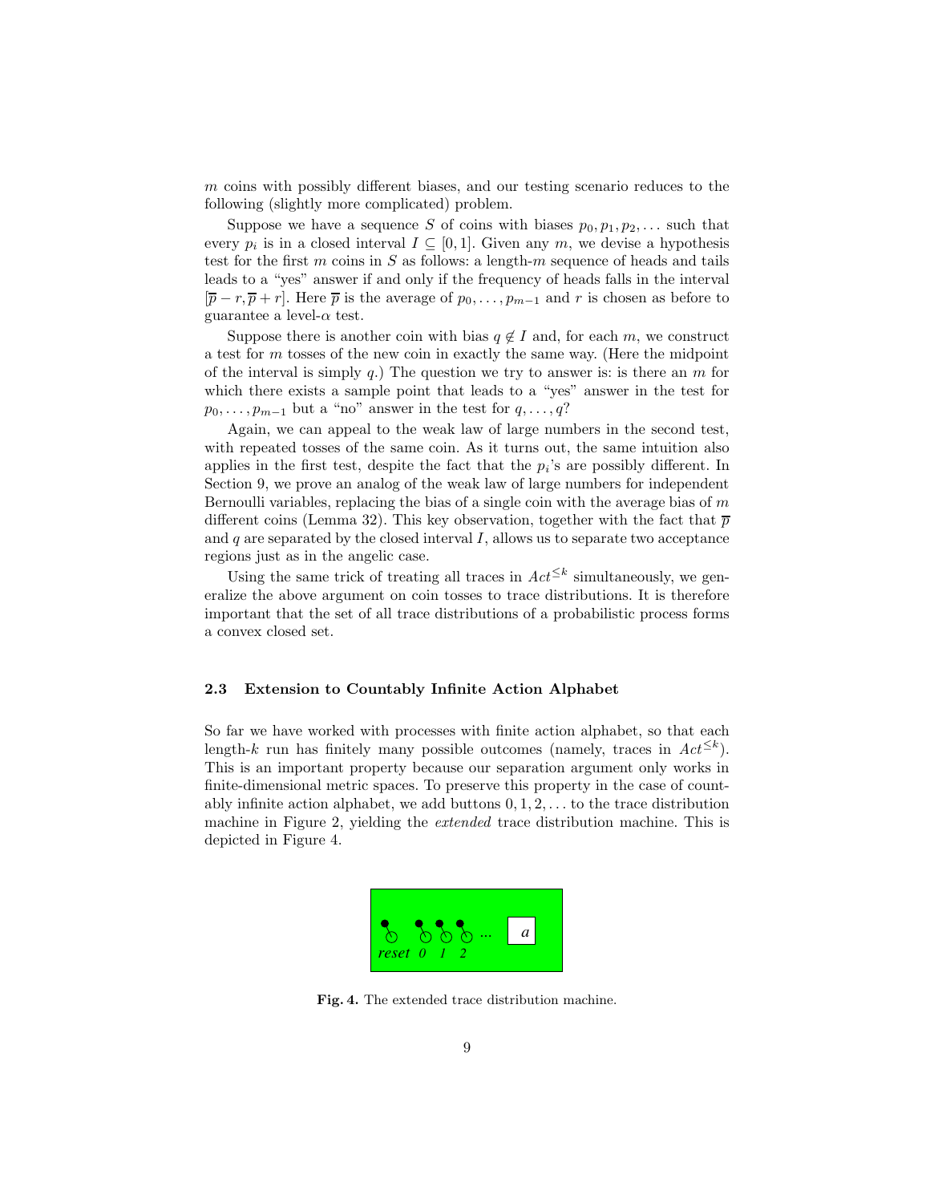$m$ coins with possibly different biases, and our testing scenario reduces to the following (slightly more complicated) problem.

Suppose we have a sequence $S$ of coins with biases $p_0, p_1, p_2, \ldots$ such that every $p_i$ is in a closed interval $I \subseteq [0, 1]$. Given any $m$, we devise a hypothesis test for the first $m$ coins in $S$ as follows: a length-$m$ sequence of heads and tails leads to a "yes" answer if and only if the frequency of heads falls in the interval $[\overline{p} - r, \overline{p} + r]$. Here $\overline{p}$ is the average of $p_0, \ldots, p_{m-1}$ and $r$ is chosen as before to guarantee a level-$\alpha$ test.

Suppose there is another coin with bias $q \notin I$ and, for each $m$, we construct a test for $m$ tosses of the new coin in exactly the same way. (Here the midpoint of the interval is simply $q$.) The question we try to answer is: is there an $m$ for which there exists a sample point that leads to a "yes" answer in the test for $p_0, \ldots, p_{m-1}$ but a "no" answer in the test for $q, \ldots, q$?

Again, we can appeal to the weak law of large numbers in the second test, with repeated tosses of the same coin. As it turns out, the same intuition also applies in the first test, despite the fact that the $p_i$'s are possibly different. In Section 9, we prove an analog of the weak law of large numbers for independent Bernoulli variables, replacing the bias of a single coin with the average bias of $m$ different coins (Lemma 32). This key observation, together with the fact that $\overline{p}$ and $q$ are separated by the closed interval $I$, allows us to separate two acceptance regions just as in the angelic case.

Using the same trick of treating all traces in $Act^{\leq k}$ simultaneously, we generalize the above argument on coin tosses to trace distributions. It is therefore important that the set of all trace distributions of a probabilistic process forms a convex closed set.

### 2.3 Extension to Countably Infinite Action Alphabet

So far we have worked with processes with finite action alphabet, so that each length-$k$ run has finitely many possible outcomes (namely, traces in $Act^{\leq k}$). This is an important property because our separation argument only works in finite-dimensional metric spaces. To preserve this property in the case of countably infinite action alphabet, we add buttons $0, 1, 2, \ldots$ to the trace distribution machine in Figure 2, yielding the *extended* trace distribution machine. This is depicted in Figure 4.

**Fig. 4.** The extended trace distribution machine.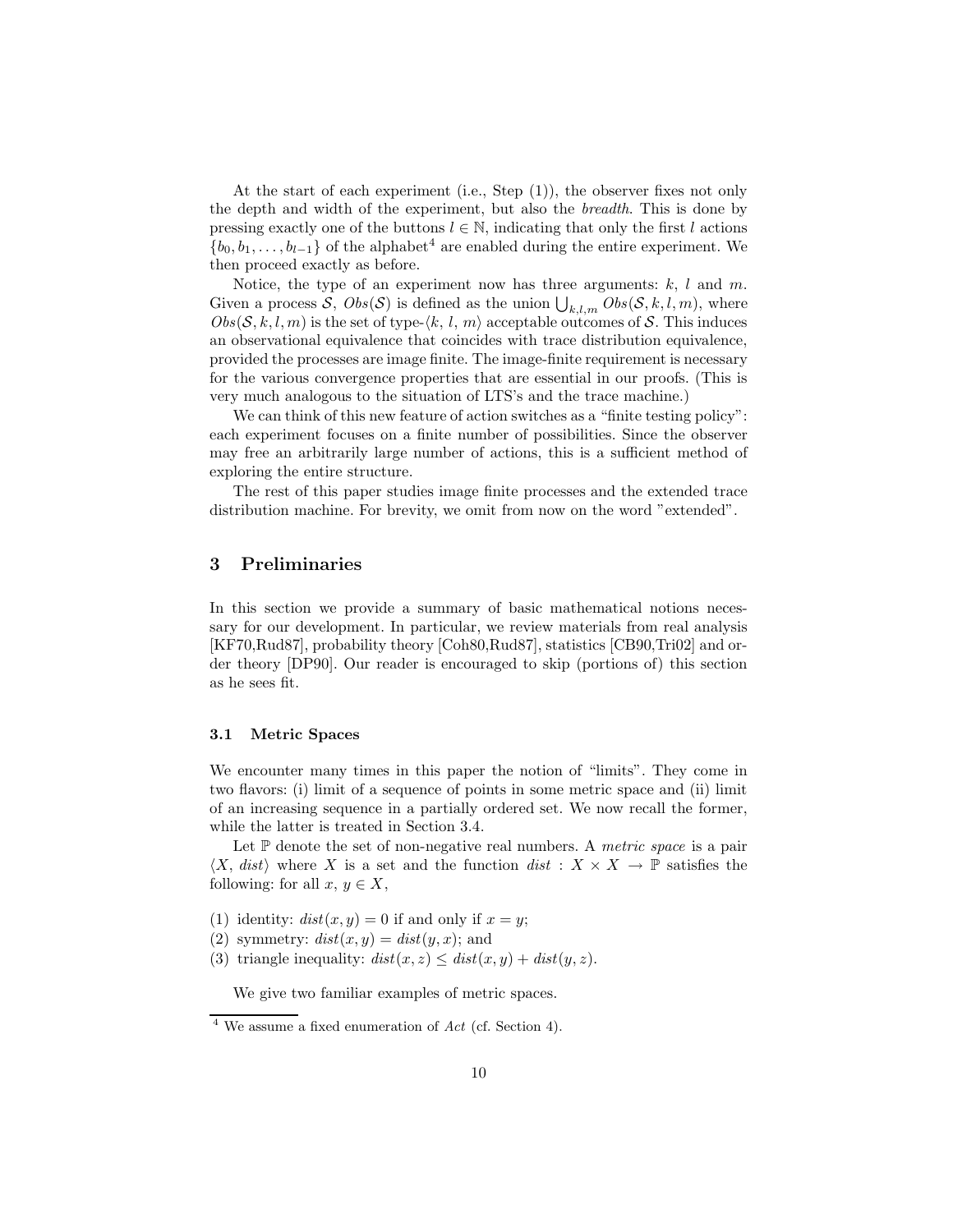At the start of each experiment (i.e., Step (1)), the observer fixes not only the depth and width of the experiment, but also the *breadth*. This is done by pressing exactly one of the buttons $l \in \mathbb{N}$, indicating that only the first $l$ actions $\{b_0, b_1, \ldots, b_{l-1}\}$ of the alphabet[4] are enabled during the entire experiment. We then proceed exactly as before.

Notice, the type of an experiment now has three arguments: $k$, $l$ and $m$. Given a process $\mathcal{S}$, $Obs(\mathcal{S})$ is defined as the union $\bigcup_{k,l,m} Obs(\mathcal{S}, k, l, m)$, where $Obs(\mathcal{S}, k, l, m)$ is the set of type-$\langle k,\, l,\, m\rangle$ acceptable outcomes of $\mathcal{S}$. This induces an observational equivalence that coincides with trace distribution equivalence, provided the processes are image finite. The image-finite requirement is necessary for the various convergence properties that are essential in our proofs. (This is very much analogous to the situation of LTS's and the trace machine.)

We can think of this new feature of action switches as a "finite testing policy": each experiment focuses on a finite number of possibilities. Since the observer may free an arbitrarily large number of actions, this is a sufficient method of exploring the entire structure.

The rest of this paper studies image finite processes and the extended trace distribution machine. For brevity, we omit from now on the word "extended".

## 3 Preliminaries

In this section we provide a summary of basic mathematical notions necessary for our development. In particular, we review materials from real analysis [KF70,Rud87], probability theory [Coh80,Rud87], statistics [CB90,Tri02] and order theory [DP90]. Our reader is encouraged to skip (portions of) this section as he sees fit.

### 3.1 Metric Spaces

We encounter many times in this paper the notion of "limits". They come in two flavors: (i) limit of a sequence of points in some metric space and (ii) limit of an increasing sequence in a partially ordered set. We now recall the former, while the latter is treated in Section 3.4.

Let $\mathbb{P}$ denote the set of non-negative real numbers. A *metric space* is a pair $\langle X,\, dist\rangle$ where $X$ is a set and the function $dist : X \times X \to \mathbb{P}$ satisfies the following: for all $x,\, y \in X$,

(1) identity: $dist(x, y) = 0$ if and only if $x = y$;
(2) symmetry: $dist(x, y) = dist(y, x)$; and
(3) triangle inequality: $dist(x, z) \leq dist(x, y) + dist(y, z)$.

We give two familiar examples of metric spaces.

[4] We assume a fixed enumeration of *Act* (cf. Section 4).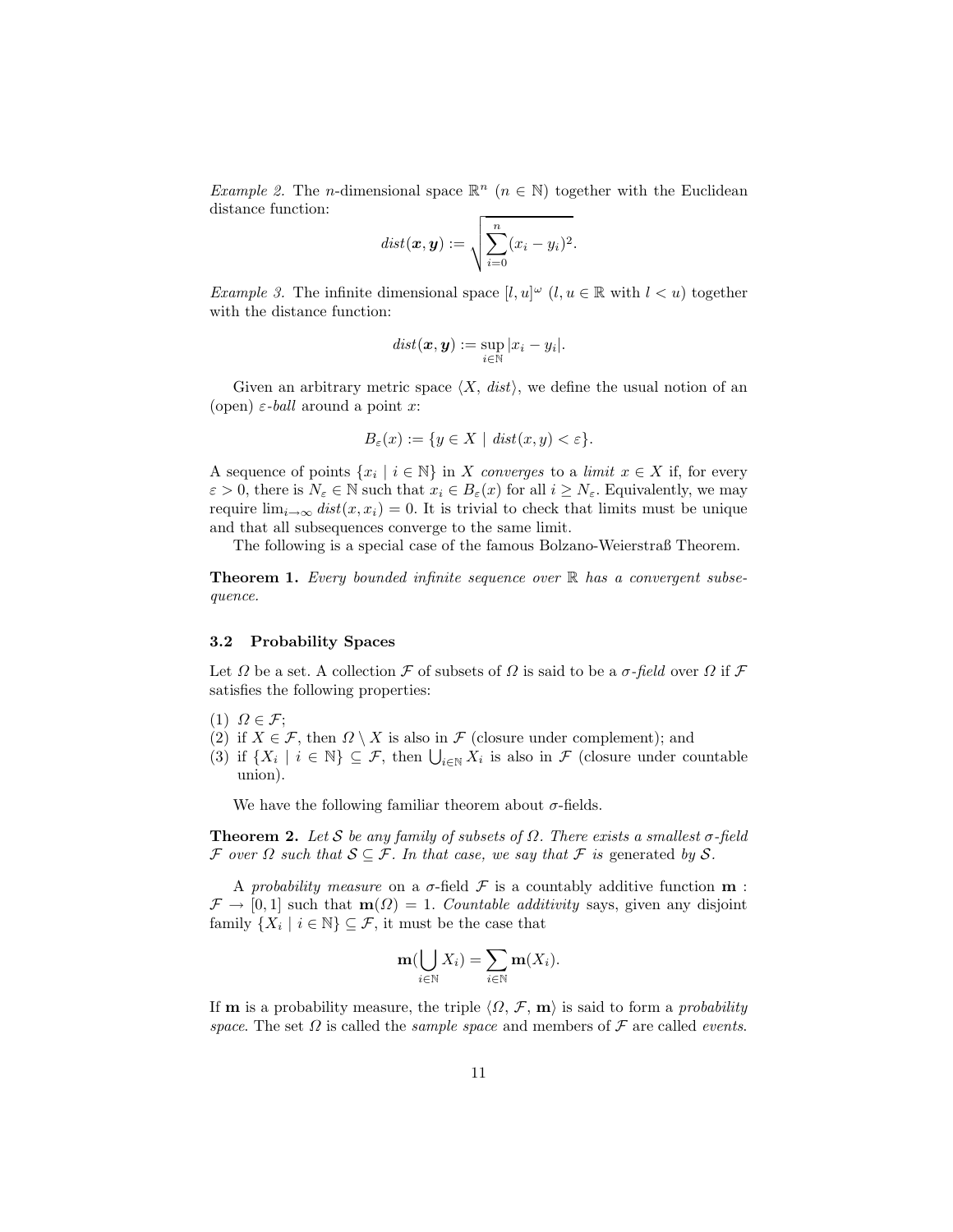*Example 2.* The $n$-dimensional space $\mathbb{R}^n$ ($n \in \mathbb{N}$) together with the Euclidean distance function:

$$dist(\boldsymbol{x}, \boldsymbol{y}) := \sqrt{\sum_{i=0}^{n} (x_i - y_i)^2}.$$

*Example 3.* The infinite dimensional space $[l, u]^\omega$ ($l, u \in \mathbb{R}$ with $l < u$) together with the distance function:

$$dist(\boldsymbol{x}, \boldsymbol{y}) := \sup_{i \in \mathbb{N}} |x_i - y_i|.$$

Given an arbitrary metric space $\langle X, \, dist \rangle$, we define the usual notion of an (open) *$\varepsilon$-ball* around a point $x$:

$$B_\varepsilon(x) := \{y \in X \mid dist(x, y) < \varepsilon\}.$$

A sequence of points $\{x_i \mid i \in \mathbb{N}\}$ in $X$ *converges* to a *limit* $x \in X$ if, for every $\varepsilon > 0$, there is $N_\varepsilon \in \mathbb{N}$ such that $x_i \in B_\varepsilon(x)$ for all $i \geq N_\varepsilon$. Equivalently, we may require $\lim_{i \to \infty} dist(x, x_i) = 0$. It is trivial to check that limits must be unique and that all subsequences converge to the same limit.

The following is a special case of the famous Bolzano-Weierstraß Theorem.

**Theorem 1.** *Every bounded infinite sequence over $\mathbb{R}$ has a convergent subsequence.*

### 3.2 Probability Spaces

Let $\Omega$ be a set. A collection $\mathcal{F}$ of subsets of $\Omega$ is said to be a *$\sigma$-field* over $\Omega$ if $\mathcal{F}$ satisfies the following properties:

(1) $\Omega \in \mathcal{F}$;
(2) if $X \in \mathcal{F}$, then $\Omega \setminus X$ is also in $\mathcal{F}$ (closure under complement); and
(3) if $\{X_i \mid i \in \mathbb{N}\} \subseteq \mathcal{F}$, then $\bigcup_{i \in \mathbb{N}} X_i$ is also in $\mathcal{F}$ (closure under countable union).

We have the following familiar theorem about $\sigma$-fields.

**Theorem 2.** *Let $\mathcal{S}$ be any family of subsets of $\Omega$. There exists a smallest $\sigma$-field $\mathcal{F}$ over $\Omega$ such that $\mathcal{S} \subseteq \mathcal{F}$. In that case, we say that $\mathcal{F}$ is* generated *by $\mathcal{S}$.*

A *probability measure* on a $\sigma$-field $\mathcal{F}$ is a countably additive function $\mathbf{m} : \mathcal{F} \to [0, 1]$ such that $\mathbf{m}(\Omega) = 1$. *Countable additivity* says, given any disjoint family $\{X_i \mid i \in \mathbb{N}\} \subseteq \mathcal{F}$, it must be the case that

$$\mathbf{m}(\bigcup_{i \in \mathbb{N}} X_i) = \sum_{i \in \mathbb{N}} \mathbf{m}(X_i).$$

If $\mathbf{m}$ is a probability measure, the triple $\langle \Omega, \, \mathcal{F}, \, \mathbf{m} \rangle$ is said to form a *probability space*. The set $\Omega$ is called the *sample space* and members of $\mathcal{F}$ are called *events*.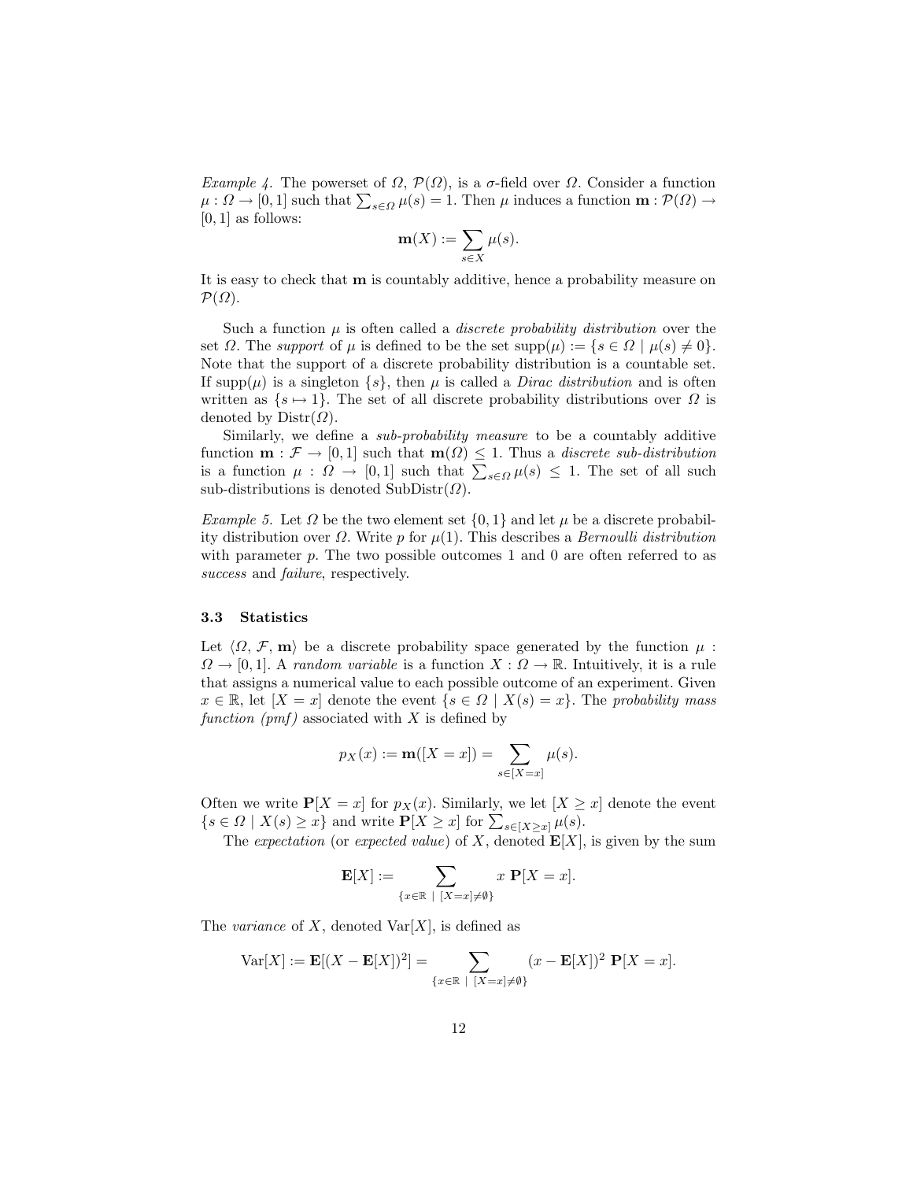*Example 4.* The powerset of $\Omega$, $\mathcal{P}(\Omega)$, is a $\sigma$-field over $\Omega$. Consider a function $\mu : \Omega \to [0,1]$ such that $\sum_{s\in\Omega} \mu(s) = 1$. Then $\mu$ induces a function $\mathbf{m} : \mathcal{P}(\Omega) \to [0,1]$ as follows:

$$\mathbf{m}(X) := \sum_{s\in X} \mu(s).$$

It is easy to check that $\mathbf{m}$ is countably additive, hence a probability measure on $\mathcal{P}(\Omega)$.

Such a function $\mu$ is often called a *discrete probability distribution* over the set $\Omega$. The *support* of $\mu$ is defined to be the set $\mathrm{supp}(\mu) := \{s \in \Omega \mid \mu(s) \neq 0\}$. Note that the support of a discrete probability distribution is a countable set. If $\mathrm{supp}(\mu)$ is a singleton $\{s\}$, then $\mu$ is called a *Dirac distribution* and is often written as $\{s \mapsto 1\}$. The set of all discrete probability distributions over $\Omega$ is denoted by $\mathrm{Distr}(\Omega)$.

Similarly, we define a *sub-probability measure* to be a countably additive function $\mathbf{m} : \mathcal{F} \to [0,1]$ such that $\mathbf{m}(\Omega) \leq 1$. Thus a *discrete sub-distribution* is a function $\mu : \Omega \to [0,1]$ such that $\sum_{s\in\Omega} \mu(s) \leq 1$. The set of all such sub-distributions is denoted $\mathrm{SubDistr}(\Omega)$.

*Example 5.* Let $\Omega$ be the two element set $\{0,1\}$ and let $\mu$ be a discrete probability distribution over $\Omega$. Write $p$ for $\mu(1)$. This describes a *Bernoulli distribution* with parameter $p$. The two possible outcomes 1 and 0 are often referred to as *success* and *failure*, respectively.

### 3.3 Statistics

Let $\langle\Omega, \mathcal{F}, \mathbf{m}\rangle$ be a discrete probability space generated by the function $\mu : \Omega \to [0,1]$. A *random variable* is a function $X : \Omega \to \mathbb{R}$. Intuitively, it is a rule that assigns a numerical value to each possible outcome of an experiment. Given $x \in \mathbb{R}$, let $[X = x]$ denote the event $\{s \in \Omega \mid X(s) = x\}$. The *probability mass function (pmf)* associated with $X$ is defined by

$$p_X(x) := \mathbf{m}([X = x]) = \sum_{s\in[X=x]} \mu(s).$$

Often we write $\mathbf{P}[X = x]$ for $p_X(x)$. Similarly, we let $[X \geq x]$ denote the event $\{s \in \Omega \mid X(s) \geq x\}$ and write $\mathbf{P}[X \geq x]$ for $\sum_{s\in[X\geq x]} \mu(s)$.

The *expectation* (or *expected value*) of $X$, denoted $\mathbf{E}[X]$, is given by the sum

$$\mathbf{E}[X] := \sum_{\{x\in\mathbb{R} \mid [X=x]\neq\emptyset\}} x\ \mathbf{P}[X = x].$$

The *variance* of $X$, denoted $\mathrm{Var}[X]$, is defined as

$$\mathrm{Var}[X] := \mathbf{E}[(X - \mathbf{E}[X])^2] = \sum_{\{x\in\mathbb{R} \mid [X=x]\neq\emptyset\}} (x - \mathbf{E}[X])^2\ \mathbf{P}[X = x].$$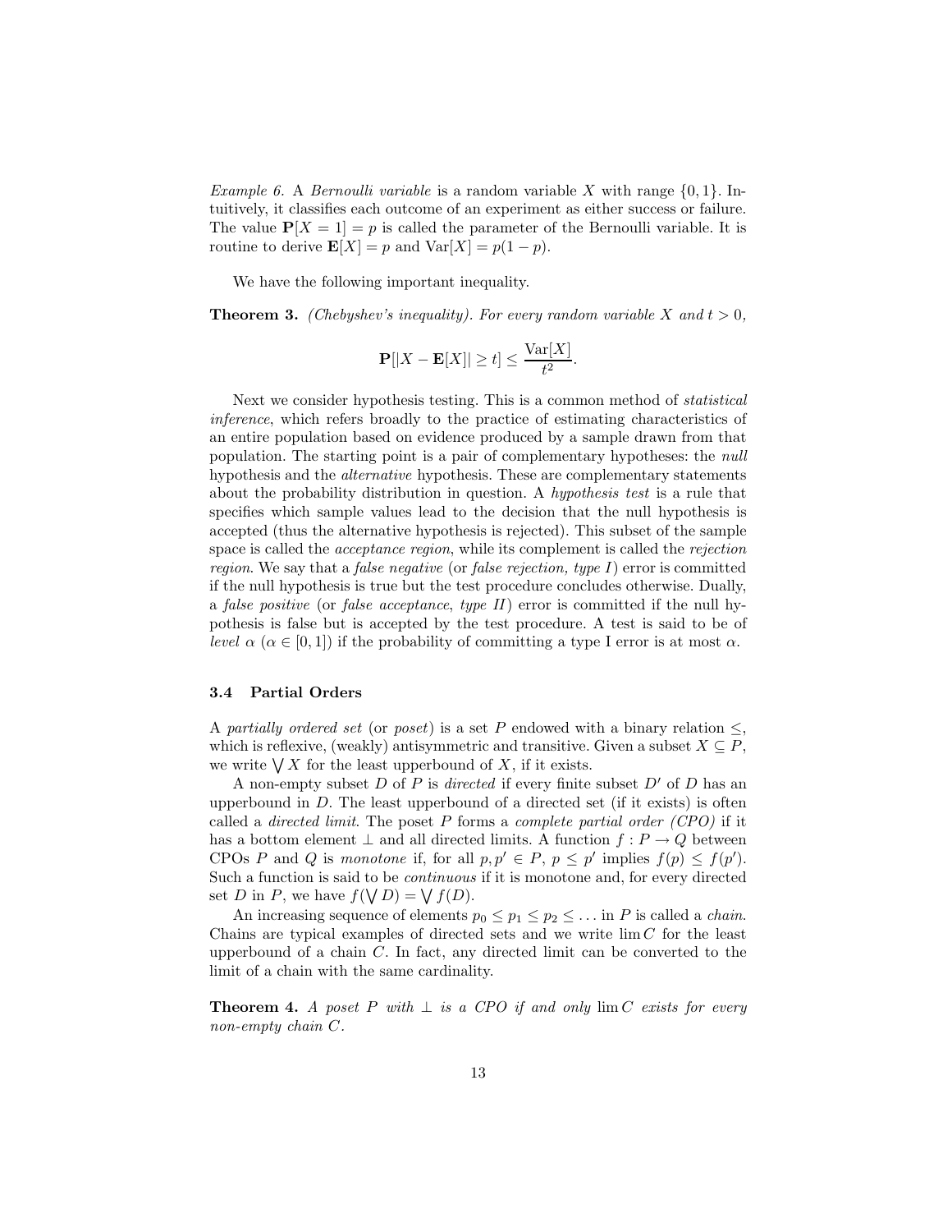*Example 6.* A *Bernoulli variable* is a random variable $X$ with range $\{0, 1\}$. Intuitively, it classifies each outcome of an experiment as either success or failure. The value $\mathbf{P}[X = 1] = p$ is called the parameter of the Bernoulli variable. It is routine to derive $\mathbf{E}[X] = p$ and $\mathrm{Var}[X] = p(1 - p)$.

We have the following important inequality.

**Theorem 3.** *(Chebyshev's inequality). For every random variable $X$ and $t > 0$,*

$$\mathbf{P}[|X - \mathbf{E}[X]| \geq t] \leq \frac{\mathrm{Var}[X]}{t^2}.$$

Next we consider hypothesis testing. This is a common method of *statistical inference*, which refers broadly to the practice of estimating characteristics of an entire population based on evidence produced by a sample drawn from that population. The starting point is a pair of complementary hypotheses: the *null* hypothesis and the *alternative* hypothesis. These are complementary statements about the probability distribution in question. A *hypothesis test* is a rule that specifies which sample values lead to the decision that the null hypothesis is accepted (thus the alternative hypothesis is rejected). This subset of the sample space is called the *acceptance region*, while its complement is called the *rejection region*. We say that a *false negative* (or *false rejection, type I*) error is committed if the null hypothesis is true but the test procedure concludes otherwise. Dually, a *false positive* (or *false acceptance, type II*) error is committed if the null hypothesis is false but is accepted by the test procedure. A test is said to be of *level* $\alpha$ ($\alpha \in [0, 1]$) if the probability of committing a type I error is at most $\alpha$.

### 3.4 Partial Orders

A *partially ordered set* (or *poset*) is a set $P$ endowed with a binary relation $\leq$, which is reflexive, (weakly) antisymmetric and transitive. Given a subset $X \subseteq P$, we write $\bigvee X$ for the least upperbound of $X$, if it exists.

A non-empty subset $D$ of $P$ is *directed* if every finite subset $D'$ of $D$ has an upperbound in $D$. The least upperbound of a directed set (if it exists) is often called a *directed limit*. The poset $P$ forms a *complete partial order (CPO)* if it has a bottom element $\bot$ and all directed limits. A function $f : P \to Q$ between CPOs $P$ and $Q$ is *monotone* if, for all $p, p' \in P$, $p \leq p'$ implies $f(p) \leq f(p')$. Such a function is said to be *continuous* if it is monotone and, for every directed set $D$ in $P$, we have $f(\bigvee D) = \bigvee f(D)$.

An increasing sequence of elements $p_0 \leq p_1 \leq p_2 \leq \ldots$ in $P$ is called a *chain*. Chains are typical examples of directed sets and we write $\lim C$ for the least upperbound of a chain $C$. In fact, any directed limit can be converted to the limit of a chain with the same cardinality.

**Theorem 4.** *A poset $P$ with $\bot$ is a CPO if and only $\lim C$ exists for every non-empty chain $C$.*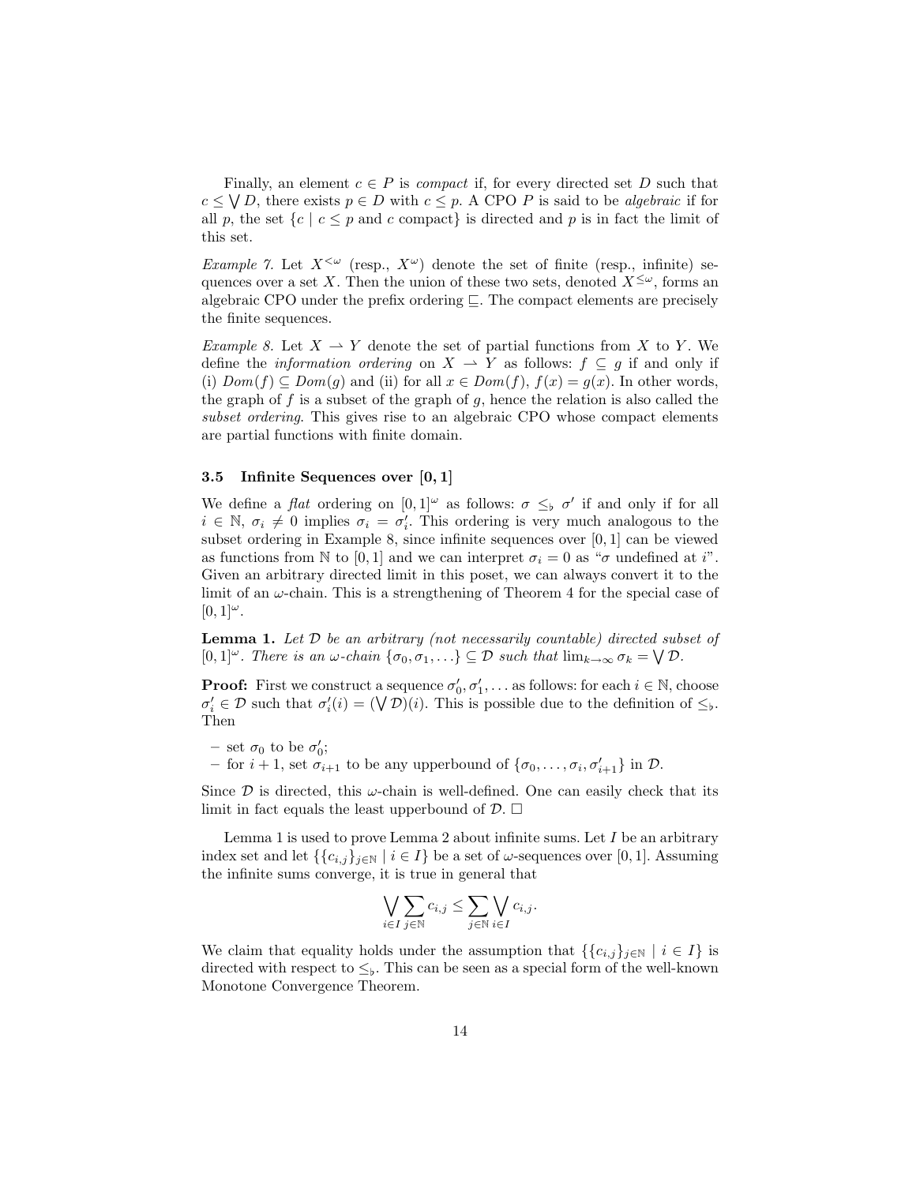Finally, an element $c \in P$ is *compact* if, for every directed set $D$ such that $c \leq \bigvee D$, there exists $p \in D$ with $c \leq p$. A CPO $P$ is said to be *algebraic* if for all $p$, the set $\{c \mid c \leq p \text{ and } c \text{ compact}\}$ is directed and $p$ is in fact the limit of this set.

*Example 7.* Let $X^{<\omega}$ (resp., $X^{\omega}$) denote the set of finite (resp., infinite) sequences over a set $X$. Then the union of these two sets, denoted $X^{\leq\omega}$, forms an algebraic CPO under the prefix ordering $\sqsubseteq$. The compact elements are precisely the finite sequences.

*Example 8.* Let $X \rightharpoonup Y$ denote the set of partial functions from $X$ to $Y$. We define the *information ordering* on $X \rightharpoonup Y$ as follows: $f \subseteq g$ if and only if (i) $Dom(f) \subseteq Dom(g)$ and (ii) for all $x \in Dom(f)$, $f(x) = g(x)$. In other words, the graph of $f$ is a subset of the graph of $g$, hence the relation is also called the *subset ordering*. This gives rise to an algebraic CPO whose compact elements are partial functions with finite domain.

### 3.5 Infinite Sequences over $[0, 1]$

We define a *flat* ordering on $[0, 1]^{\omega}$ as follows: $\sigma \leq_{\flat} \sigma'$ if and only if for all $i \in \mathbb{N}$, $\sigma_i \neq 0$ implies $\sigma_i = \sigma'_i$. This ordering is very much analogous to the subset ordering in Example 8, since infinite sequences over $[0, 1]$ can be viewed as functions from $\mathbb{N}$ to $[0, 1]$ and we can interpret $\sigma_i = 0$ as "$\sigma$ undefined at $i$". Given an arbitrary directed limit in this poset, we can always convert it to the limit of an $\omega$-chain. This is a strengthening of Theorem 4 for the special case of $[0, 1]^{\omega}$.

**Lemma 1.** *Let $\mathcal{D}$ be an arbitrary (not necessarily countable) directed subset of $[0, 1]^{\omega}$. There is an $\omega$-chain $\{\sigma_0, \sigma_1, \ldots\} \subseteq \mathcal{D}$ such that $\lim_{k\to\infty} \sigma_k = \bigvee \mathcal{D}$.*

**Proof:** First we construct a sequence $\sigma'_0, \sigma'_1, \ldots$ as follows: for each $i \in \mathbb{N}$, choose $\sigma'_i \in \mathcal{D}$ such that $\sigma'_i(i) = (\bigvee \mathcal{D})(i)$. This is possible due to the definition of $\leq_{\flat}$. Then

- set $\sigma_0$ to be $\sigma'_0$;
- for $i + 1$, set $\sigma_{i+1}$ to be any upperbound of $\{\sigma_0, \ldots, \sigma_i, \sigma'_{i+1}\}$ in $\mathcal{D}$.

Since $\mathcal{D}$ is directed, this $\omega$-chain is well-defined. One can easily check that its limit in fact equals the least upperbound of $\mathcal{D}$. □

Lemma 1 is used to prove Lemma 2 about infinite sums. Let $I$ be an arbitrary index set and let $\{\{c_{i,j}\}_{j\in\mathbb{N}} \mid i \in I\}$ be a set of $\omega$-sequences over $[0, 1]$. Assuming the infinite sums converge, it is true in general that

$$\bigvee_{i\in I} \sum_{j\in\mathbb{N}} c_{i,j} \leq \sum_{j\in\mathbb{N}} \bigvee_{i\in I} c_{i,j}.$$

We claim that equality holds under the assumption that $\{\{c_{i,j}\}_{j\in\mathbb{N}} \mid i \in I\}$ is directed with respect to $\leq_{\flat}$. This can be seen as a special form of the well-known Monotone Convergence Theorem.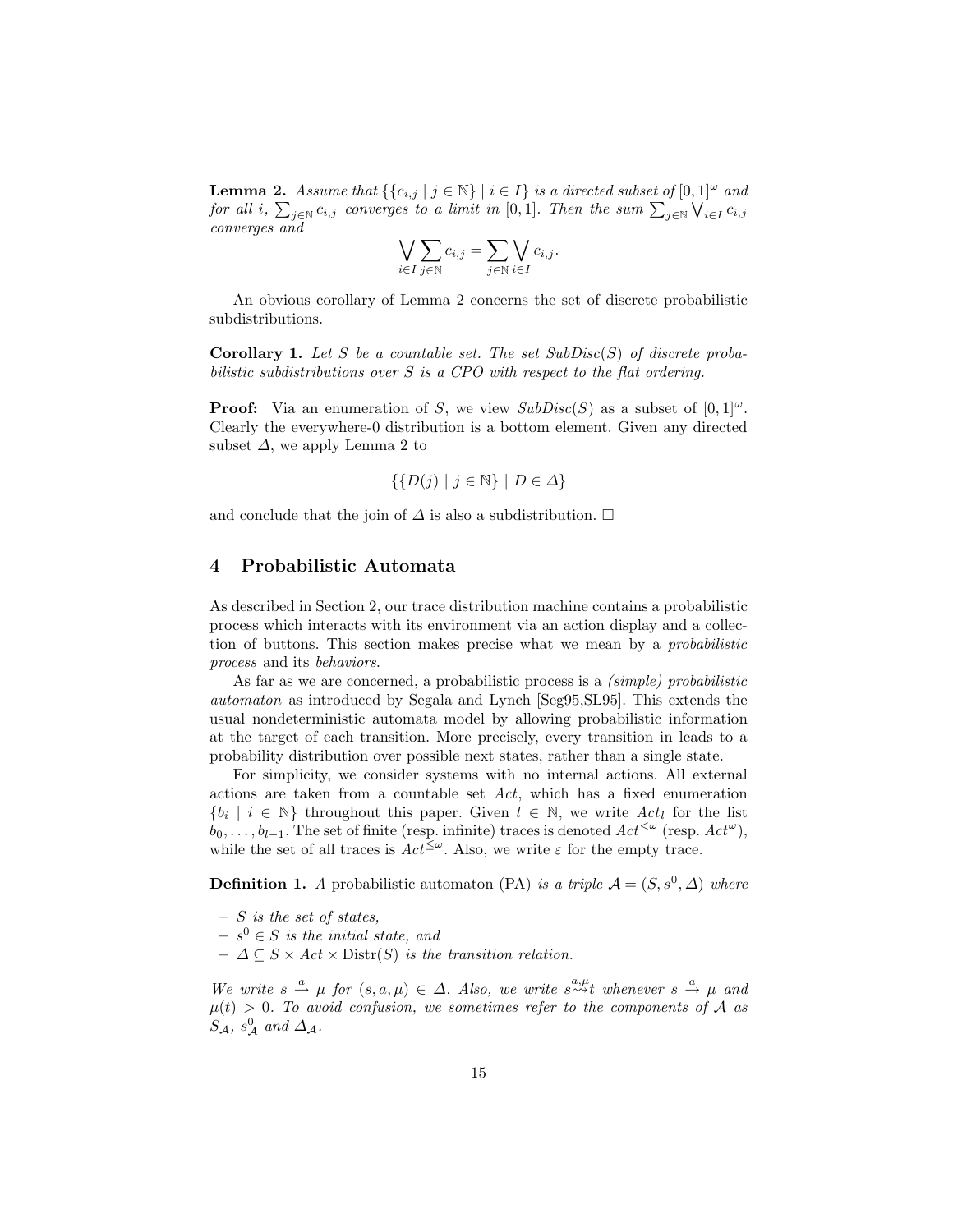**Lemma 2.** *Assume that $\{\{c_{i,j} \mid j \in \mathbb{N}\} \mid i \in I\}$ is a directed subset of $[0,1]^\omega$ and for all $i$, $\sum_{j\in\mathbb{N}} c_{i,j}$ converges to a limit in $[0,1]$. Then the sum $\sum_{j\in\mathbb{N}} \bigvee_{i\in I} c_{i,j}$ converges and*

$$\bigvee_{i\in I} \sum_{j\in\mathbb{N}} c_{i,j} = \sum_{j\in\mathbb{N}} \bigvee_{i\in I} c_{i,j}.$$

An obvious corollary of Lemma 2 concerns the set of discrete probabilistic subdistributions.

**Corollary 1.** *Let $S$ be a countable set. The set $SubDisc(S)$ of discrete probabilistic subdistributions over $S$ is a CPO with respect to the flat ordering.*

**Proof:** Via an enumeration of $S$, we view $SubDisc(S)$ as a subset of $[0,1]^\omega$. Clearly the everywhere-0 distribution is a bottom element. Given any directed subset $\Delta$, we apply Lemma 2 to

$$\{\{D(j) \mid j \in \mathbb{N}\} \mid D \in \Delta\}$$

and conclude that the join of $\Delta$ is also a subdistribution. □

## 4 Probabilistic Automata

As described in Section 2, our trace distribution machine contains a probabilistic process which interacts with its environment via an action display and a collection of buttons. This section makes precise what we mean by a *probabilistic process* and its *behaviors*.

As far as we are concerned, a probabilistic process is a *(simple) probabilistic automaton* as introduced by Segala and Lynch [Seg95,SL95]. This extends the usual nondeterministic automata model by allowing probabilistic information at the target of each transition. More precisely, every transition in leads to a probability distribution over possible next states, rather than a single state.

For simplicity, we consider systems with no internal actions. All external actions are taken from a countable set $Act$, which has a fixed enumeration $\{b_i \mid i \in \mathbb{N}\}$ throughout this paper. Given $l \in \mathbb{N}$, we write $Act_l$ for the list $b_0, \ldots, b_{l-1}$. The set of finite (resp. infinite) traces is denoted $Act^{<\omega}$ (resp. $Act^\omega$), while the set of all traces is $Act^{\leq\omega}$. Also, we write $\varepsilon$ for the empty trace.

**Definition 1.** *A* probabilistic automaton (PA) *is a triple $\mathcal{A} = (S, s^0, \Delta)$ where*

- *$S$ is the set of states,*
- *$s^0 \in S$ is the initial state, and*
- *$\Delta \subseteq S \times Act \times \mathrm{Distr}(S)$ is the transition relation.*

*We write $s \xrightarrow{a} \mu$ for $(s, a, \mu) \in \Delta$. Also, we write $s \overset{a,\mu}{\leadsto} t$ whenever $s \xrightarrow{a} \mu$ and $\mu(t) > 0$. To avoid confusion, we sometimes refer to the components of $\mathcal{A}$ as $S_\mathcal{A}$, $s^0_\mathcal{A}$ and $\Delta_\mathcal{A}$.*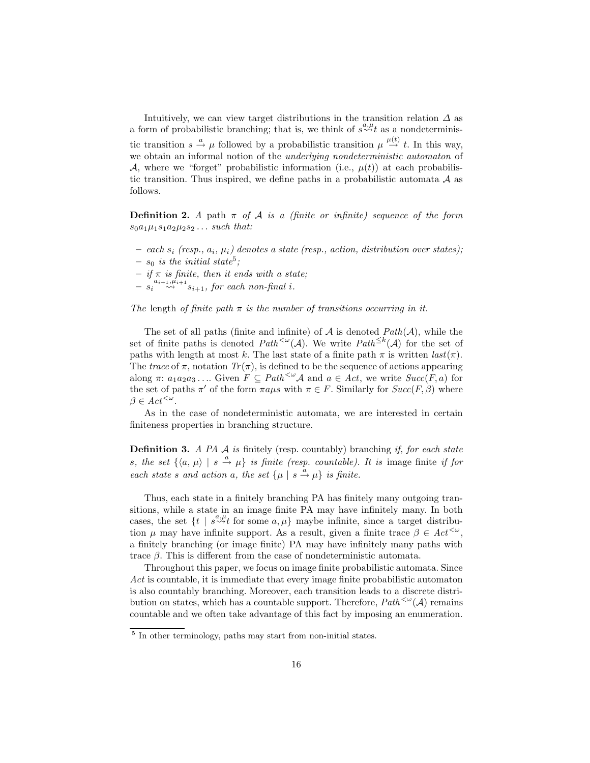Intuitively, we can view target distributions in the transition relation $\Delta$ as a form of probabilistic branching; that is, we think of $s \overset{a,\mu}{\rightsquigarrow} t$ as a nondeterministic transition $s \xrightarrow{a} \mu$ followed by a probabilistic transition $\mu \xrightarrow{\mu(t)} t$. In this way, we obtain an informal notion of the *underlying nondeterministic automaton* of $\mathcal{A}$, where we "forget" probabilistic information (i.e., $\mu(t)$) at each probabilistic transition. Thus inspired, we define paths in a probabilistic automata $\mathcal{A}$ as follows.

**Definition 2.** *A* path $\pi$ *of* $\mathcal{A}$ *is a (finite or infinite) sequence of the form* $s_0 a_1 \mu_1 s_1 a_2 \mu_2 s_2 \ldots$ *such that:*

- *each* $s_i$ *(resp.,* $a_i$*,* $\mu_i$*) denotes a state (resp., action, distribution over states);*
- $s_0$ *is the initial state*[5]*;*
- *if* $\pi$ *is finite, then it ends with a state;*
- $s_i \overset{a_{i+1},\mu_{i+1}}{\rightsquigarrow} s_{i+1}$*, for each non-final* $i$.

*The* length *of finite path* $\pi$ *is the number of transitions occurring in it.*

The set of all paths (finite and infinite) of $\mathcal{A}$ is denoted $Path(\mathcal{A})$, while the set of finite paths is denoted $Path^{<\omega}(\mathcal{A})$. We write $Path^{\leq k}(\mathcal{A})$ for the set of paths with length at most $k$. The last state of a finite path $\pi$ is written $last(\pi)$. The *trace* of $\pi$, notation $Tr(\pi)$, is defined to be the sequence of actions appearing along $\pi$: $a_1 a_2 a_3 \ldots$. Given $F \subseteq Path^{<\omega}\mathcal{A}$ and $a \in Act$, we write $Succ(F, a)$ for the set of paths $\pi'$ of the form $\pi a \mu s$ with $\pi \in F$. Similarly for $Succ(F, \beta)$ where $\beta \in Act^{<\omega}$.

As in the case of nondeterministic automata, we are interested in certain finiteness properties in branching structure.

**Definition 3.** *A PA* $\mathcal{A}$ *is* finitely *(resp. countably)* branching *if, for each state* $s$*, the set* $\{\langle a, \mu\rangle \mid s \xrightarrow{a} \mu\}$ *is finite (resp. countable). It is* image finite *if for each state* $s$ *and action* $a$*, the set* $\{\mu \mid s \xrightarrow{a} \mu\}$ *is finite.*

Thus, each state in a finitely branching PA has finitely many outgoing transitions, while a state in an image finite PA may have infinitely many. In both cases, the set $\{t \mid s \overset{a,\mu}{\rightsquigarrow} t$ for some $a, \mu\}$ maybe infinite, since a target distribution $\mu$ may have infinite support. As a result, given a finite trace $\beta \in Act^{<\omega}$, a finitely branching (or image finite) PA may have infinitely many paths with trace $\beta$. This is different from the case of nondeterministic automata.

Throughout this paper, we focus on image finite probabilistic automata. Since $Act$ is countable, it is immediate that every image finite probabilistic automaton is also countably branching. Moreover, each transition leads to a discrete distribution on states, which has a countable support. Therefore, $Path^{<\omega}(\mathcal{A})$ remains countable and we often take advantage of this fact by imposing an enumeration.

[5] In other terminology, paths may start from non-initial states.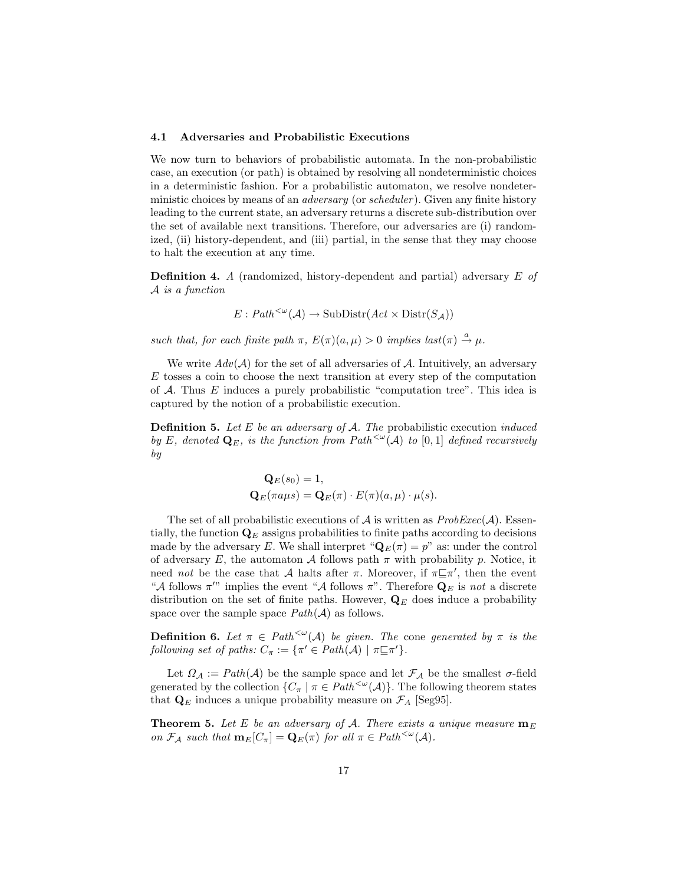### 4.1 Adversaries and Probabilistic Executions

We now turn to behaviors of probabilistic automata. In the non-probabilistic case, an execution (or path) is obtained by resolving all nondeterministic choices in a deterministic fashion. For a probabilistic automaton, we resolve nondeterministic choices by means of an *adversary* (or *scheduler*). Given any finite history leading to the current state, an adversary returns a discrete sub-distribution over the set of available next transitions. Therefore, our adversaries are (i) randomized, (ii) history-dependent, and (iii) partial, in the sense that they may choose to halt the execution at any time.

**Definition 4.** *A (randomized, history-dependent and partial) adversary $E$ of $\mathcal{A}$ is a function*

$$E : Path^{<\omega}(\mathcal{A}) \to \text{SubDistr}(Act \times \text{Distr}(S_{\mathcal{A}}))$$

*such that, for each finite path $\pi$, $E(\pi)(a, \mu) > 0$ implies $last(\pi) \xrightarrow{a} \mu$.*

We write $Adv(\mathcal{A})$ for the set of all adversaries of $\mathcal{A}$. Intuitively, an adversary $E$ tosses a coin to choose the next transition at every step of the computation of $\mathcal{A}$. Thus $E$ induces a purely probabilistic "computation tree". This idea is captured by the notion of a probabilistic execution.

**Definition 5.** *Let $E$ be an adversary of $\mathcal{A}$. The* probabilistic execution *induced by $E$, denoted $\mathbf{Q}_E$, is the function from $Path^{<\omega}(\mathcal{A})$ to $[0, 1]$ defined recursively by*

$$\mathbf{Q}_E(s_0) = 1,$$
$$\mathbf{Q}_E(\pi a \mu s) = \mathbf{Q}_E(\pi) \cdot E(\pi)(a, \mu) \cdot \mu(s).$$

The set of all probabilistic executions of $\mathcal{A}$ is written as $ProbExec(\mathcal{A})$. Essentially, the function $\mathbf{Q}_E$ assigns probabilities to finite paths according to decisions made by the adversary $E$. We shall interpret "$\mathbf{Q}_E(\pi) = p$" as: under the control of adversary $E$, the automaton $\mathcal{A}$ follows path $\pi$ with probability $p$. Notice, it need *not* be the case that $\mathcal{A}$ halts after $\pi$. Moreover, if $\pi \sqsubseteq \pi'$, then the event "$\mathcal{A}$ follows $\pi'$" implies the event "$\mathcal{A}$ follows $\pi$". Therefore $\mathbf{Q}_E$ is *not* a discrete distribution on the set of finite paths. However, $\mathbf{Q}_E$ does induce a probability space over the sample space $Path(\mathcal{A})$ as follows.

**Definition 6.** *Let $\pi \in Path^{<\omega}(\mathcal{A})$ be given. The* cone *generated by $\pi$ is the following set of paths: $C_\pi := \{\pi' \in Path(\mathcal{A}) \mid \pi \sqsubseteq \pi'\}$.*

Let $\Omega_{\mathcal{A}} := Path(\mathcal{A})$ be the sample space and let $\mathcal{F}_{\mathcal{A}}$ be the smallest $\sigma$-field generated by the collection $\{C_\pi \mid \pi \in Path^{<\omega}(\mathcal{A})\}$. The following theorem states that $\mathbf{Q}_E$ induces a unique probability measure on $\mathcal{F}_{\mathcal{A}}$ [Seg95].

**Theorem 5.** *Let $E$ be an adversary of $\mathcal{A}$. There exists a unique measure $\mathbf{m}_E$ on $\mathcal{F}_{\mathcal{A}}$ such that $\mathbf{m}_E[C_\pi] = \mathbf{Q}_E(\pi)$ for all $\pi \in Path^{<\omega}(\mathcal{A})$.*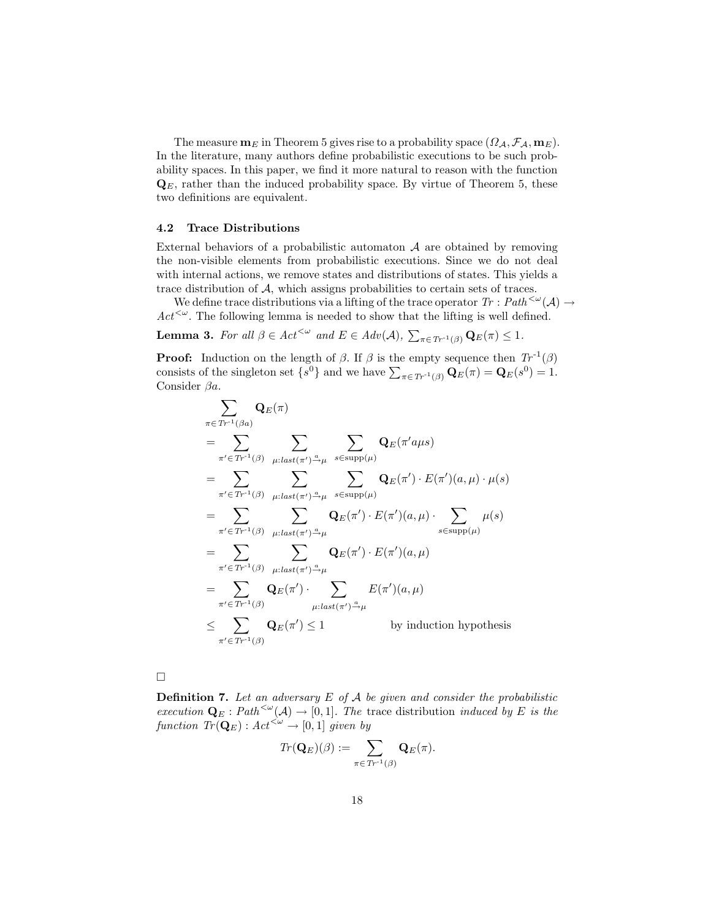The measure $\mathbf{m}_E$ in Theorem 5 gives rise to a probability space $(\Omega_\mathcal{A}, \mathcal{F}_\mathcal{A}, \mathbf{m}_E)$. In the literature, many authors define probabilistic executions to be such probability spaces. In this paper, we find it more natural to reason with the function $\mathbf{Q}_E$, rather than the induced probability space. By virtue of Theorem 5, these two definitions are equivalent.

### 4.2 Trace Distributions

External behaviors of a probabilistic automaton $\mathcal{A}$ are obtained by removing the non-visible elements from probabilistic executions. Since we do not deal with internal actions, we remove states and distributions of states. This yields a trace distribution of $\mathcal{A}$, which assigns probabilities to certain sets of traces.

We define trace distributions via a lifting of the trace operator $Tr : Path^{<\omega}(\mathcal{A}) \to Act^{<\omega}$. The following lemma is needed to show that the lifting is well defined.

**Lemma 3.** *For all $\beta \in Act^{<\omega}$ and $E \in Adv(\mathcal{A})$, $\sum_{\pi \in Tr^{-1}(\beta)} \mathbf{Q}_E(\pi) \leq 1$.*

**Proof:** Induction on the length of $\beta$. If $\beta$ is the empty sequence then $Tr^{-1}(\beta)$ consists of the singleton set $\{s^0\}$ and we have $\sum_{\pi \in Tr^{-1}(\beta)} \mathbf{Q}_E(\pi) = \mathbf{Q}_E(s^0) = 1$. Consider $\beta a$.

$$
\begin{aligned}
&\sum_{\pi \in Tr^{-1}(\beta a)} \mathbf{Q}_E(\pi) \\
&= \sum_{\pi' \in Tr^{-1}(\beta)} \sum_{\mu : last(\pi') \xrightarrow{a} \mu} \sum_{s \in \mathrm{supp}(\mu)} \mathbf{Q}_E(\pi' a \mu s) \\
&= \sum_{\pi' \in Tr^{-1}(\beta)} \sum_{\mu : last(\pi') \xrightarrow{a} \mu} \sum_{s \in \mathrm{supp}(\mu)} \mathbf{Q}_E(\pi') \cdot E(\pi')(a, \mu) \cdot \mu(s) \\
&= \sum_{\pi' \in Tr^{-1}(\beta)} \sum_{\mu : last(\pi') \xrightarrow{a} \mu} \mathbf{Q}_E(\pi') \cdot E(\pi')(a, \mu) \cdot \sum_{s \in \mathrm{supp}(\mu)} \mu(s) \\
&= \sum_{\pi' \in Tr^{-1}(\beta)} \sum_{\mu : last(\pi') \xrightarrow{a} \mu} \mathbf{Q}_E(\pi') \cdot E(\pi')(a, \mu) \\
&= \sum_{\pi' \in Tr^{-1}(\beta)} \mathbf{Q}_E(\pi') \cdot \sum_{\mu : last(\pi') \xrightarrow{a} \mu} E(\pi')(a, \mu) \\
&\leq \sum_{\pi' \in Tr^{-1}(\beta)} \mathbf{Q}_E(\pi') \leq 1 \qquad \text{by induction hypothesis}
\end{aligned}
$$

□

**Definition 7.** *Let an adversary $E$ of $\mathcal{A}$ be given and consider the probabilistic execution $\mathbf{Q}_E : Path^{<\omega}(\mathcal{A}) \to [0, 1]$. The* trace distribution *induced by $E$ is the function $Tr(\mathbf{Q}_E) : Act^{<\omega} \to [0, 1]$ given by*

$$Tr(\mathbf{Q}_E)(\beta) := \sum_{\pi \in Tr^{-1}(\beta)} \mathbf{Q}_E(\pi).$$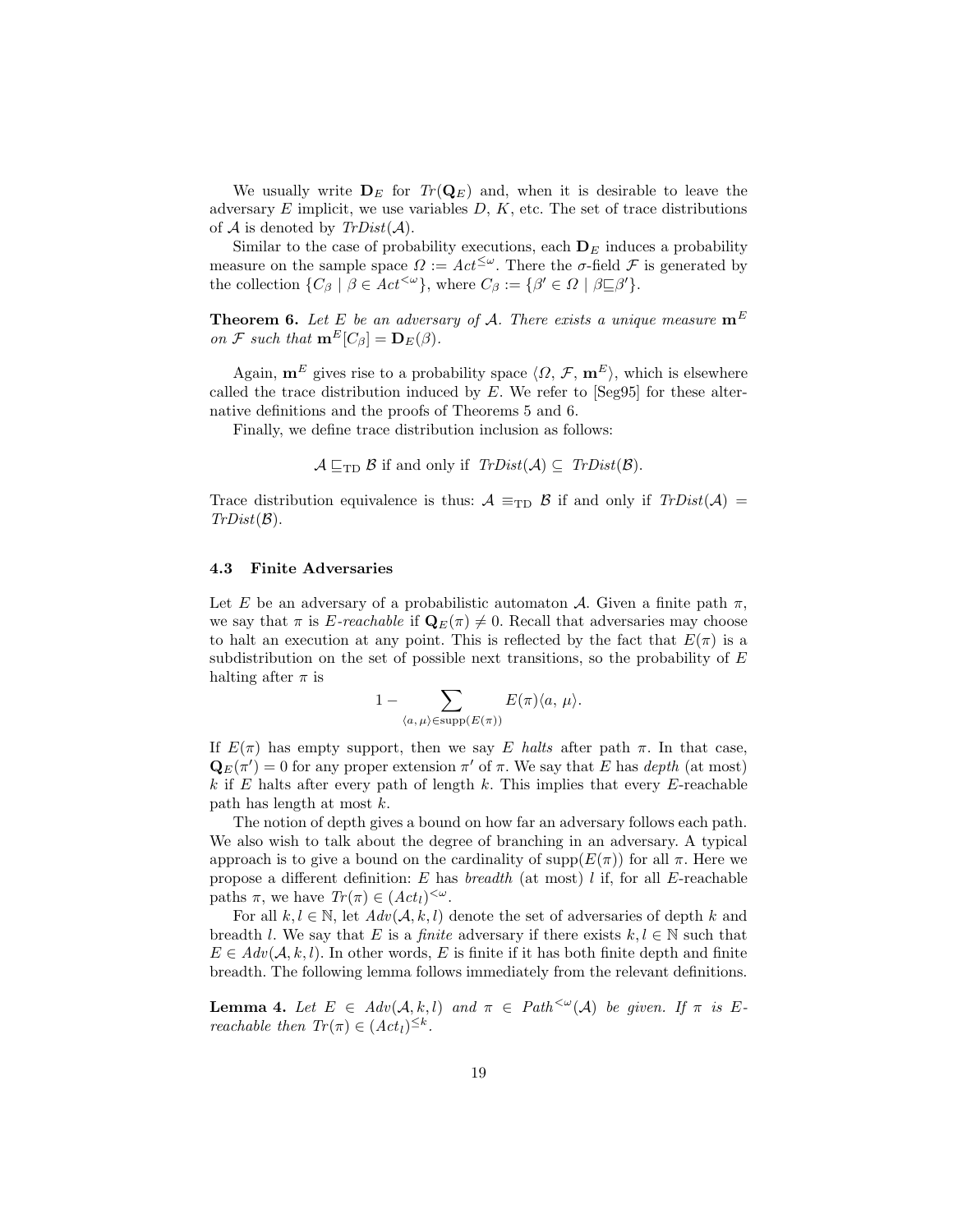We usually write $\mathbf{D}_E$ for $Tr(\mathbf{Q}_E)$ and, when it is desirable to leave the adversary $E$ implicit, we use variables $D$, $K$, etc. The set of trace distributions of $\mathcal{A}$ is denoted by $TrDist(\mathcal{A})$.

Similar to the case of probability executions, each $\mathbf{D}_E$ induces a probability measure on the sample space $\Omega := Act^{\leq\omega}$. There the $\sigma$-field $\mathcal{F}$ is generated by the collection $\{C_\beta \mid \beta \in Act^{<\omega}\}$, where $C_\beta := \{\beta' \in \Omega \mid \beta \sqsubseteq \beta'\}$.

**Theorem 6.** *Let $E$ be an adversary of $\mathcal{A}$. There exists a unique measure $\mathbf{m}^E$ on $\mathcal{F}$ such that $\mathbf{m}^E[C_\beta] = \mathbf{D}_E(\beta)$.*

Again, $\mathbf{m}^E$ gives rise to a probability space $\langle \Omega,\, \mathcal{F},\, \mathbf{m}^E \rangle$, which is elsewhere called the trace distribution induced by $E$. We refer to [Seg95] for these alternative definitions and the proofs of Theorems 5 and 6.

Finally, we define trace distribution inclusion as follows:

$$\mathcal{A} \sqsubseteq_{\mathrm{TD}} \mathcal{B} \text{ if and only if } TrDist(\mathcal{A}) \subseteq TrDist(\mathcal{B}).$$

Trace distribution equivalence is thus: $\mathcal{A} \equiv_{\mathrm{TD}} \mathcal{B}$ if and only if $TrDist(\mathcal{A}) = TrDist(\mathcal{B})$.

### 4.3 Finite Adversaries

Let $E$ be an adversary of a probabilistic automaton $\mathcal{A}$. Given a finite path $\pi$, we say that $\pi$ is *$E$-reachable* if $\mathbf{Q}_E(\pi) \neq 0$. Recall that adversaries may choose to halt an execution at any point. This is reflected by the fact that $E(\pi)$ is a subdistribution on the set of possible next transitions, so the probability of $E$ halting after $\pi$ is

$$1 - \sum_{\langle a,\, \mu\rangle \in \mathrm{supp}(E(\pi))} E(\pi)\langle a,\, \mu\rangle.$$

If $E(\pi)$ has empty support, then we say $E$ *halts* after path $\pi$. In that case, $\mathbf{Q}_E(\pi') = 0$ for any proper extension $\pi'$ of $\pi$. We say that $E$ has *depth* (at most) $k$ if $E$ halts after every path of length $k$. This implies that every $E$-reachable path has length at most $k$.

The notion of depth gives a bound on how far an adversary follows each path. We also wish to talk about the degree of branching in an adversary. A typical approach is to give a bound on the cardinality of $\mathrm{supp}(E(\pi))$ for all $\pi$. Here we propose a different definition: $E$ has *breadth* (at most) $l$ if, for all $E$-reachable paths $\pi$, we have $Tr(\pi) \in (Act_l)^{<\omega}$.

For all $k, l \in \mathbb{N}$, let $Adv(\mathcal{A}, k, l)$ denote the set of adversaries of depth $k$ and breadth $l$. We say that $E$ is a *finite* adversary if there exists $k, l \in \mathbb{N}$ such that $E \in Adv(\mathcal{A}, k, l)$. In other words, $E$ is finite if it has both finite depth and finite breadth. The following lemma follows immediately from the relevant definitions.

**Lemma 4.** *Let $E \in Adv(\mathcal{A}, k, l)$ and $\pi \in Path^{<\omega}(\mathcal{A})$ be given. If $\pi$ is $E$-reachable then $Tr(\pi) \in (Act_l)^{\leq k}$.*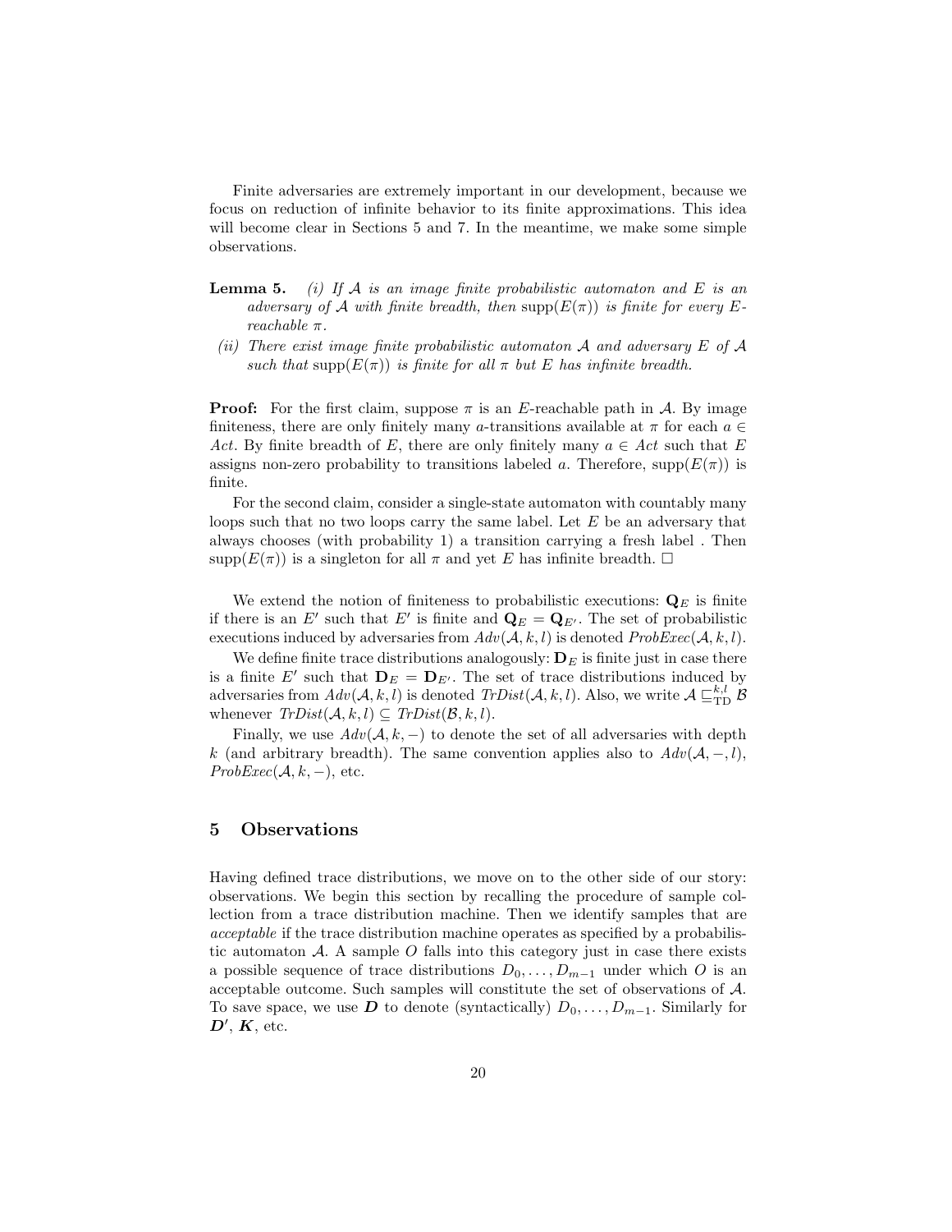Finite adversaries are extremely important in our development, because we focus on reduction of infinite behavior to its finite approximations. This idea will become clear in Sections 5 and 7. In the meantime, we make some simple observations.

**Lemma 5.** *(i) If $\mathcal{A}$ is an image finite probabilistic automaton and $E$ is an adversary of $\mathcal{A}$ with finite breadth, then $\text{supp}(E(\pi))$ is finite for every $E$-reachable $\pi$.*

*(ii) There exist image finite probabilistic automaton $\mathcal{A}$ and adversary $E$ of $\mathcal{A}$ such that $\text{supp}(E(\pi))$ is finite for all $\pi$ but $E$ has infinite breadth.*

**Proof:** For the first claim, suppose $\pi$ is an $E$-reachable path in $\mathcal{A}$. By image finiteness, there are only finitely many $a$-transitions available at $\pi$ for each $a \in Act$. By finite breadth of $E$, there are only finitely many $a \in Act$ such that $E$ assigns non-zero probability to transitions labeled $a$. Therefore, $\text{supp}(E(\pi))$ is finite.

For the second claim, consider a single-state automaton with countably many loops such that no two loops carry the same label. Let $E$ be an adversary that always chooses (with probability 1) a transition carrying a fresh label . Then $\text{supp}(E(\pi))$ is a singleton for all $\pi$ and yet $E$ has infinite breadth. □

We extend the notion of finiteness to probabilistic executions: $\mathbf{Q}_E$ is finite if there is an $E'$ such that $E'$ is finite and $\mathbf{Q}_E = \mathbf{Q}_{E'}$. The set of probabilistic executions induced by adversaries from $Adv(\mathcal{A}, k, l)$ is denoted $ProbExec(\mathcal{A}, k, l)$.

We define finite trace distributions analogously: $\mathbf{D}_E$ is finite just in case there is a finite $E'$ such that $\mathbf{D}_E = \mathbf{D}_{E'}$. The set of trace distributions induced by adversaries from $Adv(\mathcal{A}, k, l)$ is denoted $TrDist(\mathcal{A}, k, l)$. Also, we write $\mathcal{A} \sqsubseteq^{k,l}_{\text{TD}} \mathcal{B}$ whenever $TrDist(\mathcal{A}, k, l) \subseteq TrDist(\mathcal{B}, k, l)$.

Finally, we use $Adv(\mathcal{A}, k, -)$ to denote the set of all adversaries with depth $k$ (and arbitrary breadth). The same convention applies also to $Adv(\mathcal{A}, -, l)$, $ProbExec(\mathcal{A}, k, -)$, etc.

## 5 Observations

Having defined trace distributions, we move on to the other side of our story: observations. We begin this section by recalling the procedure of sample collection from a trace distribution machine. Then we identify samples that are *acceptable* if the trace distribution machine operates as specified by a probabilistic automaton $\mathcal{A}$. A sample $O$ falls into this category just in case there exists a possible sequence of trace distributions $D_0, \ldots, D_{m-1}$ under which $O$ is an acceptable outcome. Such samples will constitute the set of observations of $\mathcal{A}$. To save space, we use $\boldsymbol{D}$ to denote (syntactically) $D_0, \ldots, D_{m-1}$. Similarly for $\boldsymbol{D}'$, $\boldsymbol{K}$, etc.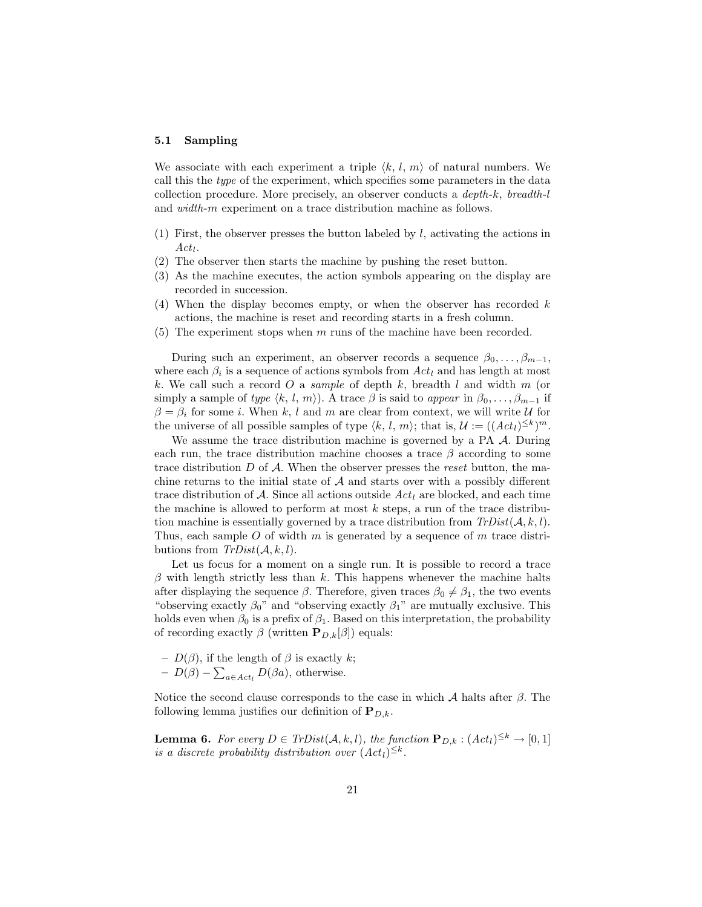### 5.1 Sampling

We associate with each experiment a triple $\langle k,\, l,\, m\rangle$ of natural numbers. We call this the *type* of the experiment, which specifies some parameters in the data collection procedure. More precisely, an observer conducts a *depth-k*, *breadth-l* and *width-m* experiment on a trace distribution machine as follows.

(1) First, the observer presses the button labeled by $l$, activating the actions in $Act_l$.
(2) The observer then starts the machine by pushing the reset button.
(3) As the machine executes, the action symbols appearing on the display are recorded in succession.
(4) When the display becomes empty, or when the observer has recorded $k$ actions, the machine is reset and recording starts in a fresh column.
(5) The experiment stops when $m$ runs of the machine have been recorded.

During such an experiment, an observer records a sequence $\beta_0, \ldots, \beta_{m-1}$, where each $\beta_i$ is a sequence of actions symbols from $Act_l$ and has length at most $k$. We call such a record $O$ a *sample* of depth $k$, breadth $l$ and width $m$ (or simply a sample of *type* $\langle k,\, l,\, m\rangle$). A trace $\beta$ is said to *appear* in $\beta_0, \ldots, \beta_{m-1}$ if $\beta = \beta_i$ for some $i$. When $k$, $l$ and $m$ are clear from context, we will write $\mathcal{U}$ for the universe of all possible samples of type $\langle k,\, l,\, m\rangle$; that is, $\mathcal{U} := ((Act_l)^{\leq k})^m$.

We assume the trace distribution machine is governed by a PA $\mathcal{A}$. During each run, the trace distribution machine chooses a trace $\beta$ according to some trace distribution $D$ of $\mathcal{A}$. When the observer presses the *reset* button, the machine returns to the initial state of $\mathcal{A}$ and starts over with a possibly different trace distribution of $\mathcal{A}$. Since all actions outside $Act_l$ are blocked, and each time the machine is allowed to perform at most $k$ steps, a run of the trace distribution machine is essentially governed by a trace distribution from $TrDist(\mathcal{A}, k, l)$. Thus, each sample $O$ of width $m$ is generated by a sequence of $m$ trace distributions from $TrDist(\mathcal{A}, k, l)$.

Let us focus for a moment on a single run. It is possible to record a trace $\beta$ with length strictly less than $k$. This happens whenever the machine halts after displaying the sequence $\beta$. Therefore, given traces $\beta_0 \neq \beta_1$, the two events "observing exactly $\beta_0$" and "observing exactly $\beta_1$" are mutually exclusive. This holds even when $\beta_0$ is a prefix of $\beta_1$. Based on this interpretation, the probability of recording exactly $\beta$ (written $\mathbf{P}_{D,k}[\beta]$) equals:

- $D(\beta)$, if the length of $\beta$ is exactly $k$;
- $D(\beta) - \sum_{a \in Act_l} D(\beta a)$, otherwise.

Notice the second clause corresponds to the case in which $\mathcal{A}$ halts after $\beta$. The following lemma justifies our definition of $\mathbf{P}_{D,k}$.

**Lemma 6.** *For every $D \in TrDist(\mathcal{A}, k, l)$, the function $\mathbf{P}_{D,k} : (Act_l)^{\leq k} \to [0, 1]$ is a discrete probability distribution over $(Act_l)^{\leq k}$.*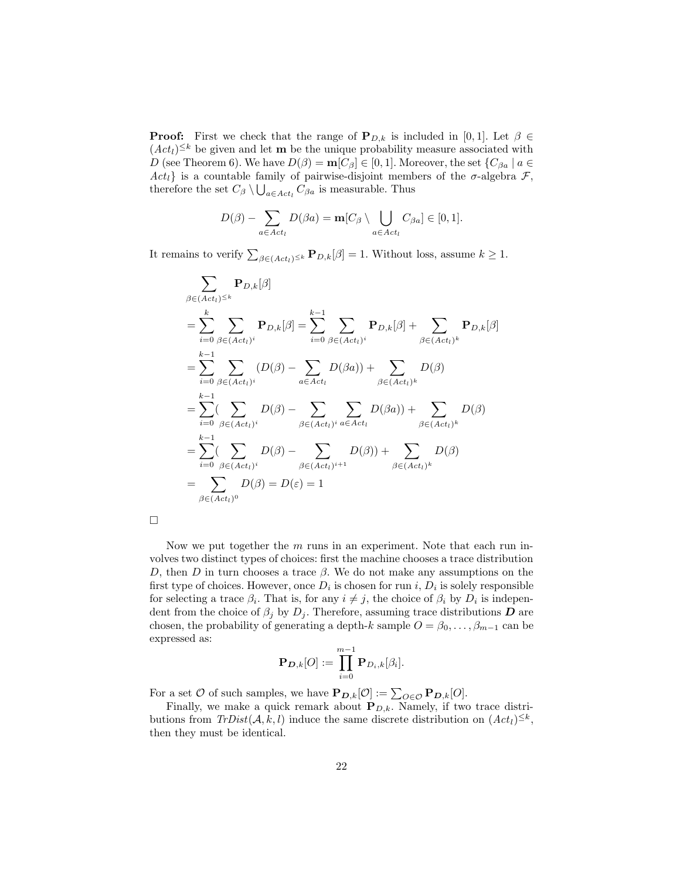**Proof:** First we check that the range of $\mathbf{P}_{D,k}$ is included in $[0,1]$. Let $\beta \in (Act_l)^{\leq k}$ be given and let $\mathbf{m}$ be the unique probability measure associated with $D$ (see Theorem 6). We have $D(\beta) = \mathbf{m}[C_\beta] \in [0,1]$. Moreover, the set $\{C_{\beta a} \mid a \in Act_l\}$ is a countable family of pairwise-disjoint members of the $\sigma$-algebra $\mathcal{F}$, therefore the set $C_\beta \setminus \bigcup_{a \in Act_l} C_{\beta a}$ is measurable. Thus

$$D(\beta) - \sum_{a \in Act_l} D(\beta a) = \mathbf{m}[C_\beta \setminus \bigcup_{a \in Act_l} C_{\beta a}] \in [0,1].$$

It remains to verify $\sum_{\beta \in (Act_l)^{\leq k}} \mathbf{P}_{D,k}[\beta] = 1$. Without loss, assume $k \geq 1$.

$$\begin{aligned}
&\sum_{\beta \in (Act_l)^{\leq k}} \mathbf{P}_{D,k}[\beta] \\
&= \sum_{i=0}^{k} \sum_{\beta \in (Act_l)^i} \mathbf{P}_{D,k}[\beta] = \sum_{i=0}^{k-1} \sum_{\beta \in (Act_l)^i} \mathbf{P}_{D,k}[\beta] + \sum_{\beta \in (Act_l)^k} \mathbf{P}_{D,k}[\beta] \\
&= \sum_{i=0}^{k-1} \sum_{\beta \in (Act_l)^i} (D(\beta) - \sum_{a \in Act_l} D(\beta a)) + \sum_{\beta \in (Act_l)^k} D(\beta) \\
&= \sum_{i=0}^{k-1} ( \sum_{\beta \in (Act_l)^i} D(\beta) - \sum_{\beta \in (Act_l)^i} \sum_{a \in Act_l} D(\beta a)) + \sum_{\beta \in (Act_l)^k} D(\beta) \\
&= \sum_{i=0}^{k-1} ( \sum_{\beta \in (Act_l)^i} D(\beta) - \sum_{\beta \in (Act_l)^{i+1}} D(\beta)) + \sum_{\beta \in (Act_l)^k} D(\beta) \\
&= \sum_{\beta \in (Act_l)^0} D(\beta) = D(\varepsilon) = 1
\end{aligned}$$

□

Now we put together the $m$ runs in an experiment. Note that each run involves two distinct types of choices: first the machine chooses a trace distribution $D$, then $D$ in turn chooses a trace $\beta$. We do not make any assumptions on the first type of choices. However, once $D_i$ is chosen for run $i$, $D_i$ is solely responsible for selecting a trace $\beta_i$. That is, for any $i \neq j$, the choice of $\beta_i$ by $D_i$ is independent from the choice of $\beta_j$ by $D_j$. Therefore, assuming trace distributions $\boldsymbol{D}$ are chosen, the probability of generating a depth-$k$ sample $O = \beta_0, \ldots, \beta_{m-1}$ can be expressed as:

$$\mathbf{P}_{\boldsymbol{D},k}[O] := \prod_{i=0}^{m-1} \mathbf{P}_{D_i,k}[\beta_i].$$

For a set $\mathcal{O}$ of such samples, we have $\mathbf{P}_{\boldsymbol{D},k}[\mathcal{O}] := \sum_{O \in \mathcal{O}} \mathbf{P}_{\boldsymbol{D},k}[O]$.

Finally, we make a quick remark about $\mathbf{P}_{D,k}$. Namely, if two trace distributions from $TrDist(\mathcal{A}, k, l)$ induce the same discrete distribution on $(Act_l)^{\leq k}$, then they must be identical.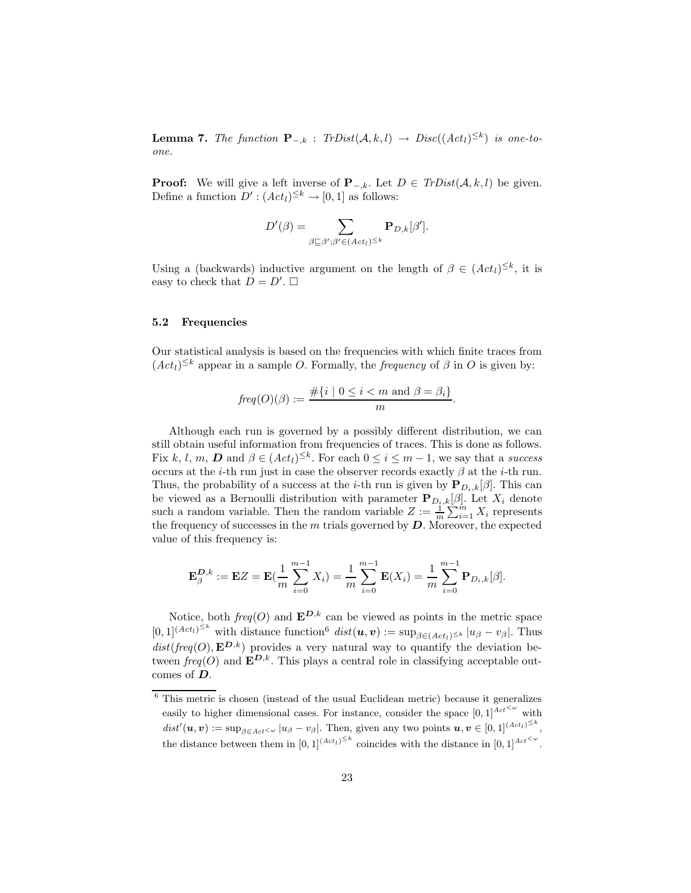**Lemma 7.** *The function* $\mathbf{P}_{-,k} : \mathit{TrDist}(\mathcal{A}, k, l) \to \mathit{Disc}((\mathit{Act}_l)^{\leq k})$ *is one-to-one.*

**Proof:** We will give a left inverse of $\mathbf{P}_{-,k}$. Let $D \in \mathit{TrDist}(\mathcal{A}, k, l)$ be given. Define a function $D' : (\mathit{Act}_l)^{\leq k} \to [0, 1]$ as follows:

$$D'(\beta) = \sum_{\beta \sqsubseteq \beta'; \beta' \in (\mathit{Act}_l)^{\leq k}} \mathbf{P}_{D,k}[\beta'].$$

Using a (backwards) inductive argument on the length of $\beta \in (\mathit{Act}_l)^{\leq k}$, it is easy to check that $D = D'$. □

### 5.2 Frequencies

Our statistical analysis is based on the frequencies with which finite traces from $(\mathit{Act}_l)^{\leq k}$ appear in a sample $O$. Formally, the *frequency* of $\beta$ in $O$ is given by:

$$\mathit{freq}(O)(\beta) := \frac{\#\{i \mid 0 \leq i < m \text{ and } \beta = \beta_i\}}{m}.$$

Although each run is governed by a possibly different distribution, we can still obtain useful information from frequencies of traces. This is done as follows. Fix $k$, $l$, $m$, $\boldsymbol{D}$ and $\beta \in (\mathit{Act}_l)^{\leq k}$. For each $0 \leq i \leq m-1$, we say that a *success* occurs at the $i$-th run just in case the observer records exactly $\beta$ at the $i$-th run. Thus, the probability of a success at the $i$-th run is given by $\mathbf{P}_{D_i,k}[\beta]$. This can be viewed as a Bernoulli distribution with parameter $\mathbf{P}_{D_i,k}[\beta]$. Let $X_i$ denote such a random variable. Then the random variable $Z := \frac{1}{m}\sum_{i=1}^{m} X_i$ represents the frequency of successes in the $m$ trials governed by $\boldsymbol{D}$. Moreover, the expected value of this frequency is:

$$\mathbf{E}^{\boldsymbol{D},k}_{\beta} := \mathbf{E}Z = \mathbf{E}(\frac{1}{m}\sum_{i=0}^{m-1} X_i) = \frac{1}{m}\sum_{i=0}^{m-1} \mathbf{E}(X_i) = \frac{1}{m}\sum_{i=0}^{m-1} \mathbf{P}_{D_i,k}[\beta].$$

Notice, both $\mathit{freq}(O)$ and $\mathbf{E}^{\boldsymbol{D},k}$ can be viewed as points in the metric space $[0,1]^{(\mathit{Act}_l)^{\leq k}}$ with distance function[6] $\mathit{dist}(\boldsymbol{u}, \boldsymbol{v}) := \sup_{\beta \in (\mathit{Act}_l)^{\leq k}} |u_\beta - v_\beta|$. Thus $\mathit{dist}(\mathit{freq}(O), \mathbf{E}^{\boldsymbol{D},k})$ provides a very natural way to quantify the deviation between $\mathit{freq}(O)$ and $\mathbf{E}^{\boldsymbol{D},k}$. This plays a central role in classifying acceptable outcomes of $\boldsymbol{D}$.

[6] This metric is chosen (instead of the usual Euclidean metric) because it generalizes easily to higher dimensional cases. For instance, consider the space $[0,1]^{\mathit{Act}^{<\omega}}$ with $\mathit{dist}'(\boldsymbol{u}, \boldsymbol{v}) := \sup_{\beta \in \mathit{Act}^{<\omega}} |u_\beta - v_\beta|$. Then, given any two points $\boldsymbol{u}, \boldsymbol{v} \in [0,1]^{(\mathit{Act}_l)^{\leq k}}$, the distance between them in $[0,1]^{(\mathit{Act}_l)^{\leq k}}$ coincides with the distance in $[0,1]^{\mathit{Act}^{<\omega}}$.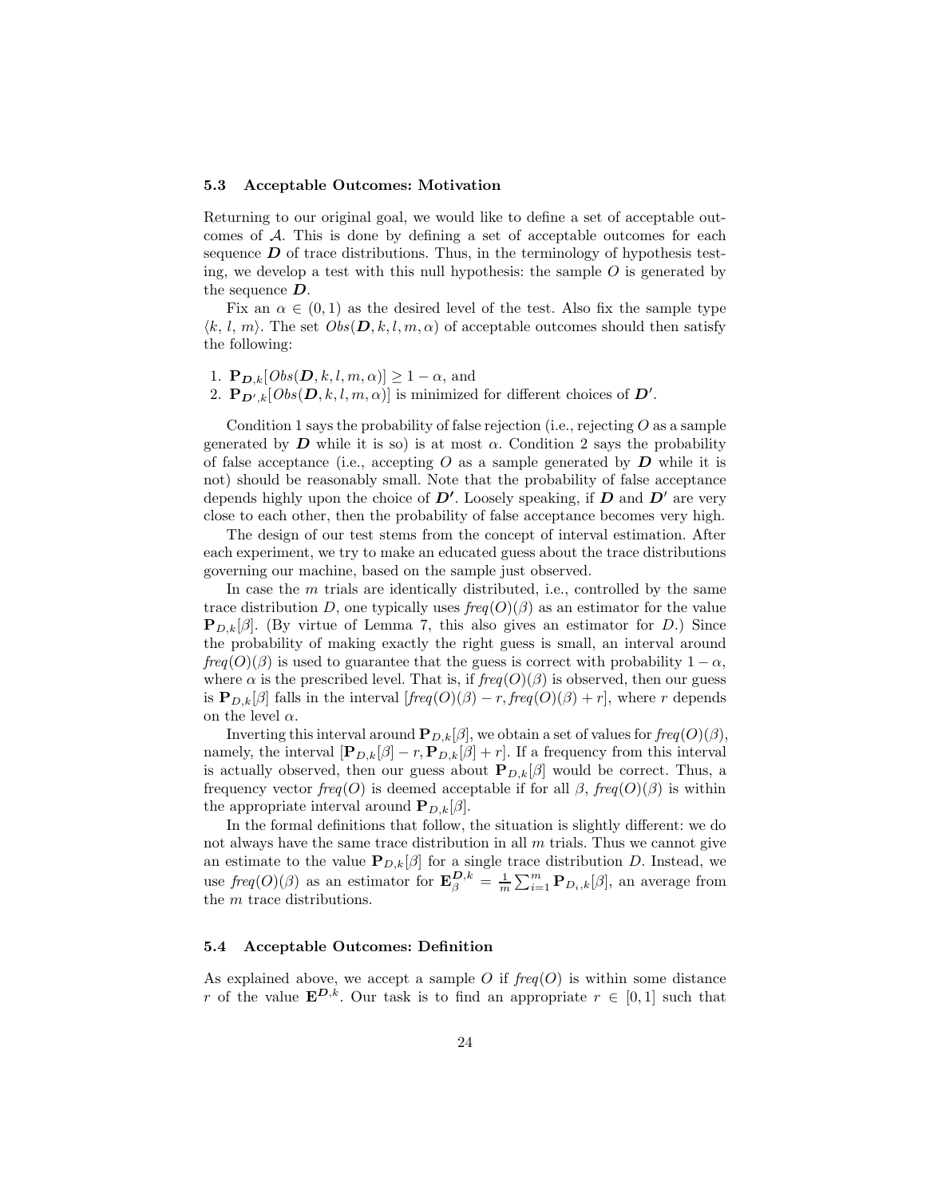### 5.3 Acceptable Outcomes: Motivation

Returning to our original goal, we would like to define a set of acceptable outcomes of $\mathcal{A}$. This is done by defining a set of acceptable outcomes for each sequence $\boldsymbol{D}$ of trace distributions. Thus, in the terminology of hypothesis testing, we develop a test with this null hypothesis: the sample $O$ is generated by the sequence $\boldsymbol{D}$.

Fix an $\alpha \in (0, 1)$ as the desired level of the test. Also fix the sample type $\langle k, l, m \rangle$. The set $Obs(\boldsymbol{D}, k, l, m, \alpha)$ of acceptable outcomes should then satisfy the following:

1. $\mathbf{P}_{\boldsymbol{D},k}[Obs(\boldsymbol{D}, k, l, m, \alpha)] \geq 1 - \alpha$, and
2. $\mathbf{P}_{\boldsymbol{D}',k}[Obs(\boldsymbol{D}, k, l, m, \alpha)]$ is minimized for different choices of $\boldsymbol{D}'$.

Condition 1 says the probability of false rejection (i.e., rejecting $O$ as a sample generated by $\boldsymbol{D}$ while it is so) is at most $\alpha$. Condition 2 says the probability of false acceptance (i.e., accepting $O$ as a sample generated by $\boldsymbol{D}$ while it is not) should be reasonably small. Note that the probability of false acceptance depends highly upon the choice of $\boldsymbol{D}'$. Loosely speaking, if $\boldsymbol{D}$ and $\boldsymbol{D}'$ are very close to each other, then the probability of false acceptance becomes very high.

The design of our test stems from the concept of interval estimation. After each experiment, we try to make an educated guess about the trace distributions governing our machine, based on the sample just observed.

In case the $m$ trials are identically distributed, i.e., controlled by the same trace distribution $D$, one typically uses $freq(O)(\beta)$ as an estimator for the value $\mathbf{P}_{D,k}[\beta]$. (By virtue of Lemma 7, this also gives an estimator for $D$.) Since the probability of making exactly the right guess is small, an interval around $freq(O)(\beta)$ is used to guarantee that the guess is correct with probability $1 - \alpha$, where $\alpha$ is the prescribed level. That is, if $freq(O)(\beta)$ is observed, then our guess is $\mathbf{P}_{D,k}[\beta]$ falls in the interval $[freq(O)(\beta) - r, freq(O)(\beta) + r]$, where $r$ depends on the level $\alpha$.

Inverting this interval around $\mathbf{P}_{D,k}[\beta]$, we obtain a set of values for $freq(O)(\beta)$, namely, the interval $[\mathbf{P}_{D,k}[\beta] - r, \mathbf{P}_{D,k}[\beta] + r]$. If a frequency from this interval is actually observed, then our guess about $\mathbf{P}_{D,k}[\beta]$ would be correct. Thus, a frequency vector $freq(O)$ is deemed acceptable if for all $\beta$, $freq(O)(\beta)$ is within the appropriate interval around $\mathbf{P}_{D,k}[\beta]$.

In the formal definitions that follow, the situation is slightly different: we do not always have the same trace distribution in all $m$ trials. Thus we cannot give an estimate to the value $\mathbf{P}_{D,k}[\beta]$ for a single trace distribution $D$. Instead, we use $freq(O)(\beta)$ as an estimator for $\mathbf{E}_{\beta}^{\boldsymbol{D},k} = \frac{1}{m}\sum_{i=1}^{m} \mathbf{P}_{D_i,k}[\beta]$, an average from the $m$ trace distributions.

### 5.4 Acceptable Outcomes: Definition

As explained above, we accept a sample $O$ if $freq(O)$ is within some distance $r$ of the value $\mathbf{E}^{\boldsymbol{D},k}$. Our task is to find an appropriate $r \in [0, 1]$ such that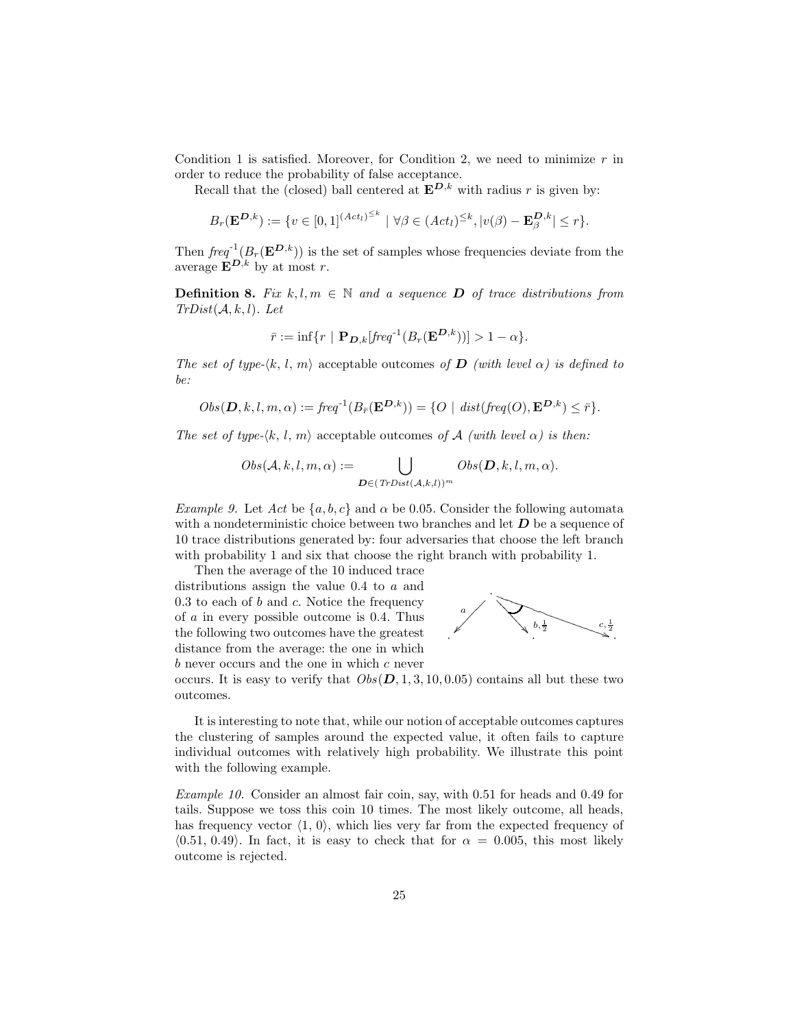Condition 1 is satisfied. Moreover, for Condition 2, we need to minimize $r$ in order to reduce the probability of false acceptance.

Recall that the (closed) ball centered at $\mathbf{E}^{\boldsymbol{D},k}$ with radius $r$ is given by:

$$B_r(\mathbf{E}^{\boldsymbol{D},k}) := \{v \in [0,1]^{(Act_l)^{\leq k}} \mid \forall \beta \in (Act_l)^{\leq k}, |v(\beta) - \mathbf{E}^{\boldsymbol{D},k}_{\beta}| \leq r\}.$$

Then $freq^{-1}(B_r(\mathbf{E}^{\boldsymbol{D},k}))$ is the set of samples whose frequencies deviate from the average $\mathbf{E}^{\boldsymbol{D},k}$ by at most $r$.

**Definition 8.** *Fix $k, l, m \in \mathbb{N}$ and a sequence $\boldsymbol{D}$ of trace distributions from $TrDist(\mathcal{A}, k, l)$. Let*

$$\bar{r} := \inf\{r \mid \mathbf{P}_{\boldsymbol{D},k}[freq^{-1}(B_r(\mathbf{E}^{\boldsymbol{D},k}))] > 1 - \alpha\}.$$

*The set of type-$\langle k,\ l,\ m\rangle$* acceptable outcomes *of $\boldsymbol{D}$ (with level $\alpha$) is defined to be:*

$$Obs(\boldsymbol{D}, k, l, m, \alpha) := freq^{-1}(B_{\bar{r}}(\mathbf{E}^{\boldsymbol{D},k})) = \{O \mid dist(freq(O), \mathbf{E}^{\boldsymbol{D},k}) \leq \bar{r}\}.$$

*The set of type-$\langle k,\ l,\ m\rangle$* acceptable outcomes *of $\mathcal{A}$ (with level $\alpha$) is then:*

$$Obs(\mathcal{A}, k, l, m, \alpha) := \bigcup_{\boldsymbol{D} \in (TrDist(\mathcal{A},k,l))^m} Obs(\boldsymbol{D}, k, l, m, \alpha).$$

*Example 9.* Let $Act$ be $\{a, b, c\}$ and $\alpha$ be 0.05. Consider the following automata with a nondeterministic choice between two branches and let $\boldsymbol{D}$ be a sequence of 10 trace distributions generated by: four adversaries that choose the left branch with probability 1 and six that choose the right branch with probability 1.

Then the average of the 10 induced trace distributions assign the value 0.4 to $a$ and 0.3 to each of $b$ and $c$. Notice the frequency of $a$ in every possible outcome is 0.4. Thus the following two outcomes have the greatest distance from the average: the one in which $b$ never occurs and the one in which $c$ never occurs. It is easy to verify that $Obs(\boldsymbol{D}, 1, 3, 10, 0.05)$ contains all but these two outcomes.

$a$

$b, \frac{1}{2}$

$c, \frac{1}{2}$

It is interesting to note that, while our notion of acceptable outcomes captures the clustering of samples around the expected value, it often fails to capture individual outcomes with relatively high probability. We illustrate this point with the following example.

*Example 10.* Consider an almost fair coin, say, with 0.51 for heads and 0.49 for tails. Suppose we toss this coin 10 times. The most likely outcome, all heads, has frequency vector $\langle 1,\ 0\rangle$, which lies very far from the expected frequency of $\langle 0.51,\ 0.49\rangle$. In fact, it is easy to check that for $\alpha = 0.005$, this most likely outcome is rejected.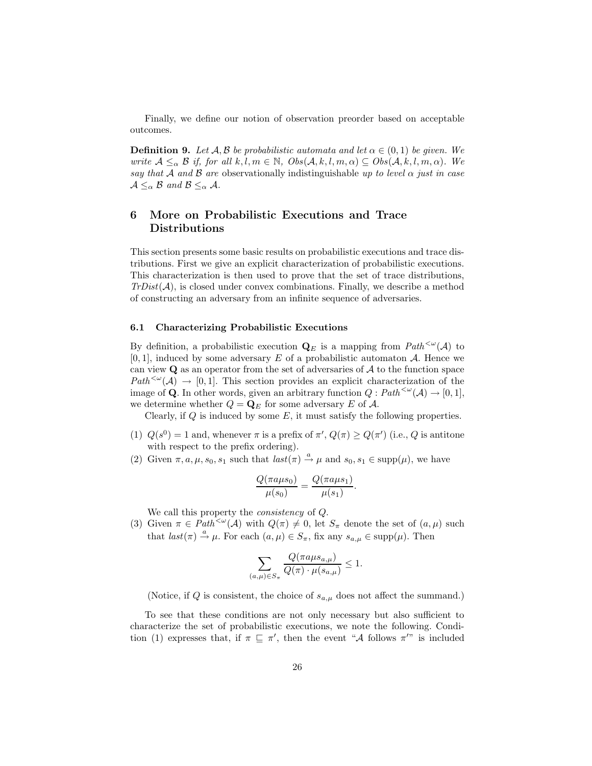Finally, we define our notion of observation preorder based on acceptable outcomes.

**Definition 9.** *Let $\mathcal{A}, \mathcal{B}$ be probabilistic automata and let $\alpha \in (0, 1)$ be given. We write $\mathcal{A} \leq_\alpha \mathcal{B}$ if, for all $k, l, m \in \mathbb{N}$, $Obs(\mathcal{A}, k, l, m, \alpha) \subseteq Obs(\mathcal{A}, k, l, m, \alpha)$. We say that $\mathcal{A}$ and $\mathcal{B}$ are* observationally indistinguishable *up to level $\alpha$ just in case $\mathcal{A} \leq_\alpha \mathcal{B}$ and $\mathcal{B} \leq_\alpha \mathcal{A}$.*

## 6 More on Probabilistic Executions and Trace Distributions

This section presents some basic results on probabilistic executions and trace distributions. First we give an explicit characterization of probabilistic executions. This characterization is then used to prove that the set of trace distributions, $TrDist(\mathcal{A})$, is closed under convex combinations. Finally, we describe a method of constructing an adversary from an infinite sequence of adversaries.

### 6.1 Characterizing Probabilistic Executions

By definition, a probabilistic execution $\mathbf{Q}_E$ is a mapping from $Path^{<\omega}(\mathcal{A})$ to $[0, 1]$, induced by some adversary $E$ of a probabilistic automaton $\mathcal{A}$. Hence we can view $\mathbf{Q}$ as an operator from the set of adversaries of $\mathcal{A}$ to the function space $Path^{<\omega}(\mathcal{A}) \to [0, 1]$. This section provides an explicit characterization of the image of $\mathbf{Q}$. In other words, given an arbitrary function $Q : Path^{<\omega}(\mathcal{A}) \to [0, 1]$, we determine whether $Q = \mathbf{Q}_E$ for some adversary $E$ of $\mathcal{A}$.

Clearly, if $Q$ is induced by some $E$, it must satisfy the following properties.

(1) $Q(s^0) = 1$ and, whenever $\pi$ is a prefix of $\pi'$, $Q(\pi) \geq Q(\pi')$ (i.e., $Q$ is antitone with respect to the prefix ordering).

(2) Given $\pi, a, \mu, s_0, s_1$ such that $last(\pi) \xrightarrow{a} \mu$ and $s_0, s_1 \in \mathrm{supp}(\mu)$, we have

$$\frac{Q(\pi a \mu s_0)}{\mu(s_0)} = \frac{Q(\pi a \mu s_1)}{\mu(s_1)}.$$

We call this property the *consistency* of $Q$.

(3) Given $\pi \in Path^{<\omega}(\mathcal{A})$ with $Q(\pi) \neq 0$, let $S_\pi$ denote the set of $(a, \mu)$ such that $last(\pi) \xrightarrow{a} \mu$. For each $(a, \mu) \in S_\pi$, fix any $s_{a,\mu} \in \mathrm{supp}(\mu)$. Then

$$\sum_{(a,\mu) \in S_\pi} \frac{Q(\pi a \mu s_{a,\mu})}{Q(\pi) \cdot \mu(s_{a,\mu})} \leq 1.$$

(Notice, if $Q$ is consistent, the choice of $s_{a,\mu}$ does not affect the summand.)

To see that these conditions are not only necessary but also sufficient to characterize the set of probabilistic executions, we note the following. Condition (1) expresses that, if $\pi \sqsubseteq \pi'$, then the event "$\mathcal{A}$ follows $\pi'$" is included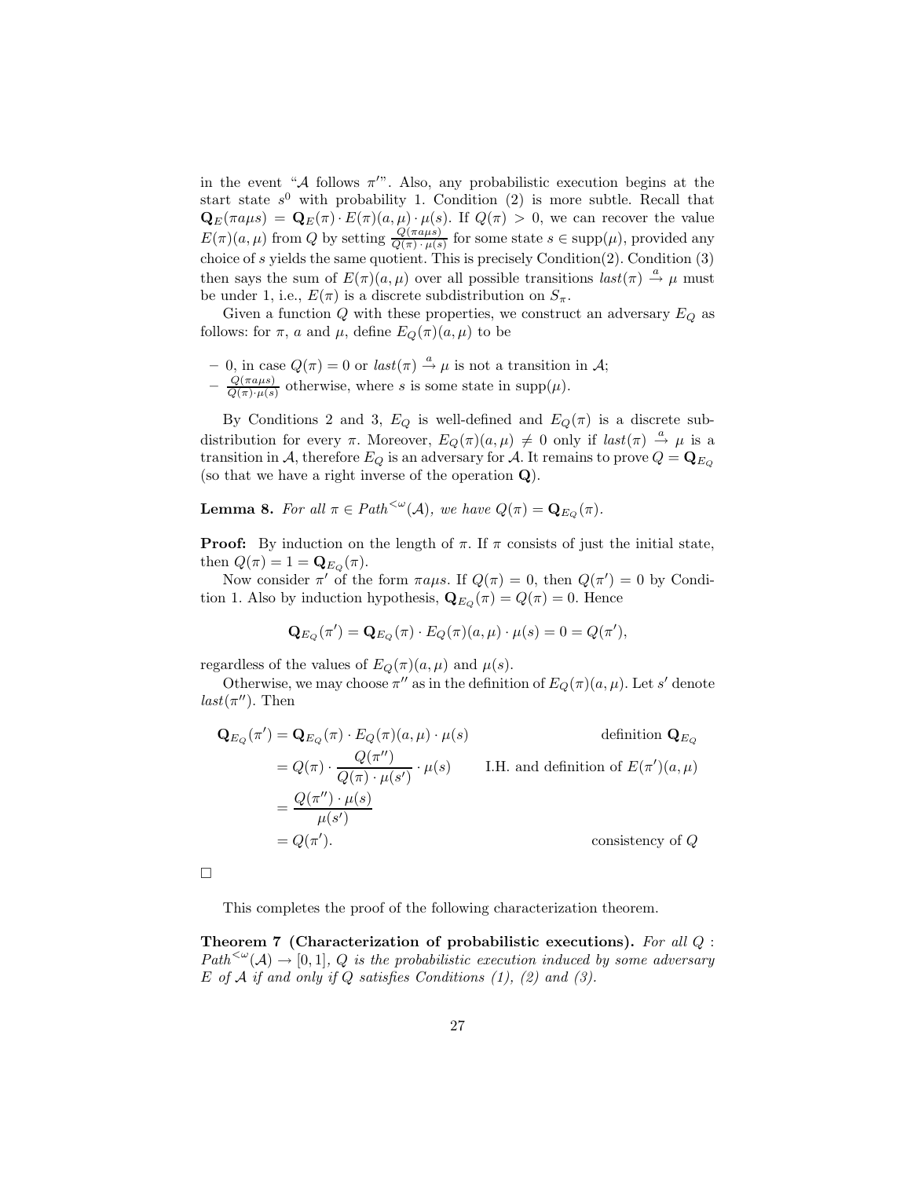in the event "$\mathcal{A}$ follows $\pi'$". Also, any probabilistic execution begins at the start state $s^0$ with probability 1. Condition (2) is more subtle. Recall that $\mathbf{Q}_E(\pi a \mu s) = \mathbf{Q}_E(\pi) \cdot E(\pi)(a,\mu) \cdot \mu(s)$. If $Q(\pi) > 0$, we can recover the value $E(\pi)(a,\mu)$ from $Q$ by setting $\frac{Q(\pi a \mu s)}{Q(\pi) \cdot \mu(s)}$ for some state $s \in \mathrm{supp}(\mu)$, provided any choice of $s$ yields the same quotient. This is precisely Condition(2). Condition (3) then says the sum of $E(\pi)(a,\mu)$ over all possible transitions $\mathit{last}(\pi) \xrightarrow{a} \mu$ must be under 1, i.e., $E(\pi)$ is a discrete subdistribution on $S_\pi$.

Given a function $Q$ with these properties, we construct an adversary $E_Q$ as follows: for $\pi$, $a$ and $\mu$, define $E_Q(\pi)(a,\mu)$ to be

- 0, in case $Q(\pi) = 0$ or $\mathit{last}(\pi) \xrightarrow{a} \mu$ is not a transition in $\mathcal{A}$;
- $\frac{Q(\pi a \mu s)}{Q(\pi) \cdot \mu(s)}$ otherwise, where $s$ is some state in $\mathrm{supp}(\mu)$.

By Conditions 2 and 3, $E_Q$ is well-defined and $E_Q(\pi)$ is a discrete subdistribution for every $\pi$. Moreover, $E_Q(\pi)(a,\mu) \neq 0$ only if $\mathit{last}(\pi) \xrightarrow{a} \mu$ is a transition in $\mathcal{A}$, therefore $E_Q$ is an adversary for $\mathcal{A}$. It remains to prove $Q = \mathbf{Q}_{E_Q}$ (so that we have a right inverse of the operation $\mathbf{Q}$).

**Lemma 8.** *For all $\pi \in \mathit{Path}^{<\omega}(\mathcal{A})$, we have $Q(\pi) = \mathbf{Q}_{E_Q}(\pi)$.*

**Proof:** By induction on the length of $\pi$. If $\pi$ consists of just the initial state, then $Q(\pi) = 1 = \mathbf{Q}_{E_Q}(\pi)$.

Now consider $\pi'$ of the form $\pi a \mu s$. If $Q(\pi) = 0$, then $Q(\pi') = 0$ by Condition 1. Also by induction hypothesis, $\mathbf{Q}_{E_Q}(\pi) = Q(\pi) = 0$. Hence

$$\mathbf{Q}_{E_Q}(\pi') = \mathbf{Q}_{E_Q}(\pi) \cdot E_Q(\pi)(a,\mu) \cdot \mu(s) = 0 = Q(\pi'),$$

regardless of the values of $E_Q(\pi)(a,\mu)$ and $\mu(s)$.

Otherwise, we may choose $\pi''$ as in the definition of $E_Q(\pi)(a,\mu)$. Let $s'$ denote $\mathit{last}(\pi'')$. Then

$$\begin{aligned}
\mathbf{Q}_{E_Q}(\pi') &= \mathbf{Q}_{E_Q}(\pi) \cdot E_Q(\pi)(a,\mu) \cdot \mu(s) && \text{definition } \mathbf{Q}_{E_Q} \\
&= Q(\pi) \cdot \frac{Q(\pi'')}{Q(\pi) \cdot \mu(s')} \cdot \mu(s) && \text{I.H. and definition of } E(\pi')(a,\mu) \\
&= \frac{Q(\pi'') \cdot \mu(s)}{\mu(s')} \\
&= Q(\pi'). && \text{consistency of } Q
\end{aligned}$$

□

This completes the proof of the following characterization theorem.

**Theorem 7 (Characterization of probabilistic executions).** *For all $Q : \mathit{Path}^{<\omega}(\mathcal{A}) \to [0,1]$, $Q$ is the probabilistic execution induced by some adversary $E$ of $\mathcal{A}$ if and only if $Q$ satisfies Conditions (1), (2) and (3).*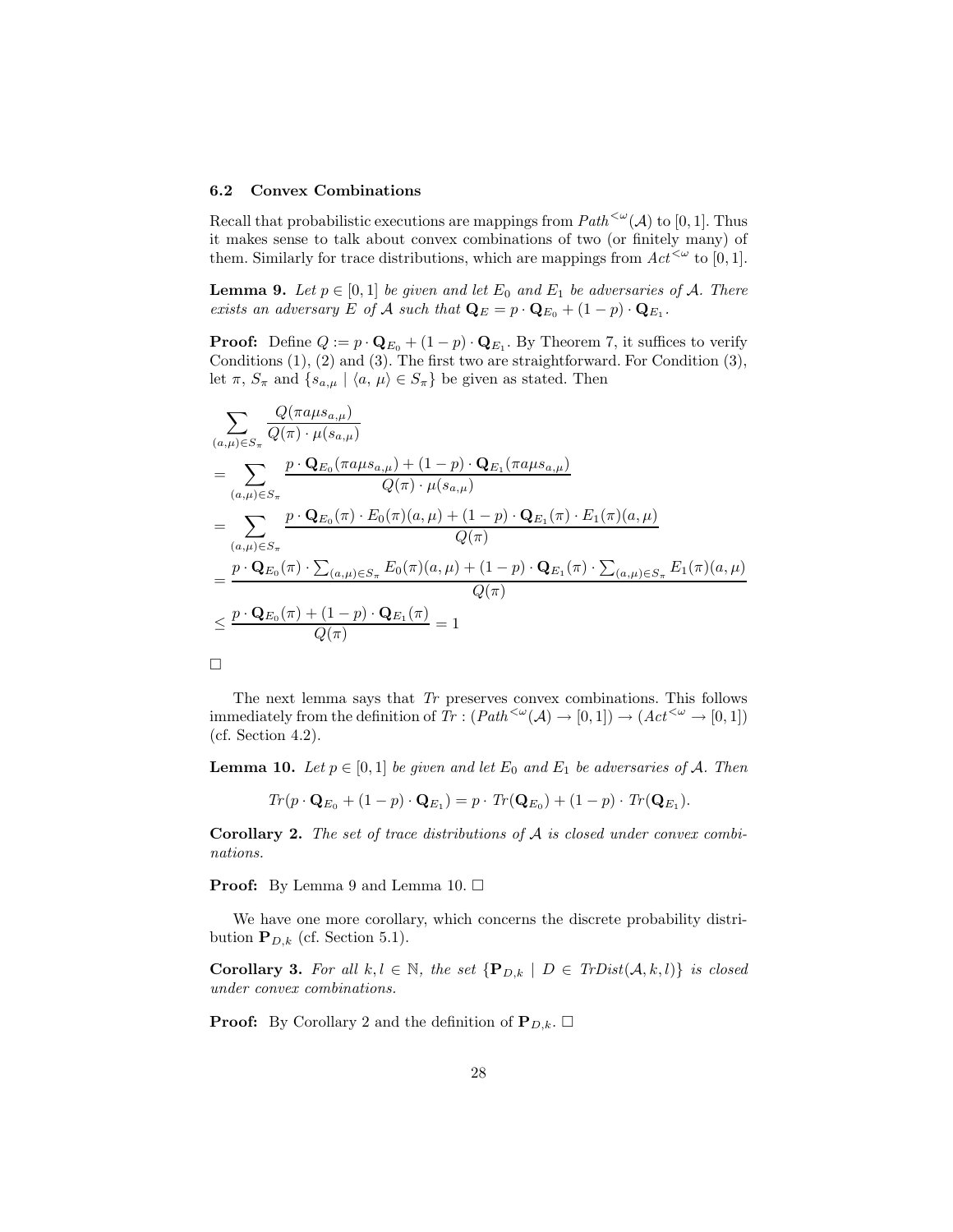### 6.2 Convex Combinations

Recall that probabilistic executions are mappings from $Path^{<\omega}(\mathcal{A})$ to $[0,1]$. Thus it makes sense to talk about convex combinations of two (or finitely many) of them. Similarly for trace distributions, which are mappings from $Act^{<\omega}$ to $[0,1]$.

**Lemma 9.** *Let $p \in [0,1]$ be given and let $E_0$ and $E_1$ be adversaries of $\mathcal{A}$. There exists an adversary $E$ of $\mathcal{A}$ such that $\mathbf{Q}_E = p \cdot \mathbf{Q}_{E_0} + (1-p) \cdot \mathbf{Q}_{E_1}$.*

**Proof:** Define $Q := p \cdot \mathbf{Q}_{E_0} + (1-p) \cdot \mathbf{Q}_{E_1}$. By Theorem 7, it suffices to verify Conditions (1), (2) and (3). The first two are straightforward. For Condition (3), let $\pi$, $S_\pi$ and $\{s_{a,\mu} \mid \langle a, \mu \rangle \in S_\pi\}$ be given as stated. Then

$$
\begin{aligned}
&\sum_{(a,\mu)\in S_\pi} \frac{Q(\pi a \mu s_{a,\mu})}{Q(\pi) \cdot \mu(s_{a,\mu})} \\
&= \sum_{(a,\mu)\in S_\pi} \frac{p \cdot \mathbf{Q}_{E_0}(\pi a \mu s_{a,\mu}) + (1-p) \cdot \mathbf{Q}_{E_1}(\pi a \mu s_{a,\mu})}{Q(\pi) \cdot \mu(s_{a,\mu})} \\
&= \sum_{(a,\mu)\in S_\pi} \frac{p \cdot \mathbf{Q}_{E_0}(\pi) \cdot E_0(\pi)(a,\mu) + (1-p) \cdot \mathbf{Q}_{E_1}(\pi) \cdot E_1(\pi)(a,\mu)}{Q(\pi)} \\
&= \frac{p \cdot \mathbf{Q}_{E_0}(\pi) \cdot \sum_{(a,\mu)\in S_\pi} E_0(\pi)(a,\mu) + (1-p) \cdot \mathbf{Q}_{E_1}(\pi) \cdot \sum_{(a,\mu)\in S_\pi} E_1(\pi)(a,\mu)}{Q(\pi)} \\
&\leq \frac{p \cdot \mathbf{Q}_{E_0}(\pi) + (1-p) \cdot \mathbf{Q}_{E_1}(\pi)}{Q(\pi)} = 1
\end{aligned}
$$

□

The next lemma says that $Tr$ preserves convex combinations. This follows immediately from the definition of $Tr : (Path^{<\omega}(\mathcal{A}) \to [0,1]) \to (Act^{<\omega} \to [0,1])$ (cf. Section 4.2).

**Lemma 10.** *Let $p \in [0,1]$ be given and let $E_0$ and $E_1$ be adversaries of $\mathcal{A}$. Then*

$$Tr(p \cdot \mathbf{Q}_{E_0} + (1-p) \cdot \mathbf{Q}_{E_1}) = p \cdot Tr(\mathbf{Q}_{E_0}) + (1-p) \cdot Tr(\mathbf{Q}_{E_1}).$$

**Corollary 2.** *The set of trace distributions of $\mathcal{A}$ is closed under convex combinations.*

**Proof:** By Lemma 9 and Lemma 10. □

We have one more corollary, which concerns the discrete probability distribution $\mathbf{P}_{D,k}$ (cf. Section 5.1).

**Corollary 3.** *For all $k, l \in \mathbb{N}$, the set $\{\mathbf{P}_{D,k} \mid D \in TrDist(\mathcal{A}, k, l)\}$ is closed under convex combinations.*

**Proof:** By Corollary 2 and the definition of $\mathbf{P}_{D,k}$. □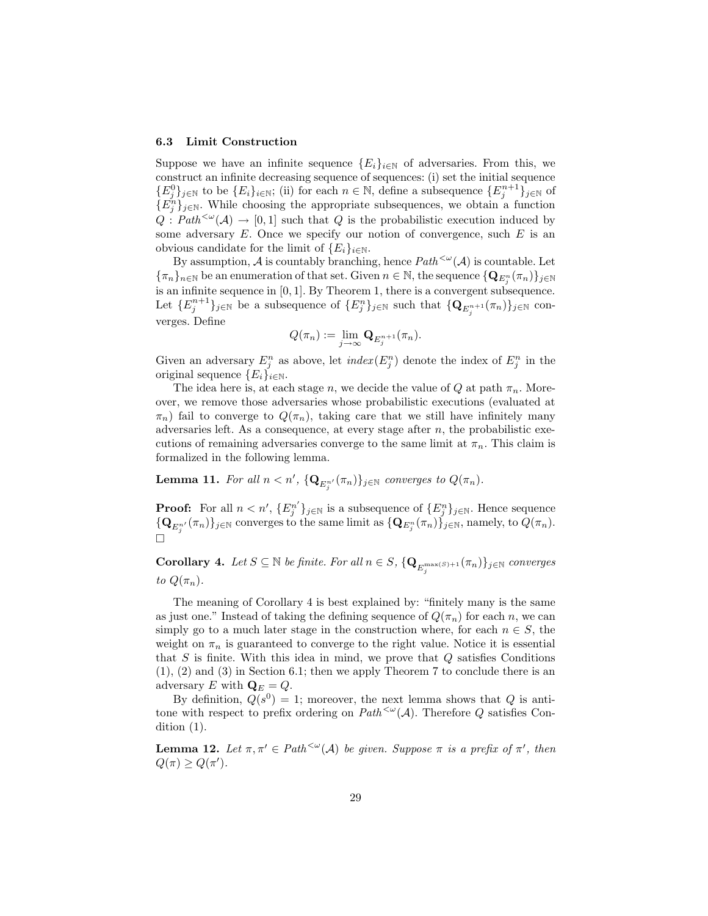### 6.3 Limit Construction

Suppose we have an infinite sequence $\{E_i\}_{i\in\mathbb{N}}$ of adversaries. From this, we construct an infinite decreasing sequence of sequences: (i) set the initial sequence $\{E^0_j\}_{j\in\mathbb{N}}$ to be $\{E_i\}_{i\in\mathbb{N}}$; (ii) for each $n \in \mathbb{N}$, define a subsequence $\{E^{n+1}_j\}_{j\in\mathbb{N}}$ of $\{E^n_j\}_{j\in\mathbb{N}}$. While choosing the appropriate subsequences, we obtain a function $Q : \mathit{Path}^{<\omega}(\mathcal{A}) \to [0, 1]$ such that $Q$ is the probabilistic execution induced by some adversary $E$. Once we specify our notion of convergence, such $E$ is an obvious candidate for the limit of $\{E_i\}_{i\in\mathbb{N}}$.

By assumption, $\mathcal{A}$ is countably branching, hence $\mathit{Path}^{<\omega}(\mathcal{A})$ is countable. Let $\{\pi_n\}_{n\in\mathbb{N}}$ be an enumeration of that set. Given $n \in \mathbb{N}$, the sequence $\{\mathbf{Q}_{E^n_j}(\pi_n)\}_{j\in\mathbb{N}}$ is an infinite sequence in $[0, 1]$. By Theorem 1, there is a convergent subsequence. Let $\{E^{n+1}_j\}_{j\in\mathbb{N}}$ be a subsequence of $\{E^n_j\}_{j\in\mathbb{N}}$ such that $\{\mathbf{Q}_{E^{n+1}_j}(\pi_n)\}_{j\in\mathbb{N}}$ converges. Define

$$Q(\pi_n) := \lim_{j\to\infty} \mathbf{Q}_{E^{n+1}_j}(\pi_n).$$

Given an adversary $E^n_j$ as above, let $\mathit{index}(E^n_j)$ denote the index of $E^n_j$ in the original sequence $\{E_i\}_{i\in\mathbb{N}}$.

The idea here is, at each stage $n$, we decide the value of $Q$ at path $\pi_n$. Moreover, we remove those adversaries whose probabilistic executions (evaluated at $\pi_n$) fail to converge to $Q(\pi_n)$, taking care that we still have infinitely many adversaries left. As a consequence, at every stage after $n$, the probabilistic executions of remaining adversaries converge to the same limit at $\pi_n$. This claim is formalized in the following lemma.

**Lemma 11.** *For all $n < n'$, $\{\mathbf{Q}_{E^{n'}_j}(\pi_n)\}_{j\in\mathbb{N}}$ converges to $Q(\pi_n)$.*

**Proof:** For all $n < n'$, $\{E^{n'}_j\}_{j\in\mathbb{N}}$ is a subsequence of $\{E^n_j\}_{j\in\mathbb{N}}$. Hence sequence $\{\mathbf{Q}_{E^{n'}_j}(\pi_n)\}_{j\in\mathbb{N}}$ converges to the same limit as $\{\mathbf{Q}_{E^n_j}(\pi_n)\}_{j\in\mathbb{N}}$, namely, to $Q(\pi_n)$. $\square$

**Corollary 4.** *Let $S \subseteq \mathbb{N}$ be finite. For all $n \in S$, $\{\mathbf{Q}_{E^{\max(S)+1}_j}(\pi_n)\}_{j\in\mathbb{N}}$ converges to $Q(\pi_n)$.*

The meaning of Corollary 4 is best explained by: "finitely many is the same as just one." Instead of taking the defining sequence of $Q(\pi_n)$ for each $n$, we can simply go to a much later stage in the construction where, for each $n \in S$, the weight on $\pi_n$ is guaranteed to converge to the right value. Notice it is essential that $S$ is finite. With this idea in mind, we prove that $Q$ satisfies Conditions (1), (2) and (3) in Section 6.1; then we apply Theorem 7 to conclude there is an adversary $E$ with $\mathbf{Q}_E = Q$.

By definition, $Q(s^0) = 1$; moreover, the next lemma shows that $Q$ is antitone with respect to prefix ordering on $\mathit{Path}^{<\omega}(\mathcal{A})$. Therefore $Q$ satisfies Condition (1).

**Lemma 12.** *Let $\pi, \pi' \in \mathit{Path}^{<\omega}(\mathcal{A})$ be given. Suppose $\pi$ is a prefix of $\pi'$, then $Q(\pi) \geq Q(\pi')$.*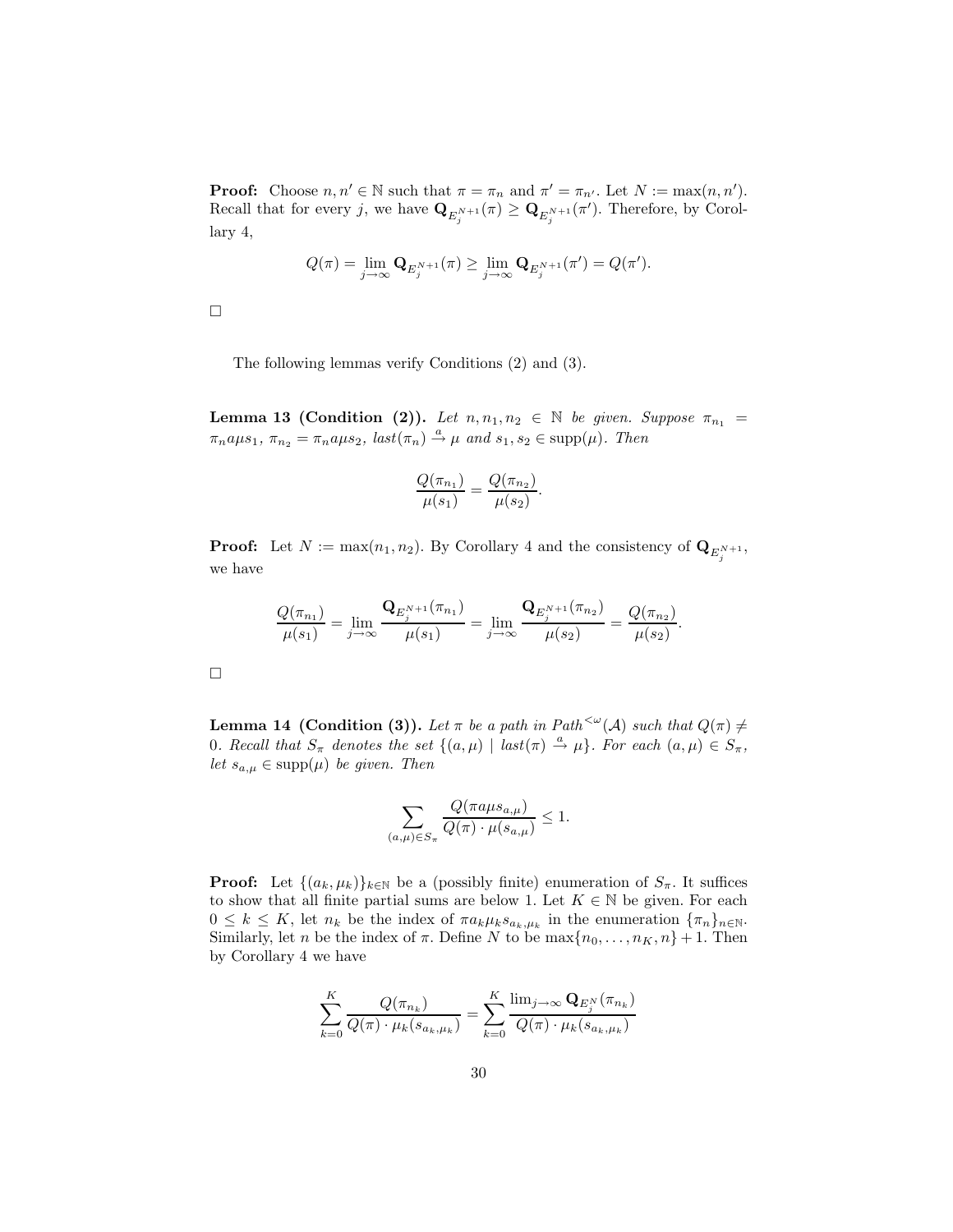**Proof:** Choose $n, n' \in \mathbb{N}$ such that $\pi = \pi_n$ and $\pi' = \pi_{n'}$. Let $N := \max(n, n')$. Recall that for every $j$, we have $\mathbf{Q}_{E_j^{N+1}}(\pi) \geq \mathbf{Q}_{E_j^{N+1}}(\pi')$. Therefore, by Corollary 4,

$$Q(\pi) = \lim_{j \to \infty} \mathbf{Q}_{E_j^{N+1}}(\pi) \geq \lim_{j \to \infty} \mathbf{Q}_{E_j^{N+1}}(\pi') = Q(\pi').$$

□

The following lemmas verify Conditions (2) and (3).

**Lemma 13 (Condition (2)).** *Let $n, n_1, n_2 \in \mathbb{N}$ be given. Suppose $\pi_{n_1} = \pi_n a \mu s_1$, $\pi_{n_2} = \pi_n a \mu s_2$, $last(\pi_n) \xrightarrow{a} \mu$ and $s_1, s_2 \in \mathrm{supp}(\mu)$. Then*

$$\frac{Q(\pi_{n_1})}{\mu(s_1)} = \frac{Q(\pi_{n_2})}{\mu(s_2)}.$$

**Proof:** Let $N := \max(n_1, n_2)$. By Corollary 4 and the consistency of $\mathbf{Q}_{E_j^{N+1}}$, we have

$$\frac{Q(\pi_{n_1})}{\mu(s_1)} = \lim_{j \to \infty} \frac{\mathbf{Q}_{E_j^{N+1}}(\pi_{n_1})}{\mu(s_1)} = \lim_{j \to \infty} \frac{\mathbf{Q}_{E_j^{N+1}}(\pi_{n_2})}{\mu(s_2)} = \frac{Q(\pi_{n_2})}{\mu(s_2)}.$$

□

**Lemma 14 (Condition (3)).** *Let $\pi$ be a path in $Path^{<\omega}(\mathcal{A})$ such that $Q(\pi) \neq 0$. Recall that $S_\pi$ denotes the set $\{(a, \mu) \mid last(\pi) \xrightarrow{a} \mu\}$. For each $(a, \mu) \in S_\pi$, let $s_{a,\mu} \in \mathrm{supp}(\mu)$ be given. Then*

$$\sum_{(a,\mu) \in S_\pi} \frac{Q(\pi a \mu s_{a,\mu})}{Q(\pi) \cdot \mu(s_{a,\mu})} \leq 1.$$

**Proof:** Let $\{(a_k, \mu_k)\}_{k \in \mathbb{N}}$ be a (possibly finite) enumeration of $S_\pi$. It suffices to show that all finite partial sums are below 1. Let $K \in \mathbb{N}$ be given. For each $0 \leq k \leq K$, let $n_k$ be the index of $\pi a_k \mu_k s_{a_k,\mu_k}$ in the enumeration $\{\pi_n\}_{n \in \mathbb{N}}$. Similarly, let $n$ be the index of $\pi$. Define $N$ to be $\max\{n_0, \ldots, n_K, n\} + 1$. Then by Corollary 4 we have

$$\sum_{k=0}^{K} \frac{Q(\pi_{n_k})}{Q(\pi) \cdot \mu_k(s_{a_k,\mu_k})} = \sum_{k=0}^{K} \frac{\lim_{j \to \infty} \mathbf{Q}_{E_j^N}(\pi_{n_k})}{Q(\pi) \cdot \mu_k(s_{a_k,\mu_k})}$$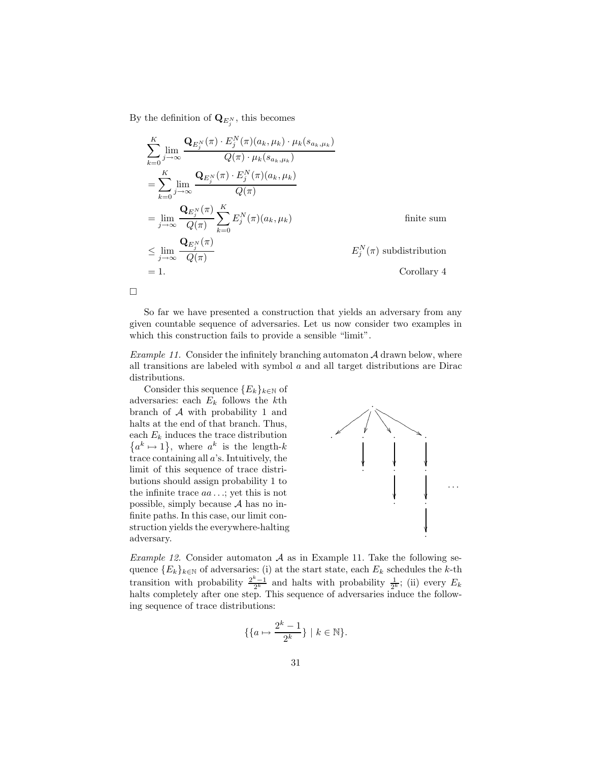By the definition of $\mathbf{Q}_{E_j^N}$, this becomes

$$
\begin{aligned}
&\sum_{k=0}^{K} \lim_{j\to\infty} \frac{\mathbf{Q}_{E_j^N}(\pi)\cdot E_j^N(\pi)(a_k,\mu_k)\cdot \mu_k(s_{a_k,\mu_k})}{Q(\pi)\cdot \mu_k(s_{a_k,\mu_k})} \\
&= \sum_{k=0}^{K} \lim_{j\to\infty} \frac{\mathbf{Q}_{E_j^N}(\pi)\cdot E_j^N(\pi)(a_k,\mu_k)}{Q(\pi)} \\
&= \lim_{j\to\infty} \frac{\mathbf{Q}_{E_j^N}(\pi)}{Q(\pi)} \sum_{k=0}^{K} E_j^N(\pi)(a_k,\mu_k) && \text{finite sum} \\
&\leq \lim_{j\to\infty} \frac{\mathbf{Q}_{E_j^N}(\pi)}{Q(\pi)} && E_j^N(\pi) \text{ subdistribution} \\
&= 1. && \text{Corollary 4}
\end{aligned}
$$

□

So far we have presented a construction that yields an adversary from any given countable sequence of adversaries. Let us now consider two examples in which this construction fails to provide a sensible "limit".

*Example 11.* Consider the infinitely branching automaton $\mathcal{A}$ drawn below, where all transitions are labeled with symbol $a$ and all target distributions are Dirac distributions.

Consider this sequence $\{E_k\}_{k\in\mathbb{N}}$ of adversaries: each $E_k$ follows the $k$th branch of $\mathcal{A}$ with probability 1 and halts at the end of that branch. Thus, each $E_k$ induces the trace distribution $\{a^k \mapsto 1\}$, where $a^k$ is the length-$k$ trace containing all $a$'s. Intuitively, the limit of this sequence of trace distributions should assign probability 1 to the infinite trace $aa\ldots$; yet this is not possible, simply because $\mathcal{A}$ has no infinite paths. In this case, our limit construction yields the everywhere-halting adversary.

. . .

*Example 12.* Consider automaton $\mathcal{A}$ as in Example 11. Take the following sequence $\{E_k\}_{k\in\mathbb{N}}$ of adversaries: (i) at the start state, each $E_k$ schedules the $k$-th transition with probability $\frac{2^k-1}{2^k}$ and halts with probability $\frac{1}{2^k}$; (ii) every $E_k$ halts completely after one step. This sequence of adversaries induce the following sequence of trace distributions:

$$\{\{a \mapsto \frac{2^k-1}{2^k}\} \mid k \in \mathbb{N}\}.$$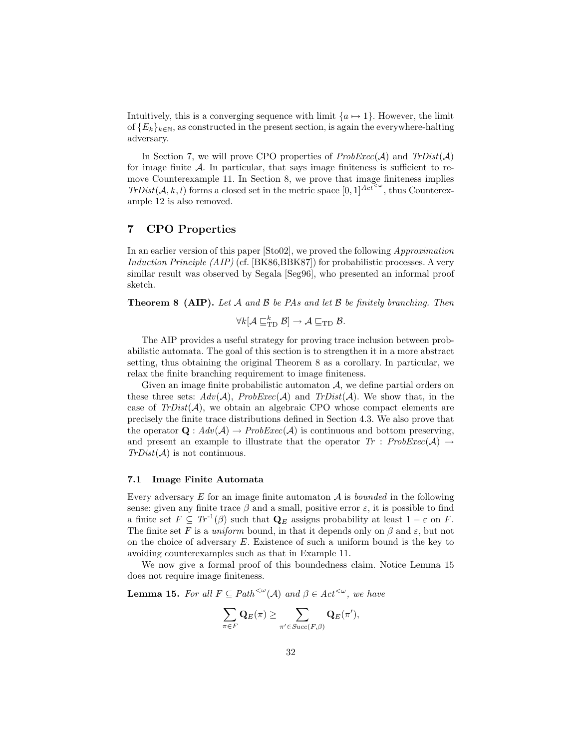Intuitively, this is a converging sequence with limit $\{a \mapsto 1\}$. However, the limit of $\{E_k\}_{k\in\mathbb{N}}$, as constructed in the present section, is again the everywhere-halting adversary.

In Section 7, we will prove CPO properties of *ProbExec*($\mathcal{A}$) and *TrDist*($\mathcal{A}$) for image finite $\mathcal{A}$. In particular, that says image finiteness is sufficient to remove Counterexample 11. In Section 8, we prove that image finiteness implies *TrDist*($\mathcal{A}, k, l$) forms a closed set in the metric space $[0, 1]^{Act^{<\omega}}$, thus Counterexample 12 is also removed.

# 7 CPO Properties

In an earlier version of this paper [Sto02], we proved the following *Approximation Induction Principle (AIP)* (cf. [BK86,BBK87]) for probabilistic processes. A very similar result was observed by Segala [Seg96], who presented an informal proof sketch.

**Theorem 8 (AIP).** *Let $\mathcal{A}$ and $\mathcal{B}$ be PAs and let $\mathcal{B}$ be finitely branching. Then*

$$\forall k[\mathcal{A} \sqsubseteq^k_{\mathrm{TD}} \mathcal{B}] \to \mathcal{A} \sqsubseteq_{\mathrm{TD}} \mathcal{B}.$$

The AIP provides a useful strategy for proving trace inclusion between probabilistic automata. The goal of this section is to strengthen it in a more abstract setting, thus obtaining the original Theorem 8 as a corollary. In particular, we relax the finite branching requirement to image finiteness.

Given an image finite probabilistic automaton $\mathcal{A}$, we define partial orders on these three sets: *Adv*($\mathcal{A}$), *ProbExec*($\mathcal{A}$) and *TrDist*($\mathcal{A}$). We show that, in the case of *TrDist*($\mathcal{A}$), we obtain an algebraic CPO whose compact elements are precisely the finite trace distributions defined in Section 4.3. We also prove that the operator $\mathbf{Q} : Adv(\mathcal{A}) \to ProbExec(\mathcal{A})$ is continuous and bottom preserving, and present an example to illustrate that the operator $Tr : ProbExec(\mathcal{A}) \to TrDist(\mathcal{A})$ is not continuous.

## 7.1 Image Finite Automata

Every adversary $E$ for an image finite automaton $\mathcal{A}$ is *bounded* in the following sense: given any finite trace $\beta$ and a small, positive error $\varepsilon$, it is possible to find a finite set $F \subseteq Tr^{-1}(\beta)$ such that $\mathbf{Q}_E$ assigns probability at least $1 - \varepsilon$ on $F$. The finite set $F$ is a *uniform* bound, in that it depends only on $\beta$ and $\varepsilon$, but not on the choice of adversary $E$. Existence of such a uniform bound is the key to avoiding counterexamples such as that in Example 11.

We now give a formal proof of this boundedness claim. Notice Lemma 15 does not require image finiteness.

**Lemma 15.** *For all $F \subseteq Path^{<\omega}(\mathcal{A})$ and $\beta \in Act^{<\omega}$, we have*

$$\sum_{\pi\in F} \mathbf{Q}_E(\pi) \geq \sum_{\pi'\in Succ(F,\beta)} \mathbf{Q}_E(\pi'),$$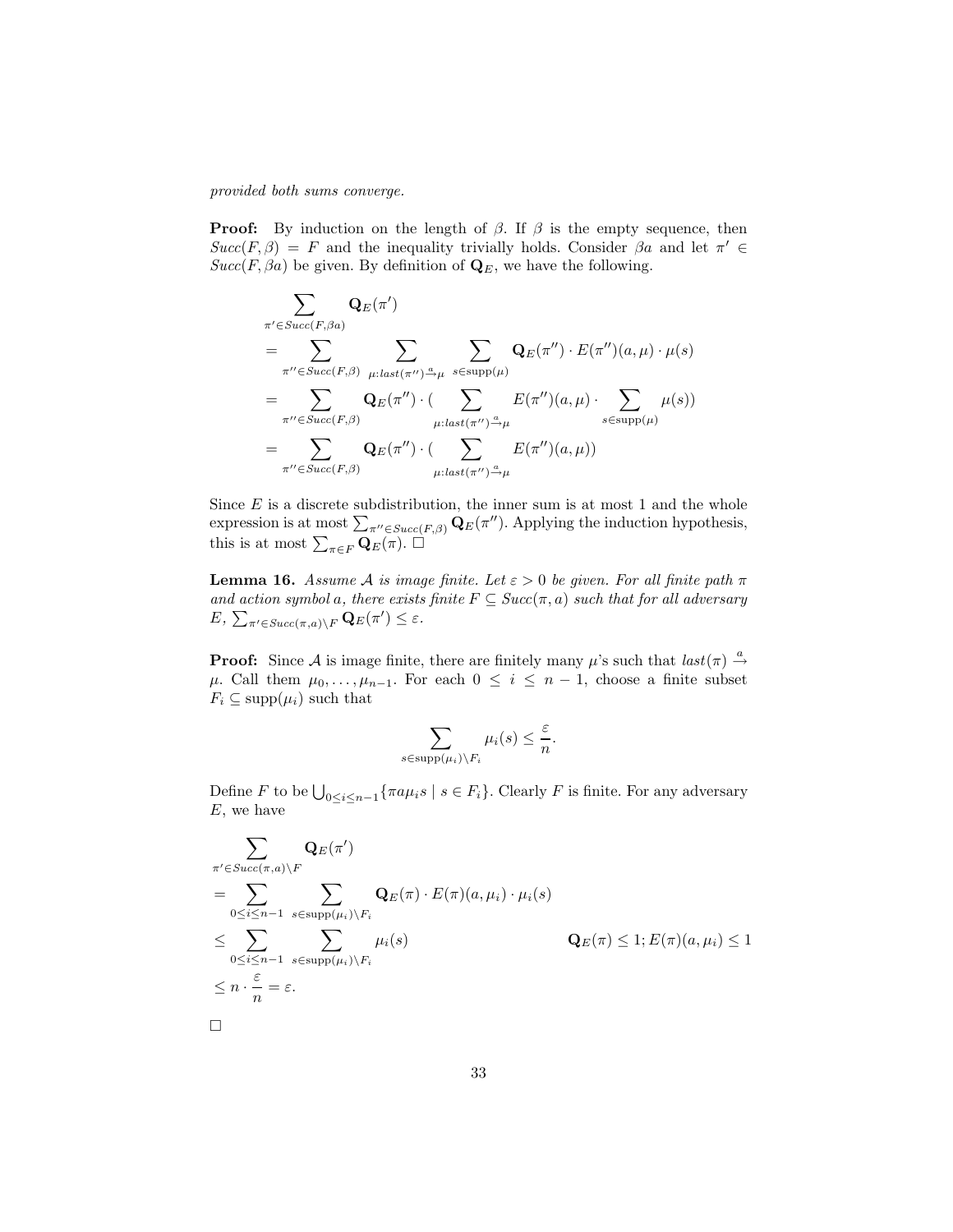*provided both sums converge.*

**Proof:** By induction on the length of $\beta$. If $\beta$ is the empty sequence, then $Succ(F, \beta) = F$ and the inequality trivially holds. Consider $\beta a$ and let $\pi' \in Succ(F, \beta a)$ be given. By definition of $\mathbf{Q}_E$, we have the following.

$$
\begin{aligned}
& \sum_{\pi' \in Succ(F,\beta a)} \mathbf{Q}_E(\pi') \\
= & \sum_{\pi'' \in Succ(F,\beta)} \sum_{\mu : last(\pi'') \xrightarrow{a} \mu} \sum_{s \in \mathrm{supp}(\mu)} \mathbf{Q}_E(\pi'') \cdot E(\pi'')(a,\mu) \cdot \mu(s) \\
= & \sum_{\pi'' \in Succ(F,\beta)} \mathbf{Q}_E(\pi'') \cdot ( \sum_{\mu : last(\pi'') \xrightarrow{a} \mu} E(\pi'')(a,\mu) \cdot \sum_{s \in \mathrm{supp}(\mu)} \mu(s)) \\
= & \sum_{\pi'' \in Succ(F,\beta)} \mathbf{Q}_E(\pi'') \cdot ( \sum_{\mu : last(\pi'') \xrightarrow{a} \mu} E(\pi'')(a,\mu))
\end{aligned}
$$

Since $E$ is a discrete subdistribution, the inner sum is at most 1 and the whole expression is at most $\sum_{\pi'' \in Succ(F,\beta)} \mathbf{Q}_E(\pi'')$. Applying the induction hypothesis, this is at most $\sum_{\pi \in F} \mathbf{Q}_E(\pi)$. □

**Lemma 16.** *Assume $\mathcal{A}$ is image finite. Let $\varepsilon > 0$ be given. For all finite path $\pi$ and action symbol $a$, there exists finite $F \subseteq Succ(\pi, a)$ such that for all adversary $E$, $\sum_{\pi' \in Succ(\pi,a) \setminus F} \mathbf{Q}_E(\pi') \leq \varepsilon$.*

**Proof:** Since $\mathcal{A}$ is image finite, there are finitely many $\mu$'s such that $last(\pi) \xrightarrow{a} \mu$. Call them $\mu_0, \ldots, \mu_{n-1}$. For each $0 \leq i \leq n-1$, choose a finite subset $F_i \subseteq \mathrm{supp}(\mu_i)$ such that

$$
\sum_{s \in \mathrm{supp}(\mu_i) \setminus F_i} \mu_i(s) \leq \frac{\varepsilon}{n}.
$$

Define $F$ to be $\bigcup_{0 \leq i \leq n-1} \{\pi a \mu_i s \mid s \in F_i\}$. Clearly $F$ is finite. For any adversary $E$, we have

$$
\begin{aligned}
& \sum_{\pi' \in Succ(\pi,a) \setminus F} \mathbf{Q}_E(\pi') \\
= & \sum_{0 \leq i \leq n-1} \sum_{s \in \mathrm{supp}(\mu_i) \setminus F_i} \mathbf{Q}_E(\pi) \cdot E(\pi)(a,\mu_i) \cdot \mu_i(s) \\
\leq & \sum_{0 \leq i \leq n-1} \sum_{s \in \mathrm{supp}(\mu_i) \setminus F_i} \mu_i(s) \qquad\qquad \mathbf{Q}_E(\pi) \leq 1; E(\pi)(a,\mu_i) \leq 1 \\
\leq & \; n \cdot \frac{\varepsilon}{n} = \varepsilon.
\end{aligned}
$$

□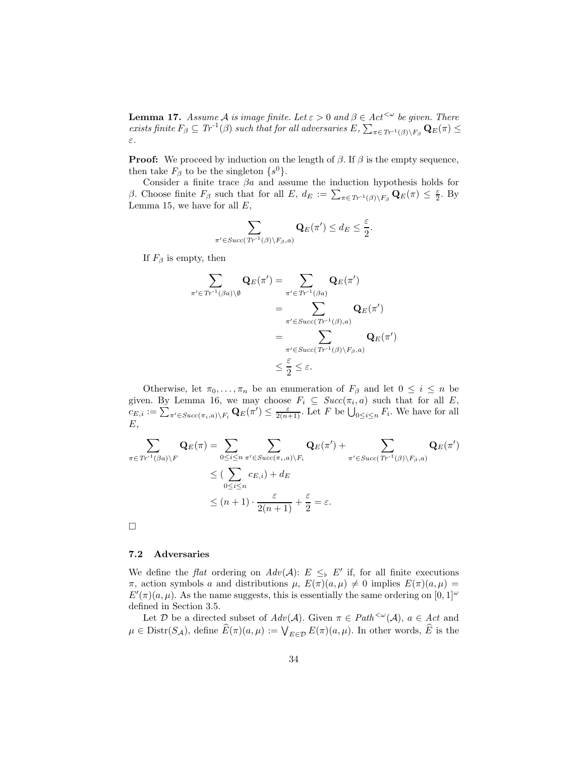**Lemma 17.** *Assume $\mathcal{A}$ is image finite. Let $\varepsilon > 0$ and $\beta \in Act^{<\omega}$ be given. There exists finite $F_\beta \subseteq Tr^{-1}(\beta)$ such that for all adversaries $E$, $\sum_{\pi \in Tr^{-1}(\beta) \setminus F_\beta} \mathbf{Q}_E(\pi) \leq \varepsilon$.*

**Proof:** We proceed by induction on the length of $\beta$. If $\beta$ is the empty sequence, then take $F_\beta$ to be the singleton $\{s^0\}$.

Consider a finite trace $\beta a$ and assume the induction hypothesis holds for $\beta$. Choose finite $F_\beta$ such that for all $E$, $d_E := \sum_{\pi \in Tr^{-1}(\beta) \setminus F_\beta} \mathbf{Q}_E(\pi) \leq \frac{\varepsilon}{2}$. By Lemma 15, we have for all $E$,

$$\sum_{\pi' \in Succ(Tr^{-1}(\beta) \setminus F_\beta, a)} \mathbf{Q}_E(\pi') \leq d_E \leq \frac{\varepsilon}{2}.$$

If $F_\beta$ is empty, then

$$\begin{aligned}
\sum_{\pi' \in Tr^{-1}(\beta a) \setminus \emptyset} \mathbf{Q}_E(\pi') &= \sum_{\pi' \in Tr^{-1}(\beta a)} \mathbf{Q}_E(\pi') \\
&= \sum_{\pi' \in Succ(Tr^{-1}(\beta), a)} \mathbf{Q}_E(\pi') \\
&= \sum_{\pi' \in Succ(Tr^{-1}(\beta) \setminus F_\beta, a)} \mathbf{Q}_E(\pi') \\
&\leq \frac{\varepsilon}{2} \leq \varepsilon.
\end{aligned}$$

Otherwise, let $\pi_0, \ldots, \pi_n$ be an enumeration of $F_\beta$ and let $0 \leq i \leq n$ be given. By Lemma 16, we may choose $F_i \subseteq Succ(\pi_i, a)$ such that for all $E$, $c_{E,i} := \sum_{\pi' \in Succ(\pi_i, a) \setminus F_i} \mathbf{Q}_E(\pi') \leq \frac{\varepsilon}{2(n+1)}$. Let $F$ be $\bigcup_{0 \leq i \leq n} F_i$. We have for all $E$,

$$\begin{aligned}
\sum_{\pi \in Tr^{-1}(\beta a) \setminus F} \mathbf{Q}_E(\pi) &= \sum_{0 \leq i \leq n} \sum_{\pi' \in Succ(\pi_i, a) \setminus F_i} \mathbf{Q}_E(\pi') + \sum_{\pi' \in Succ(Tr^{-1}(\beta) \setminus F_\beta, a)} \mathbf{Q}_E(\pi') \\
&\leq \Big(\sum_{0 \leq i \leq n} c_{E,i}\Big) + d_E \\
&\leq (n+1) \cdot \frac{\varepsilon}{2(n+1)} + \frac{\varepsilon}{2} = \varepsilon.
\end{aligned}$$

□

### 7.2 Adversaries

We define the *flat* ordering on $Adv(\mathcal{A})$: $E \leq_\flat E'$ if, for all finite executions $\pi$, action symbols $a$ and distributions $\mu$, $E(\pi)(a, \mu) \neq 0$ implies $E(\pi)(a, \mu) = E'(\pi)(a, \mu)$. As the name suggests, this is essentially the same ordering on $[0, 1]^\omega$ defined in Section 3.5.

Let $\mathcal{D}$ be a directed subset of $Adv(\mathcal{A})$. Given $\pi \in Path^{<\omega}(\mathcal{A})$, $a \in Act$ and $\mu \in \mathrm{Distr}(S_\mathcal{A})$, define $\widehat{E}(\pi)(a, \mu) := \bigvee_{E \in \mathcal{D}} E(\pi)(a, \mu)$. In other words, $\widehat{E}$ is the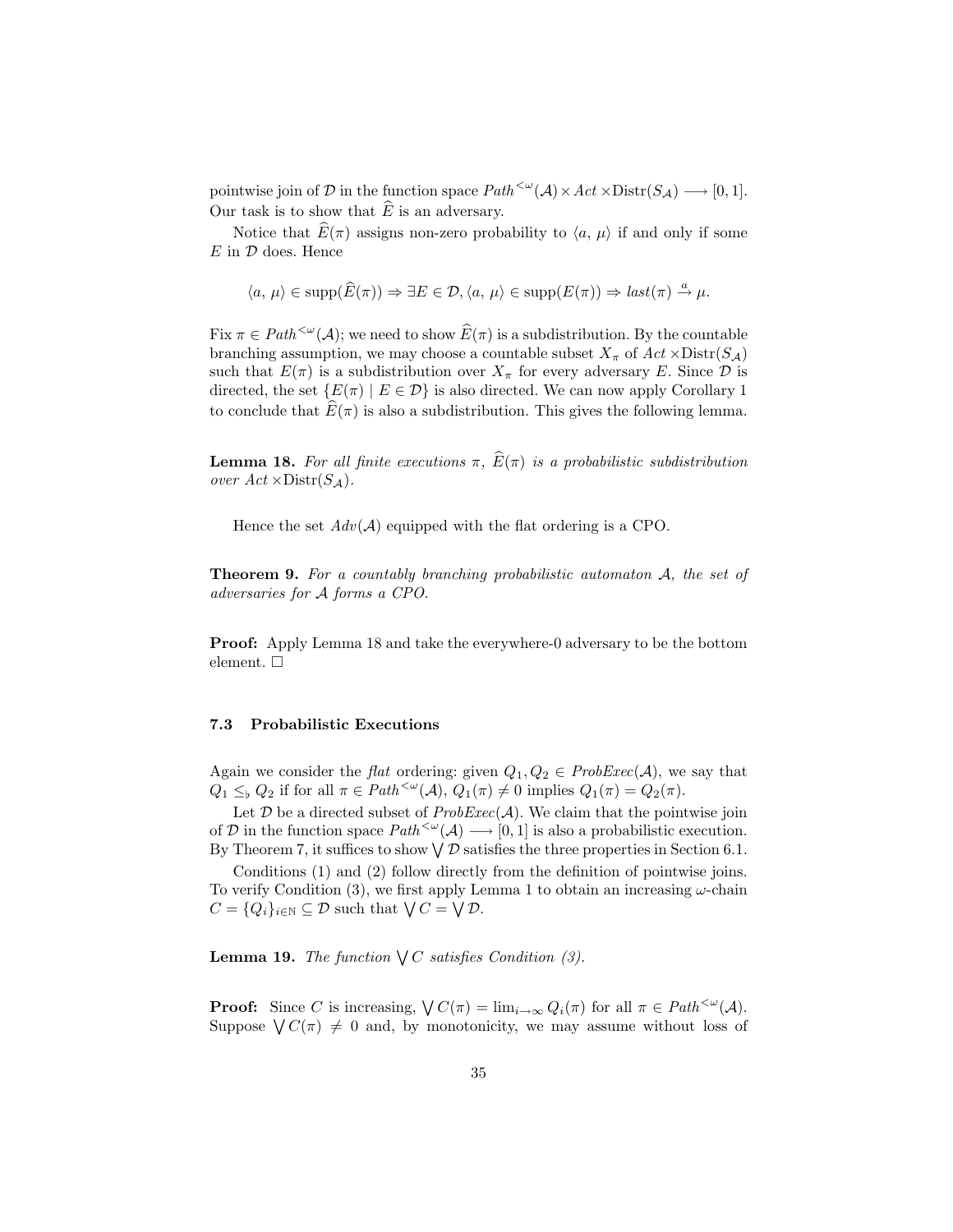pointwise join of $\mathcal{D}$ in the function space $Path^{<\omega}(\mathcal{A}) \times Act \times \mathrm{Distr}(S_{\mathcal{A}}) \longrightarrow [0,1]$. Our task is to show that $\widehat{E}$ is an adversary.

Notice that $\widehat{E}(\pi)$ assigns non-zero probability to $\langle a, \mu\rangle$ if and only if some $E$ in $\mathcal{D}$ does. Hence

$$\langle a, \mu\rangle \in \mathrm{supp}(\widehat{E}(\pi)) \Rightarrow \exists E \in \mathcal{D}, \langle a, \mu\rangle \in \mathrm{supp}(E(\pi)) \Rightarrow last(\pi) \xrightarrow{a} \mu.$$

Fix $\pi \in Path^{<\omega}(\mathcal{A})$; we need to show $\widehat{E}(\pi)$ is a subdistribution. By the countable branching assumption, we may choose a countable subset $X_\pi$ of $Act \times \mathrm{Distr}(S_{\mathcal{A}})$ such that $E(\pi)$ is a subdistribution over $X_\pi$ for every adversary $E$. Since $\mathcal{D}$ is directed, the set $\{E(\pi) \mid E \in \mathcal{D}\}$ is also directed. We can now apply Corollary 1 to conclude that $\widehat{E}(\pi)$ is also a subdistribution. This gives the following lemma.

**Lemma 18.** *For all finite executions $\pi$, $\widehat{E}(\pi)$ is a probabilistic subdistribution over $Act \times \mathrm{Distr}(S_{\mathcal{A}})$.*

Hence the set $Adv(\mathcal{A})$ equipped with the flat ordering is a CPO.

**Theorem 9.** *For a countably branching probabilistic automaton $\mathcal{A}$, the set of adversaries for $\mathcal{A}$ forms a CPO.*

**Proof:** Apply Lemma 18 and take the everywhere-0 adversary to be the bottom element. □

### 7.3 Probabilistic Executions

Again we consider the *flat* ordering: given $Q_1, Q_2 \in ProbExec(\mathcal{A})$, we say that $Q_1 \leq_\flat Q_2$ if for all $\pi \in Path^{<\omega}(\mathcal{A})$, $Q_1(\pi) \neq 0$ implies $Q_1(\pi) = Q_2(\pi)$.

Let $\mathcal{D}$ be a directed subset of $ProbExec(\mathcal{A})$. We claim that the pointwise join of $\mathcal{D}$ in the function space $Path^{<\omega}(\mathcal{A}) \longrightarrow [0,1]$ is also a probabilistic execution. By Theorem 7, it suffices to show $\bigvee \mathcal{D}$ satisfies the three properties in Section 6.1.

Conditions (1) and (2) follow directly from the definition of pointwise joins. To verify Condition (3), we first apply Lemma 1 to obtain an increasing $\omega$-chain $C = \{Q_i\}_{i \in \mathbb{N}} \subseteq \mathcal{D}$ such that $\bigvee C = \bigvee \mathcal{D}$.

**Lemma 19.** *The function $\bigvee C$ satisfies Condition (3).*

**Proof:** Since $C$ is increasing, $\bigvee C(\pi) = \lim_{i \to \infty} Q_i(\pi)$ for all $\pi \in Path^{<\omega}(\mathcal{A})$. Suppose $\bigvee C(\pi) \neq 0$ and, by monotonicity, we may assume without loss of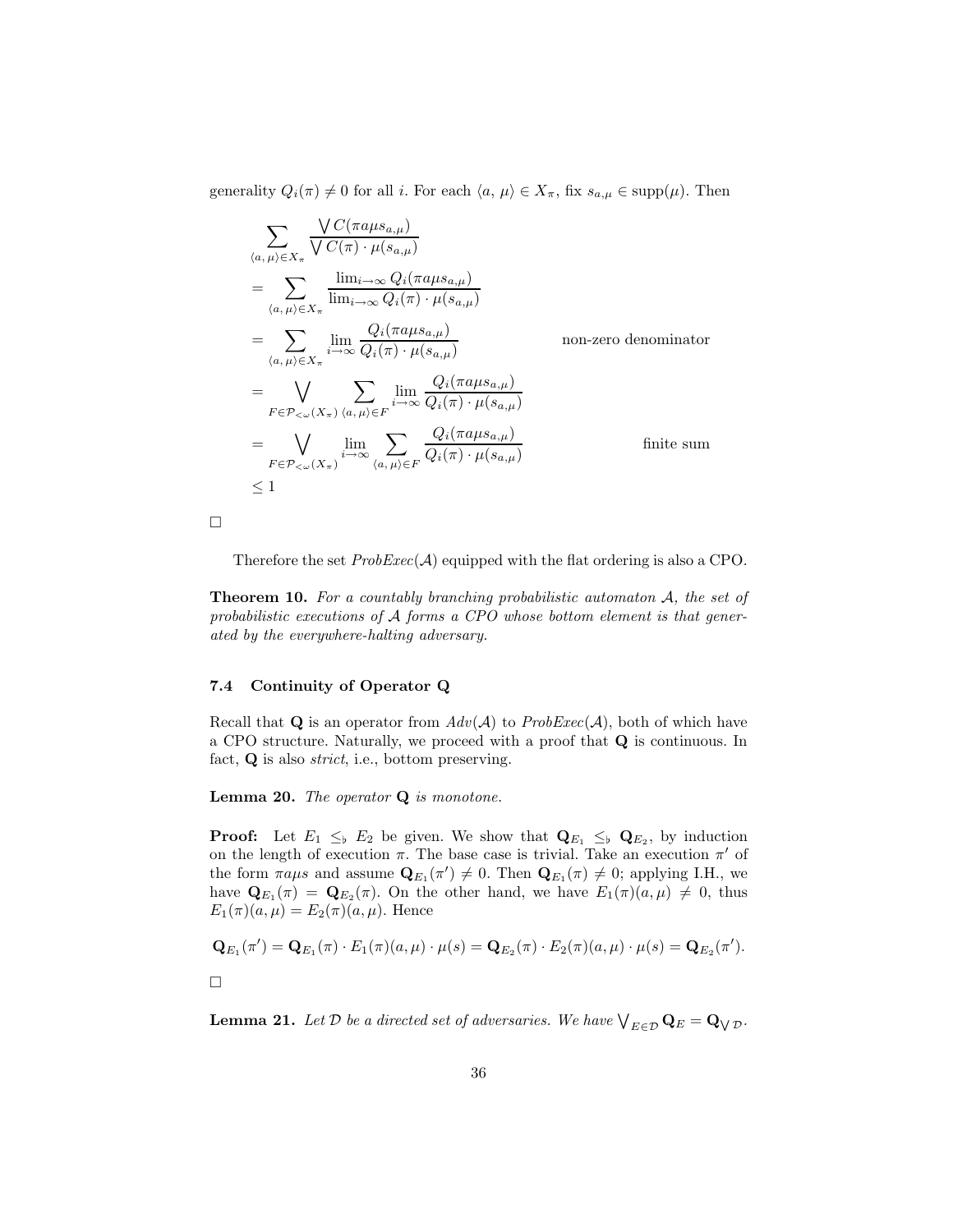generality $Q_i(\pi) \neq 0$ for all $i$. For each $\langle a, \mu \rangle \in X_\pi$, fix $s_{a,\mu} \in \mathrm{supp}(\mu)$. Then

$$
\begin{aligned}
& \sum_{\langle a,\, \mu\rangle \in X_\pi} \frac{\bigvee C(\pi a \mu s_{a,\mu})}{\bigvee C(\pi) \cdot \mu(s_{a,\mu})} \\
&= \sum_{\langle a,\, \mu\rangle \in X_\pi} \frac{\lim_{i \to \infty} Q_i(\pi a \mu s_{a,\mu})}{\lim_{i \to \infty} Q_i(\pi) \cdot \mu(s_{a,\mu})} \\
&= \sum_{\langle a,\, \mu\rangle \in X_\pi} \lim_{i \to \infty} \frac{Q_i(\pi a \mu s_{a,\mu})}{Q_i(\pi) \cdot \mu(s_{a,\mu})} && \text{non-zero denominator} \\
&= \bigvee_{F \in \mathcal{P}_{<\omega}(X_\pi)} \sum_{\langle a,\, \mu\rangle \in F} \lim_{i \to \infty} \frac{Q_i(\pi a \mu s_{a,\mu})}{Q_i(\pi) \cdot \mu(s_{a,\mu})} \\
&= \bigvee_{F \in \mathcal{P}_{<\omega}(X_\pi)} \lim_{i \to \infty} \sum_{\langle a,\, \mu\rangle \in F} \frac{Q_i(\pi a \mu s_{a,\mu})}{Q_i(\pi) \cdot \mu(s_{a,\mu})} && \text{finite sum} \\
&\leq 1
\end{aligned}
$$

□

Therefore the set $\mathit{ProbExec}(\mathcal{A})$ equipped with the flat ordering is also a CPO.

**Theorem 10.** *For a countably branching probabilistic automaton $\mathcal{A}$, the set of probabilistic executions of $\mathcal{A}$ forms a CPO whose bottom element is that generated by the everywhere-halting adversary.*

### 7.4 Continuity of Operator Q

Recall that $\mathbf{Q}$ is an operator from $\mathit{Adv}(\mathcal{A})$ to $\mathit{ProbExec}(\mathcal{A})$, both of which have a CPO structure. Naturally, we proceed with a proof that $\mathbf{Q}$ is continuous. In fact, $\mathbf{Q}$ is also *strict*, i.e., bottom preserving.

**Lemma 20.** *The operator $\mathbf{Q}$ is monotone.*

**Proof:** Let $E_1 \leq_\flat E_2$ be given. We show that $\mathbf{Q}_{E_1} \leq_\flat \mathbf{Q}_{E_2}$, by induction on the length of execution $\pi$. The base case is trivial. Take an execution $\pi'$ of the form $\pi a \mu s$ and assume $\mathbf{Q}_{E_1}(\pi') \neq 0$. Then $\mathbf{Q}_{E_1}(\pi) \neq 0$; applying I.H., we have $\mathbf{Q}_{E_1}(\pi) = \mathbf{Q}_{E_2}(\pi)$. On the other hand, we have $E_1(\pi)(a, \mu) \neq 0$, thus $E_1(\pi)(a, \mu) = E_2(\pi)(a, \mu)$. Hence

$$\mathbf{Q}_{E_1}(\pi') = \mathbf{Q}_{E_1}(\pi) \cdot E_1(\pi)(a, \mu) \cdot \mu(s) = \mathbf{Q}_{E_2}(\pi) \cdot E_2(\pi)(a, \mu) \cdot \mu(s) = \mathbf{Q}_{E_2}(\pi').$$

□

**Lemma 21.** *Let $\mathcal{D}$ be a directed set of adversaries. We have $\bigvee_{E \in \mathcal{D}} \mathbf{Q}_E = \mathbf{Q}_{\bigvee \mathcal{D}}$.*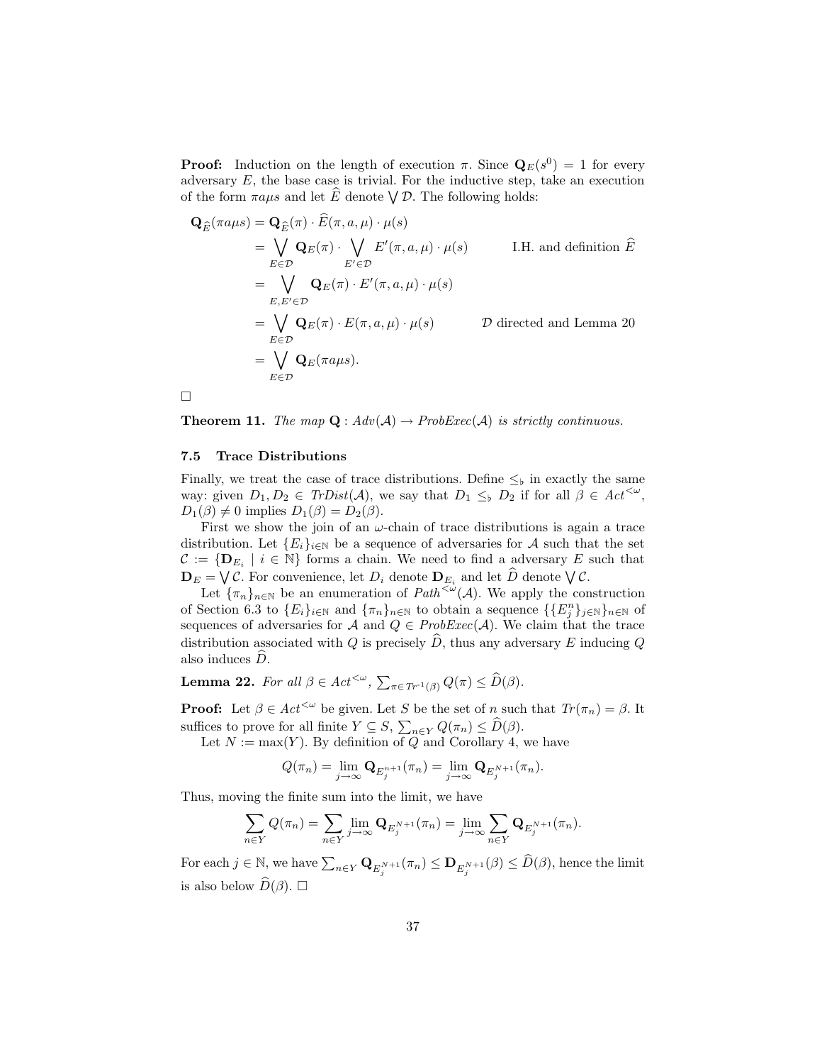**Proof:** Induction on the length of execution $\pi$. Since $\mathbf{Q}_E(s^0) = 1$ for every adversary $E$, the base case is trivial. For the inductive step, take an execution of the form $\pi a \mu s$ and let $\widehat{E}$ denote $\bigvee \mathcal{D}$. The following holds:

$$
\begin{aligned}
\mathbf{Q}_{\widehat{E}}(\pi a \mu s) &= \mathbf{Q}_{\widehat{E}}(\pi) \cdot \widehat{E}(\pi, a, \mu) \cdot \mu(s) \\
&= \bigvee_{E \in \mathcal{D}} \mathbf{Q}_E(\pi) \cdot \bigvee_{E' \in \mathcal{D}} E'(\pi, a, \mu) \cdot \mu(s) && \text{I.H. and definition } \widehat{E} \\
&= \bigvee_{E, E' \in \mathcal{D}} \mathbf{Q}_E(\pi) \cdot E'(\pi, a, \mu) \cdot \mu(s) \\
&= \bigvee_{E \in \mathcal{D}} \mathbf{Q}_E(\pi) \cdot E(\pi, a, \mu) \cdot \mu(s) && \mathcal{D} \text{ directed and Lemma 20} \\
&= \bigvee_{E \in \mathcal{D}} \mathbf{Q}_E(\pi a \mu s).
\end{aligned}
$$

$\square$

**Theorem 11.** *The map $\mathbf{Q} : Adv(\mathcal{A}) \to ProbExec(\mathcal{A})$ is strictly continuous.*

### 7.5 Trace Distributions

Finally, we treat the case of trace distributions. Define $\leq_\flat$ in exactly the same way: given $D_1, D_2 \in TrDist(\mathcal{A})$, we say that $D_1 \leq_\flat D_2$ if for all $\beta \in Act^{<\omega}$, $D_1(\beta) \neq 0$ implies $D_1(\beta) = D_2(\beta)$.

First we show the join of an $\omega$-chain of trace distributions is again a trace distribution. Let $\{E_i\}_{i \in \mathbb{N}}$ be a sequence of adversaries for $\mathcal{A}$ such that the set $\mathcal{C} := \{\mathbf{D}_{E_i} \mid i \in \mathbb{N}\}$ forms a chain. We need to find a adversary $E$ such that $\mathbf{D}_E = \bigvee \mathcal{C}$. For convenience, let $D_i$ denote $\mathbf{D}_{E_i}$ and let $\widehat{D}$ denote $\bigvee \mathcal{C}$.

Let $\{\pi_n\}_{n \in \mathbb{N}}$ be an enumeration of $Path^{<\omega}(\mathcal{A})$. We apply the construction of Section 6.3 to $\{E_i\}_{i \in \mathbb{N}}$ and $\{\pi_n\}_{n \in \mathbb{N}}$ to obtain a sequence $\{\{E^n_j\}_{j \in \mathbb{N}}\}_{n \in \mathbb{N}}$ of sequences of adversaries for $\mathcal{A}$ and $Q \in ProbExec(\mathcal{A})$. We claim that the trace distribution associated with $Q$ is precisely $\widehat{D}$, thus any adversary $E$ inducing $Q$ also induces $\widehat{D}$.

**Lemma 22.** *For all $\beta \in Act^{<\omega}$, $\sum_{\pi \in Tr^{-1}(\beta)} Q(\pi) \leq \widehat{D}(\beta)$.*

**Proof:** Let $\beta \in Act^{<\omega}$ be given. Let $S$ be the set of $n$ such that $Tr(\pi_n) = \beta$. It suffices to prove for all finite $Y \subseteq S$, $\sum_{n \in Y} Q(\pi_n) \leq \widehat{D}(\beta)$.

Let $N := \max(Y)$. By definition of $Q$ and Corollary 4, we have

$$Q(\pi_n) = \lim_{j \to \infty} \mathbf{Q}_{E^{n+1}_j}(\pi_n) = \lim_{j \to \infty} \mathbf{Q}_{E^{N+1}_j}(\pi_n).$$

Thus, moving the finite sum into the limit, we have

$$\sum_{n \in Y} Q(\pi_n) = \sum_{n \in Y} \lim_{j \to \infty} \mathbf{Q}_{E^{N+1}_j}(\pi_n) = \lim_{j \to \infty} \sum_{n \in Y} \mathbf{Q}_{E^{N+1}_j}(\pi_n).$$

For each $j \in \mathbb{N}$, we have $\sum_{n \in Y} \mathbf{Q}_{E^{N+1}_j}(\pi_n) \leq \mathbf{D}_{E^{N+1}_j}(\beta) \leq \widehat{D}(\beta)$, hence the limit is also below $\widehat{D}(\beta)$. $\square$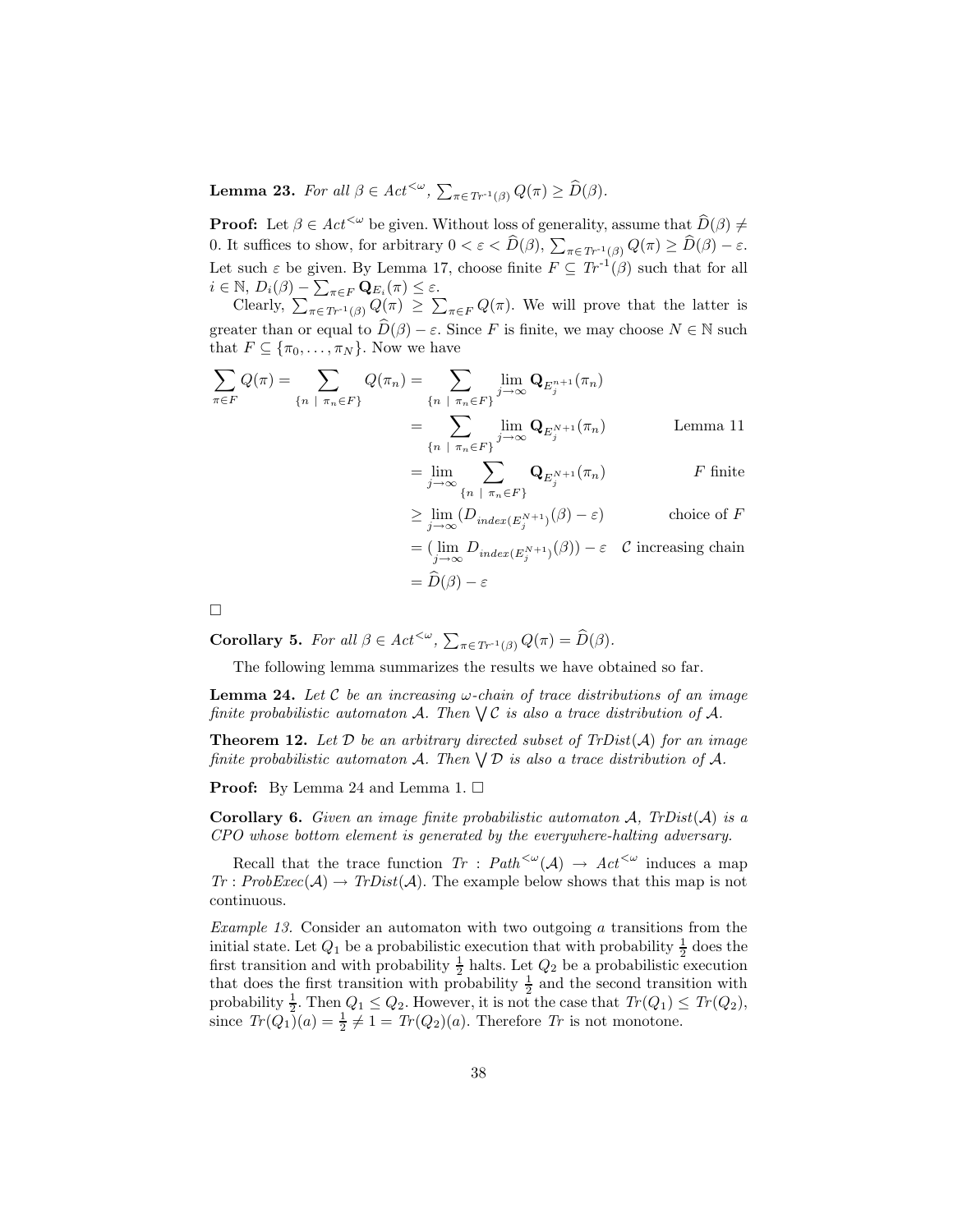**Lemma 23.** *For all $\beta \in Act^{<\omega}$, $\sum_{\pi \in Tr^{-1}(\beta)} Q(\pi) \geq \widehat{D}(\beta)$.*

**Proof:** Let $\beta \in Act^{<\omega}$ be given. Without loss of generality, assume that $\widehat{D}(\beta) \neq 0$. It suffices to show, for arbitrary $0 < \varepsilon < \widehat{D}(\beta)$, $\sum_{\pi \in Tr^{-1}(\beta)} Q(\pi) \geq \widehat{D}(\beta) - \varepsilon$. Let such $\varepsilon$ be given. By Lemma 17, choose finite $F \subseteq Tr^{-1}(\beta)$ such that for all $i \in \mathbb{N}$, $D_i(\beta) - \sum_{\pi \in F} \mathbf{Q}_{E_i}(\pi) \leq \varepsilon$.

Clearly, $\sum_{\pi \in Tr^{-1}(\beta)} Q(\pi) \geq \sum_{\pi \in F} Q(\pi)$. We will prove that the latter is greater than or equal to $\widehat{D}(\beta) - \varepsilon$. Since $F$ is finite, we may choose $N \in \mathbb{N}$ such that $F \subseteq \{\pi_0, \ldots, \pi_N\}$. Now we have

$$
\begin{aligned}
\sum_{\pi \in F} Q(\pi) = \sum_{\{n \ \mid \ \pi_n \in F\}} Q(\pi_n) &= \sum_{\{n \ \mid \ \pi_n \in F\}} \lim_{j \to \infty} \mathbf{Q}_{E_j^{n+1}}(\pi_n) \\
&= \sum_{\{n \ \mid \ \pi_n \in F\}} \lim_{j \to \infty} \mathbf{Q}_{E_j^{N+1}}(\pi_n) && \text{Lemma 11} \\
&= \lim_{j \to \infty} \sum_{\{n \ \mid \ \pi_n \in F\}} \mathbf{Q}_{E_j^{N+1}}(\pi_n) && F \text{ finite} \\
&\geq \lim_{j \to \infty} (D_{index(E_j^{N+1})}(\beta) - \varepsilon) && \text{choice of } F \\
&= (\lim_{j \to \infty} D_{index(E_j^{N+1})}(\beta)) - \varepsilon && \mathcal{C} \text{ increasing chain} \\
&= \widehat{D}(\beta) - \varepsilon
\end{aligned}
$$

□

**Corollary 5.** *For all $\beta \in Act^{<\omega}$, $\sum_{\pi \in Tr^{-1}(\beta)} Q(\pi) = \widehat{D}(\beta)$.*

The following lemma summarizes the results we have obtained so far.

**Lemma 24.** *Let $\mathcal{C}$ be an increasing $\omega$-chain of trace distributions of an image finite probabilistic automaton $\mathcal{A}$. Then $\bigvee \mathcal{C}$ is also a trace distribution of $\mathcal{A}$.*

**Theorem 12.** *Let $\mathcal{D}$ be an arbitrary directed subset of $TrDist(\mathcal{A})$ for an image finite probabilistic automaton $\mathcal{A}$. Then $\bigvee \mathcal{D}$ is also a trace distribution of $\mathcal{A}$.*

**Proof:** By Lemma 24 and Lemma 1. □

**Corollary 6.** *Given an image finite probabilistic automaton $\mathcal{A}$, $TrDist(\mathcal{A})$ is a CPO whose bottom element is generated by the everywhere-halting adversary.*

Recall that the trace function $Tr : Path^{<\omega}(\mathcal{A}) \to Act^{<\omega}$ induces a map $Tr : ProbExec(\mathcal{A}) \to TrDist(\mathcal{A})$. The example below shows that this map is not continuous.

*Example 13.* Consider an automaton with two outgoing $a$ transitions from the initial state. Let $Q_1$ be a probabilistic execution that with probability $\frac{1}{2}$ does the first transition and with probability $\frac{1}{2}$ halts. Let $Q_2$ be a probabilistic execution that does the first transition with probability $\frac{1}{2}$ and the second transition with probability $\frac{1}{2}$. Then $Q_1 \leq Q_2$. However, it is not the case that $Tr(Q_1) \leq Tr(Q_2)$, since $Tr(Q_1)(a) = \frac{1}{2} \neq 1 = Tr(Q_2)(a)$. Therefore $Tr$ is not monotone.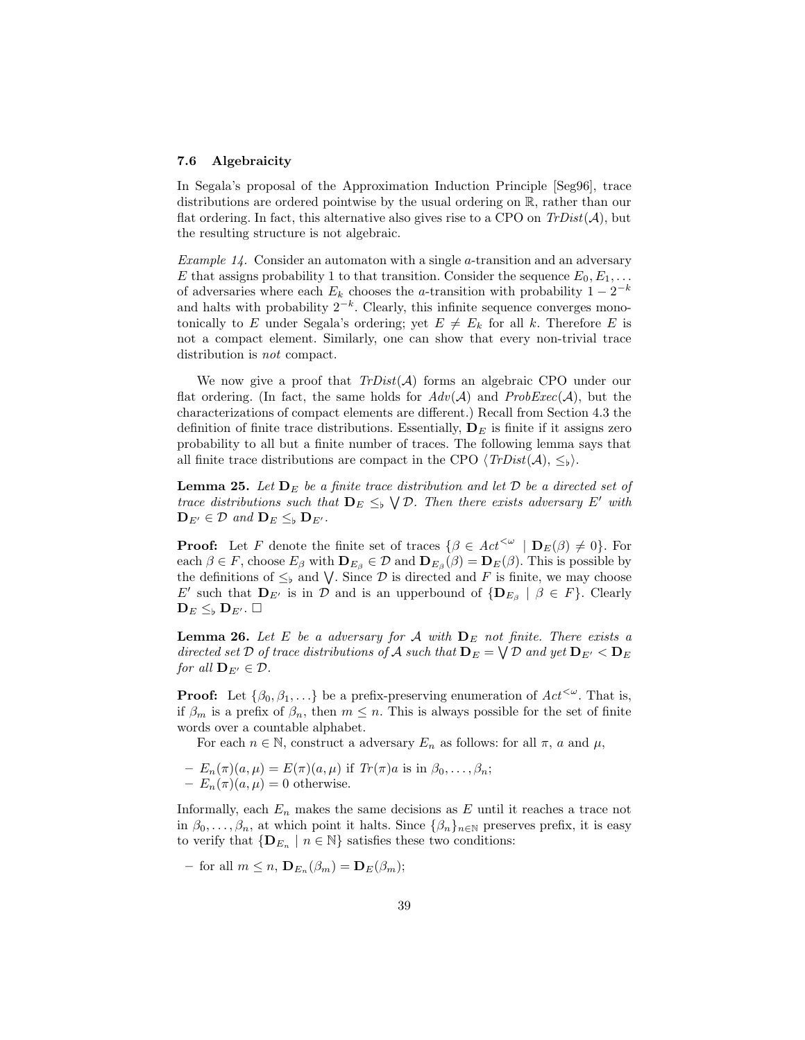### 7.6 Algebraicity

In Segala's proposal of the Approximation Induction Principle [Seg96], trace distributions are ordered pointwise by the usual ordering on $\mathbb{R}$, rather than our flat ordering. In fact, this alternative also gives rise to a CPO on $\mathit{TrDist}(\mathcal{A})$, but the resulting structure is not algebraic.

*Example 14.* Consider an automaton with a single $a$-transition and an adversary $E$ that assigns probability 1 to that transition. Consider the sequence $E_0, E_1, \ldots$ of adversaries where each $E_k$ chooses the $a$-transition with probability $1 - 2^{-k}$ and halts with probability $2^{-k}$. Clearly, this infinite sequence converges monotonically to $E$ under Segala's ordering; yet $E \neq E_k$ for all $k$. Therefore $E$ is not a compact element. Similarly, one can show that every non-trivial trace distribution is *not* compact.

We now give a proof that $\mathit{TrDist}(\mathcal{A})$ forms an algebraic CPO under our flat ordering. (In fact, the same holds for $\mathit{Adv}(\mathcal{A})$ and $\mathit{ProbExec}(\mathcal{A})$, but the characterizations of compact elements are different.) Recall from Section 4.3 the definition of finite trace distributions. Essentially, $\mathbf{D}_E$ is finite if it assigns zero probability to all but a finite number of traces. The following lemma says that all finite trace distributions are compact in the CPO $\langle \mathit{TrDist}(\mathcal{A}), \leq_\flat \rangle$.

**Lemma 25.** *Let $\mathbf{D}_E$ be a finite trace distribution and let $\mathcal{D}$ be a directed set of trace distributions such that $\mathbf{D}_E \leq_\flat \bigvee \mathcal{D}$. Then there exists adversary $E'$ with $\mathbf{D}_{E'} \in \mathcal{D}$ and $\mathbf{D}_E \leq_\flat \mathbf{D}_{E'}$.*

**Proof:** Let $F$ denote the finite set of traces $\{\beta \in \mathit{Act}^{<\omega} \mid \mathbf{D}_E(\beta) \neq 0\}$. For each $\beta \in F$, choose $E_\beta$ with $\mathbf{D}_{E_\beta} \in \mathcal{D}$ and $\mathbf{D}_{E_\beta}(\beta) = \mathbf{D}_E(\beta)$. This is possible by the definitions of $\leq_\flat$ and $\bigvee$. Since $\mathcal{D}$ is directed and $F$ is finite, we may choose $E'$ such that $\mathbf{D}_{E'}$ is in $\mathcal{D}$ and is an upperbound of $\{\mathbf{D}_{E_\beta} \mid \beta \in F\}$. Clearly $\mathbf{D}_E \leq_\flat \mathbf{D}_{E'}$. $\square$

**Lemma 26.** *Let $E$ be a adversary for $\mathcal{A}$ with $\mathbf{D}_E$ not finite. There exists a directed set $\mathcal{D}$ of trace distributions of $\mathcal{A}$ such that $\mathbf{D}_E = \bigvee \mathcal{D}$ and yet $\mathbf{D}_{E'} < \mathbf{D}_E$ for all $\mathbf{D}_{E'} \in \mathcal{D}$.*

**Proof:** Let $\{\beta_0, \beta_1, \ldots\}$ be a prefix-preserving enumeration of $\mathit{Act}^{<\omega}$. That is, if $\beta_m$ is a prefix of $\beta_n$, then $m \leq n$. This is always possible for the set of finite words over a countable alphabet.

For each $n \in \mathbb{N}$, construct a adversary $E_n$ as follows: for all $\pi$, $a$ and $\mu$,

- $E_n(\pi)(a, \mu) = E(\pi)(a, \mu)$ if $\mathit{Tr}(\pi)a$ is in $\beta_0, \ldots, \beta_n$;
- $E_n(\pi)(a, \mu) = 0$ otherwise.

Informally, each $E_n$ makes the same decisions as $E$ until it reaches a trace not in $\beta_0, \ldots, \beta_n$, at which point it halts. Since $\{\beta_n\}_{n \in \mathbb{N}}$ preserves prefix, it is easy to verify that $\{\mathbf{D}_{E_n} \mid n \in \mathbb{N}\}$ satisfies these two conditions:

- for all $m \leq n$, $\mathbf{D}_{E_n}(\beta_m) = \mathbf{D}_E(\beta_m)$;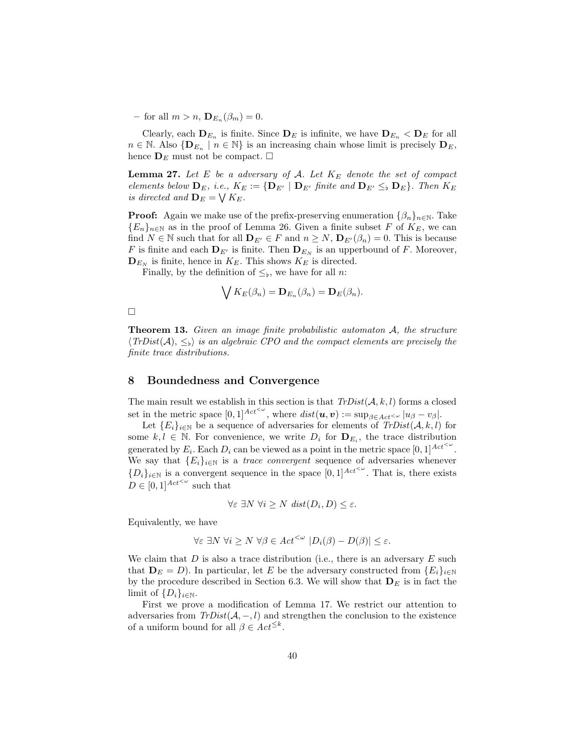– for all $m > n$, $\mathbf{D}_{E_n}(\beta_m) = 0$.

Clearly, each $\mathbf{D}_{E_n}$ is finite. Since $\mathbf{D}_E$ is infinite, we have $\mathbf{D}_{E_n} < \mathbf{D}_E$ for all $n \in \mathbb{N}$. Also $\{\mathbf{D}_{E_n} \mid n \in \mathbb{N}\}$ is an increasing chain whose limit is precisely $\mathbf{D}_E$, hence $\mathbf{D}_E$ must not be compact. □

**Lemma 27.** *Let $E$ be a adversary of $\mathcal{A}$. Let $K_E$ denote the set of compact elements below $\mathbf{D}_E$, i.e., $K_E := \{\mathbf{D}_{E'} \mid \mathbf{D}_{E'}$ finite and $\mathbf{D}_{E'} \leq_\flat \mathbf{D}_E\}$. Then $K_E$ is directed and $\mathbf{D}_E = \bigvee K_E$.*

**Proof:** Again we make use of the prefix-preserving enumeration $\{\beta_n\}_{n\in\mathbb{N}}$. Take $\{E_n\}_{n\in\mathbb{N}}$ as in the proof of Lemma 26. Given a finite subset $F$ of $K_E$, we can find $N \in \mathbb{N}$ such that for all $\mathbf{D}_{E'} \in F$ and $n \geq N$, $\mathbf{D}_{E'}(\beta_n) = 0$. This is because $F$ is finite and each $\mathbf{D}_{E'}$ is finite. Then $\mathbf{D}_{E_N}$ is an upperbound of $F$. Moreover, $\mathbf{D}_{E_N}$ is finite, hence in $K_E$. This shows $K_E$ is directed.

Finally, by the definition of $\leq_\flat$, we have for all $n$:

$$\bigvee K_E(\beta_n) = \mathbf{D}_{E_n}(\beta_n) = \mathbf{D}_E(\beta_n).$$

□

**Theorem 13.** *Given an image finite probabilistic automaton $\mathcal{A}$, the structure $\langle TrDist(\mathcal{A}), \leq_\flat\rangle$ is an algebraic CPO and the compact elements are precisely the finite trace distributions.*

## 8 Boundedness and Convergence

The main result we establish in this section is that $TrDist(\mathcal{A}, k, l)$ forms a closed set in the metric space $[0,1]^{Act^{<\omega}}$, where $dist(\boldsymbol{u}, \boldsymbol{v}) := \sup_{\beta\in Act^{<\omega}} |u_\beta - v_\beta|$.

Let $\{E_i\}_{i\in\mathbb{N}}$ be a sequence of adversaries for elements of $TrDist(\mathcal{A}, k, l)$ for some $k, l \in \mathbb{N}$. For convenience, we write $D_i$ for $\mathbf{D}_{E_i}$, the trace distribution generated by $E_i$. Each $D_i$ can be viewed as a point in the metric space $[0,1]^{Act^{<\omega}}$. We say that $\{E_i\}_{i\in\mathbb{N}}$ is a *trace convergent* sequence of adversaries whenever $\{D_i\}_{i\in\mathbb{N}}$ is a convergent sequence in the space $[0,1]^{Act^{<\omega}}$. That is, there exists $D \in [0,1]^{Act^{<\omega}}$ such that

$$\forall \varepsilon\ \exists N\ \forall i \geq N\ dist(D_i, D) \leq \varepsilon.$$

Equivalently, we have

$$\forall \varepsilon\ \exists N\ \forall i \geq N\ \forall \beta \in Act^{<\omega}\ |D_i(\beta) - D(\beta)| \leq \varepsilon.$$

We claim that $D$ is also a trace distribution (i.e., there is an adversary $E$ such that $\mathbf{D}_E = D$). In particular, let $E$ be the adversary constructed from $\{E_i\}_{i\in\mathbb{N}}$ by the procedure described in Section 6.3. We will show that $\mathbf{D}_E$ is in fact the limit of $\{D_i\}_{i\in\mathbb{N}}$.

First we prove a modification of Lemma 17. We restrict our attention to adversaries from $TrDist(\mathcal{A}, -, l)$ and strengthen the conclusion to the existence of a uniform bound for all $\beta \in Act^{\leq k}$.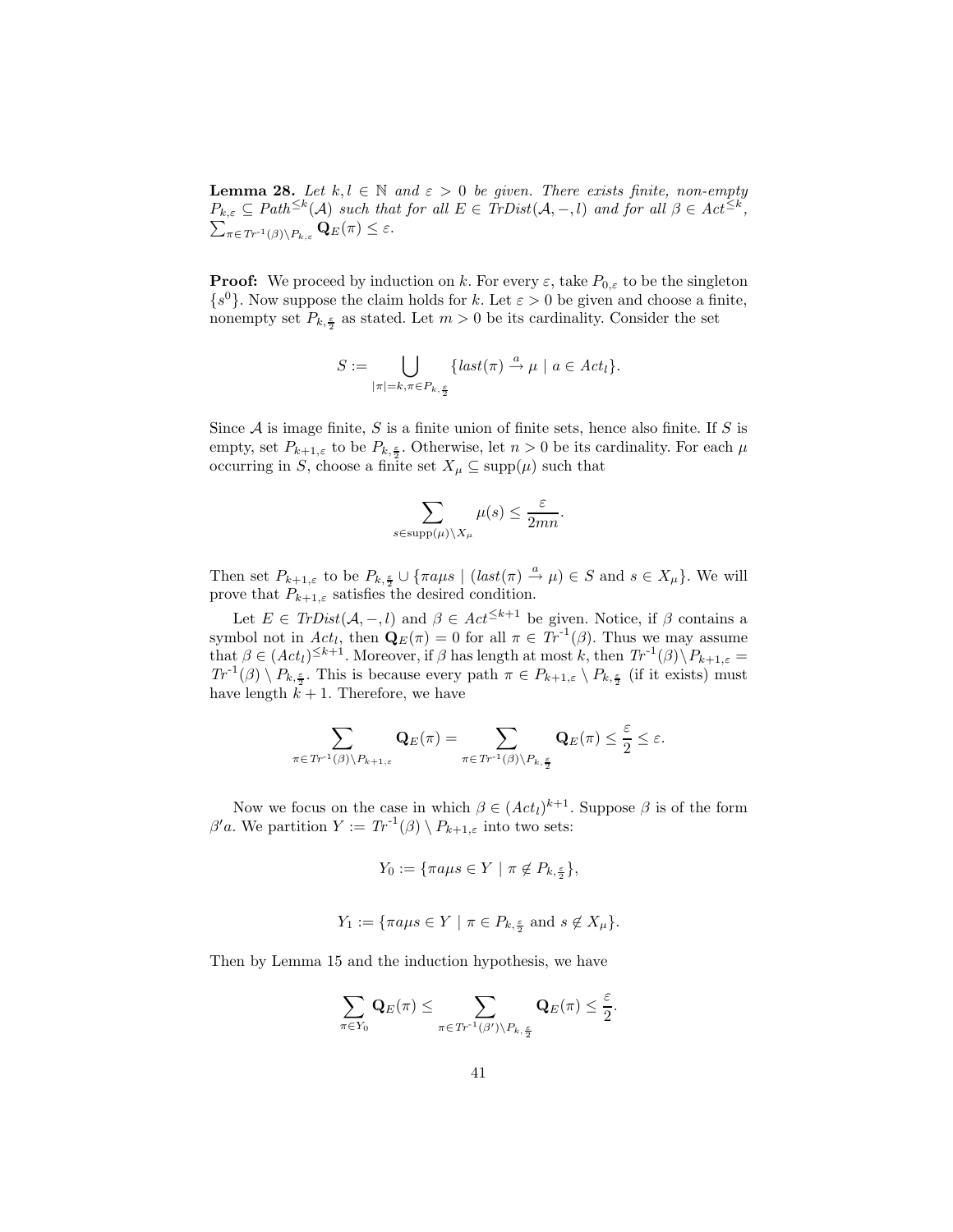**Lemma 28.** *Let $k, l \in \mathbb{N}$ and $\varepsilon > 0$ be given. There exists finite, non-empty $P_{k,\varepsilon} \subseteq Path^{\leq k}(\mathcal{A})$ such that for all $E \in TrDist(\mathcal{A}, -, l)$ and for all $\beta \in Act^{\leq k}$, $\sum_{\pi \in Tr^{-1}(\beta) \setminus P_{k,\varepsilon}} \mathbf{Q}_E(\pi) \leq \varepsilon$.*

**Proof:** We proceed by induction on $k$. For every $\varepsilon$, take $P_{0,\varepsilon}$ to be the singleton $\{s^0\}$. Now suppose the claim holds for $k$. Let $\varepsilon > 0$ be given and choose a finite, nonempty set $P_{k,\frac{\varepsilon}{2}}$ as stated. Let $m > 0$ be its cardinality. Consider the set

$$S := \bigcup_{|\pi| = k, \pi \in P_{k,\frac{\varepsilon}{2}}} \{last(\pi) \xrightarrow{a} \mu \mid a \in Act_l\}.$$

Since $\mathcal{A}$ is image finite, $S$ is a finite union of finite sets, hence also finite. If $S$ is empty, set $P_{k+1,\varepsilon}$ to be $P_{k,\frac{\varepsilon}{2}}$. Otherwise, let $n > 0$ be its cardinality. For each $\mu$ occurring in $S$, choose a finite set $X_\mu \subseteq \mathrm{supp}(\mu)$ such that

$$\sum_{s \in \mathrm{supp}(\mu) \setminus X_\mu} \mu(s) \leq \frac{\varepsilon}{2mn}.$$

Then set $P_{k+1,\varepsilon}$ to be $P_{k,\frac{\varepsilon}{2}} \cup \{\pi a \mu s \mid (last(\pi) \xrightarrow{a} \mu) \in S \text{ and } s \in X_\mu\}$. We will prove that $P_{k+1,\varepsilon}$ satisfies the desired condition.

Let $E \in TrDist(\mathcal{A}, -, l)$ and $\beta \in Act^{\leq k+1}$ be given. Notice, if $\beta$ contains a symbol not in $Act_l$, then $\mathbf{Q}_E(\pi) = 0$ for all $\pi \in Tr^{-1}(\beta)$. Thus we may assume that $\beta \in (Act_l)^{\leq k+1}$. Moreover, if $\beta$ has length at most $k$, then $Tr^{-1}(\beta) \setminus P_{k+1,\varepsilon} = Tr^{-1}(\beta) \setminus P_{k,\frac{\varepsilon}{2}}$. This is because every path $\pi \in P_{k+1,\varepsilon} \setminus P_{k,\frac{\varepsilon}{2}}$ (if it exists) must have length $k+1$. Therefore, we have

$$\sum_{\pi \in Tr^{-1}(\beta) \setminus P_{k+1,\varepsilon}} \mathbf{Q}_E(\pi) = \sum_{\pi \in Tr^{-1}(\beta) \setminus P_{k,\frac{\varepsilon}{2}}} \mathbf{Q}_E(\pi) \leq \frac{\varepsilon}{2} \leq \varepsilon.$$

Now we focus on the case in which $\beta \in (Act_l)^{k+1}$. Suppose $\beta$ is of the form $\beta' a$. We partition $Y := Tr^{-1}(\beta) \setminus P_{k+1,\varepsilon}$ into two sets:

$$Y_0 := \{\pi a \mu s \in Y \mid \pi \notin P_{k,\frac{\varepsilon}{2}}\},$$

$$Y_1 := \{\pi a \mu s \in Y \mid \pi \in P_{k,\frac{\varepsilon}{2}} \text{ and } s \notin X_\mu\}.$$

Then by Lemma 15 and the induction hypothesis, we have

$$\sum_{\pi \in Y_0} \mathbf{Q}_E(\pi) \leq \sum_{\pi \in Tr^{-1}(\beta') \setminus P_{k,\frac{\varepsilon}{2}}} \mathbf{Q}_E(\pi) \leq \frac{\varepsilon}{2}.$$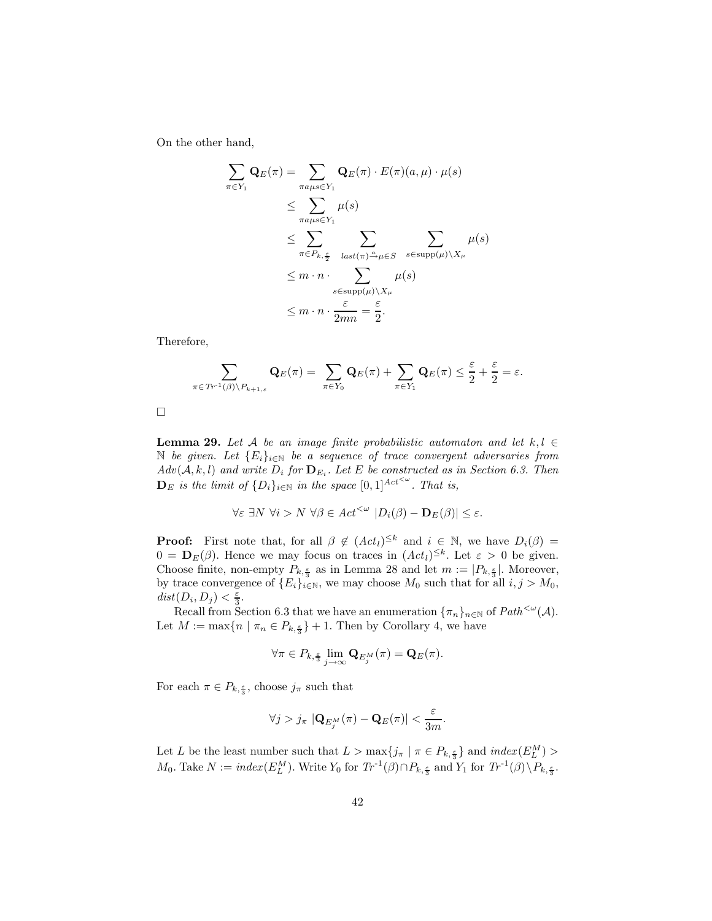On the other hand,

$$
\begin{aligned}
\sum_{\pi \in Y_1} \mathbf{Q}_E(\pi) &= \sum_{\pi a \mu s \in Y_1} \mathbf{Q}_E(\pi) \cdot E(\pi)(a, \mu) \cdot \mu(s) \\
&\leq \sum_{\pi a \mu s \in Y_1} \mu(s) \\
&\leq \sum_{\pi \in P_{k, \frac{\varepsilon}{2}}} \sum_{last(\pi) \xrightarrow{a} \mu \in S} \sum_{s \in \mathrm{supp}(\mu) \setminus X_\mu} \mu(s) \\
&\leq m \cdot n \cdot \sum_{s \in \mathrm{supp}(\mu) \setminus X_\mu} \mu(s) \\
&\leq m \cdot n \cdot \frac{\varepsilon}{2mn} = \frac{\varepsilon}{2}.
\end{aligned}
$$

Therefore,

$$
\sum_{\pi \in Tr^{-1}(\beta) \setminus P_{k+1, \varepsilon}} \mathbf{Q}_E(\pi) = \sum_{\pi \in Y_0} \mathbf{Q}_E(\pi) + \sum_{\pi \in Y_1} \mathbf{Q}_E(\pi) \leq \frac{\varepsilon}{2} + \frac{\varepsilon}{2} = \varepsilon.
$$

□

**Lemma 29.** *Let $\mathcal{A}$ be an image finite probabilistic automaton and let $k, l \in \mathbb{N}$ be given. Let $\{E_i\}_{i \in \mathbb{N}}$ be a sequence of trace convergent adversaries from $Adv(\mathcal{A}, k, l)$ and write $D_i$ for $\mathbf{D}_{E_i}$. Let $E$ be constructed as in Section 6.3. Then $\mathbf{D}_E$ is the limit of $\{D_i\}_{i \in \mathbb{N}}$ in the space $[0,1]^{Act^{<\omega}}$. That is,*

$$
\forall \varepsilon \ \exists N \ \forall i > N \ \forall \beta \in Act^{<\omega} \ |D_i(\beta) - \mathbf{D}_E(\beta)| \leq \varepsilon.
$$

**Proof:** First note that, for all $\beta \notin (Act_l)^{\leq k}$ and $i \in \mathbb{N}$, we have $D_i(\beta) = 0 = \mathbf{D}_E(\beta)$. Hence we may focus on traces in $(Act_l)^{\leq k}$. Let $\varepsilon > 0$ be given. Choose finite, non-empty $P_{k, \frac{\varepsilon}{3}}$ as in Lemma 28 and let $m := |P_{k, \frac{\varepsilon}{3}}|$. Moreover, by trace convergence of $\{E_i\}_{i \in \mathbb{N}}$, we may choose $M_0$ such that for all $i, j > M_0$, $dist(D_i, D_j) < \frac{\varepsilon}{3}$.

Recall from Section 6.3 that we have an enumeration $\{\pi_n\}_{n \in \mathbb{N}}$ of $Path^{<\omega}(\mathcal{A})$. Let $M := \max\{n \mid \pi_n \in P_{k, \frac{\varepsilon}{3}}\} + 1$. Then by Corollary 4, we have

$$
\forall \pi \in P_{k, \frac{\varepsilon}{3}} \lim_{j \to \infty} \mathbf{Q}_{E_j^M}(\pi) = \mathbf{Q}_E(\pi).
$$

For each $\pi \in P_{k, \frac{\varepsilon}{3}}$, choose $j_\pi$ such that

$$
\forall j > j_\pi \ |\mathbf{Q}_{E_j^M}(\pi) - \mathbf{Q}_E(\pi)| < \frac{\varepsilon}{3m}.
$$

Let $L$ be the least number such that $L > \max\{j_\pi \mid \pi \in P_{k, \frac{\varepsilon}{3}}\}$ and $index(E_L^M) > M_0$. Take $N := index(E_L^M)$. Write $Y_0$ for $Tr^{-1}(\beta) \cap P_{k, \frac{\varepsilon}{3}}$ and $Y_1$ for $Tr^{-1}(\beta) \setminus P_{k, \frac{\varepsilon}{3}}$.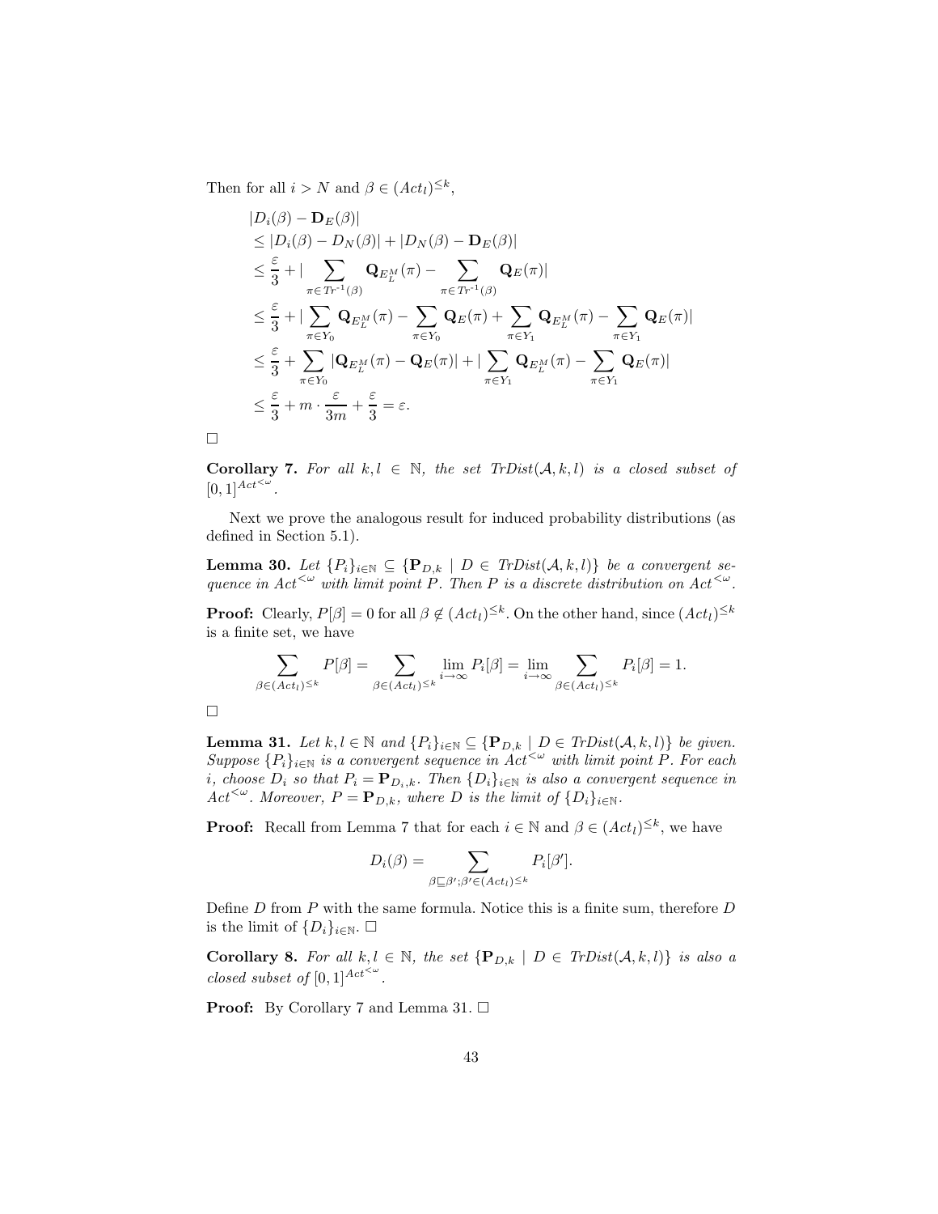Then for all $i > N$ and $\beta \in (Act_l)^{\leq k}$,

$$
\begin{aligned}
& |D_i(\beta) - \mathbf{D}_E(\beta)| \\
& \leq |D_i(\beta) - D_N(\beta)| + |D_N(\beta) - \mathbf{D}_E(\beta)| \\
& \leq \frac{\varepsilon}{3} + |\sum_{\pi \in Tr^{-1}(\beta)} \mathbf{Q}_{E_L^M}(\pi) - \sum_{\pi \in Tr^{-1}(\beta)} \mathbf{Q}_E(\pi)| \\
& \leq \frac{\varepsilon}{3} + |\sum_{\pi \in Y_0} \mathbf{Q}_{E_L^M}(\pi) - \sum_{\pi \in Y_0} \mathbf{Q}_E(\pi) + \sum_{\pi \in Y_1} \mathbf{Q}_{E_L^M}(\pi) - \sum_{\pi \in Y_1} \mathbf{Q}_E(\pi)| \\
& \leq \frac{\varepsilon}{3} + \sum_{\pi \in Y_0} |\mathbf{Q}_{E_L^M}(\pi) - \mathbf{Q}_E(\pi)| + |\sum_{\pi \in Y_1} \mathbf{Q}_{E_L^M}(\pi) - \sum_{\pi \in Y_1} \mathbf{Q}_E(\pi)| \\
& \leq \frac{\varepsilon}{3} + m \cdot \frac{\varepsilon}{3m} + \frac{\varepsilon}{3} = \varepsilon.
\end{aligned}
$$

□

**Corollary 7.** *For all $k, l \in \mathbb{N}$, the set $TrDist(\mathcal{A}, k, l)$ is a closed subset of $[0,1]^{Act^{<\omega}}$.*

Next we prove the analogous result for induced probability distributions (as defined in Section 5.1).

**Lemma 30.** *Let $\{P_i\}_{i \in \mathbb{N}} \subseteq \{\mathbf{P}_{D,k} \mid D \in TrDist(\mathcal{A}, k, l)\}$ be a convergent sequence in $Act^{<\omega}$ with limit point $P$. Then $P$ is a discrete distribution on $Act^{<\omega}$.*

**Proof:** Clearly, $P[\beta] = 0$ for all $\beta \notin (Act_l)^{\leq k}$. On the other hand, since $(Act_l)^{\leq k}$ is a finite set, we have

$$\sum_{\beta \in (Act_l)^{\leq k}} P[\beta] = \sum_{\beta \in (Act_l)^{\leq k}} \lim_{i \to \infty} P_i[\beta] = \lim_{i \to \infty} \sum_{\beta \in (Act_l)^{\leq k}} P_i[\beta] = 1.$$

□

**Lemma 31.** *Let $k, l \in \mathbb{N}$ and $\{P_i\}_{i \in \mathbb{N}} \subseteq \{\mathbf{P}_{D,k} \mid D \in TrDist(\mathcal{A}, k, l)\}$ be given. Suppose $\{P_i\}_{i \in \mathbb{N}}$ is a convergent sequence in $Act^{<\omega}$ with limit point $P$. For each $i$, choose $D_i$ so that $P_i = \mathbf{P}_{D_i,k}$. Then $\{D_i\}_{i \in \mathbb{N}}$ is also a convergent sequence in $Act^{<\omega}$. Moreover, $P = \mathbf{P}_{D,k}$, where $D$ is the limit of $\{D_i\}_{i \in \mathbb{N}}$.*

**Proof:** Recall from Lemma 7 that for each $i \in \mathbb{N}$ and $\beta \in (Act_l)^{\leq k}$, we have

$$D_i(\beta) = \sum_{\beta \sqsubseteq \beta'; \beta' \in (Act_l)^{\leq k}} P_i[\beta'].$$

Define $D$ from $P$ with the same formula. Notice this is a finite sum, therefore $D$ is the limit of $\{D_i\}_{i \in \mathbb{N}}$. □

**Corollary 8.** *For all $k, l \in \mathbb{N}$, the set $\{\mathbf{P}_{D,k} \mid D \in TrDist(\mathcal{A}, k, l)\}$ is also a closed subset of $[0,1]^{Act^{<\omega}}$.*

**Proof:** By Corollary 7 and Lemma 31. □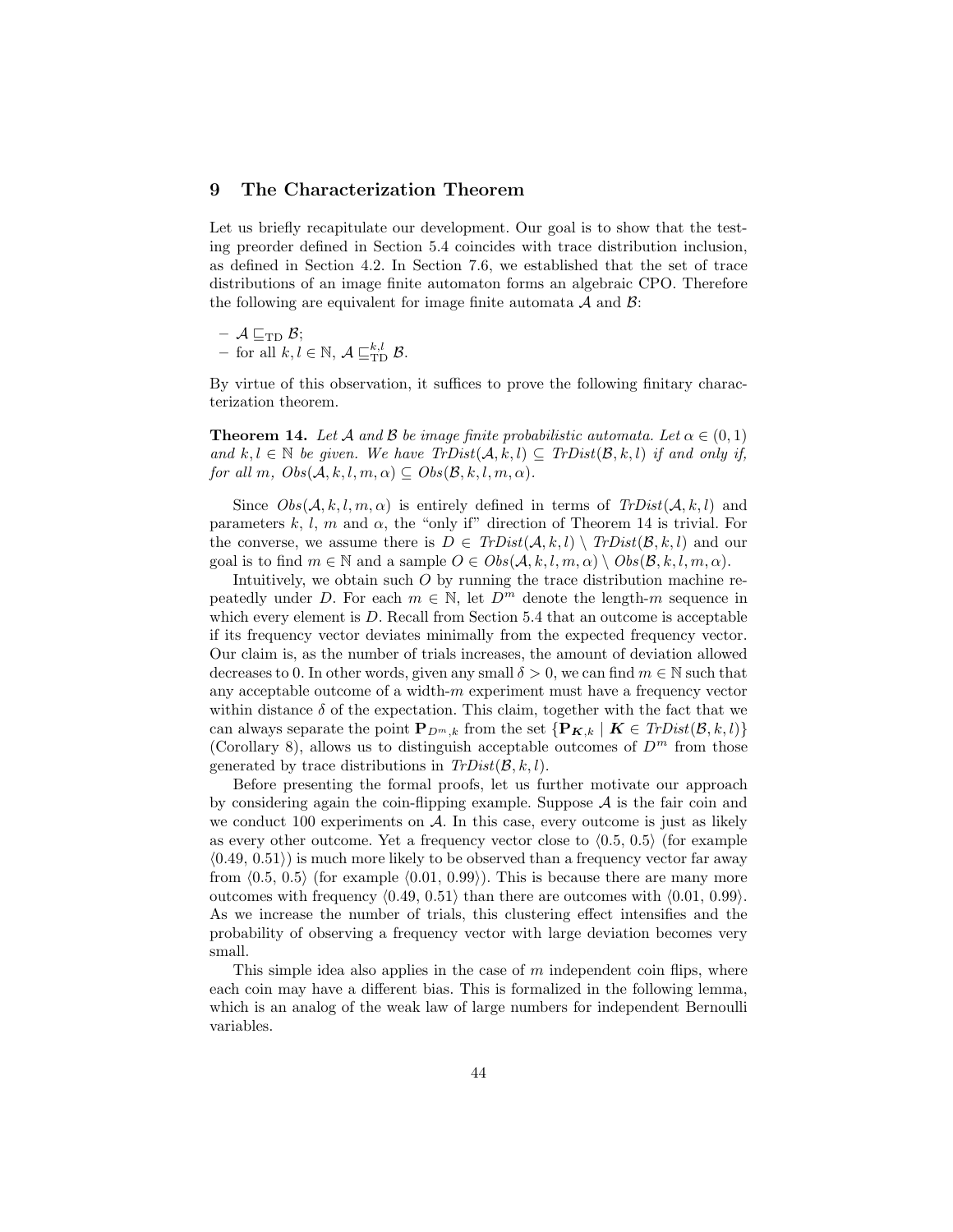## 9 The Characterization Theorem

Let us briefly recapitulate our development. Our goal is to show that the testing preorder defined in Section 5.4 coincides with trace distribution inclusion, as defined in Section 4.2. In Section 7.6, we established that the set of trace distributions of an image finite automaton forms an algebraic CPO. Therefore the following are equivalent for image finite automata $\mathcal{A}$ and $\mathcal{B}$:

- $\mathcal{A} \sqsubseteq_{\mathrm{TD}} \mathcal{B}$;
- for all $k, l \in \mathbb{N}$, $\mathcal{A} \sqsubseteq_{\mathrm{TD}}^{k,l} \mathcal{B}$.

By virtue of this observation, it suffices to prove the following finitary characterization theorem.

**Theorem 14.** *Let $\mathcal{A}$ and $\mathcal{B}$ be image finite probabilistic automata. Let $\alpha \in (0, 1)$ and $k, l \in \mathbb{N}$ be given. We have $\mathit{TrDist}(\mathcal{A}, k, l) \subseteq \mathit{TrDist}(\mathcal{B}, k, l)$ if and only if, for all $m$, $\mathit{Obs}(\mathcal{A}, k, l, m, \alpha) \subseteq \mathit{Obs}(\mathcal{B}, k, l, m, \alpha)$.*

Since $\mathit{Obs}(\mathcal{A}, k, l, m, \alpha)$ is entirely defined in terms of $\mathit{TrDist}(\mathcal{A}, k, l)$ and parameters $k$, $l$, $m$ and $\alpha$, the "only if" direction of Theorem 14 is trivial. For the converse, we assume there is $D \in \mathit{TrDist}(\mathcal{A}, k, l) \setminus \mathit{TrDist}(\mathcal{B}, k, l)$ and our goal is to find $m \in \mathbb{N}$ and a sample $O \in \mathit{Obs}(\mathcal{A}, k, l, m, \alpha) \setminus \mathit{Obs}(\mathcal{B}, k, l, m, \alpha)$.

Intuitively, we obtain such $O$ by running the trace distribution machine repeatedly under $D$. For each $m \in \mathbb{N}$, let $D^m$ denote the length-$m$ sequence in which every element is $D$. Recall from Section 5.4 that an outcome is acceptable if its frequency vector deviates minimally from the expected frequency vector. Our claim is, as the number of trials increases, the amount of deviation allowed decreases to 0. In other words, given any small $\delta > 0$, we can find $m \in \mathbb{N}$ such that any acceptable outcome of a width-$m$ experiment must have a frequency vector within distance $\delta$ of the expectation. This claim, together with the fact that we can always separate the point $\mathbf{P}_{D^m,k}$ from the set $\{\mathbf{P}_{\boldsymbol{K},k} \mid \boldsymbol{K} \in \mathit{TrDist}(\mathcal{B}, k, l)\}$ (Corollary 8), allows us to distinguish acceptable outcomes of $D^m$ from those generated by trace distributions in $\mathit{TrDist}(\mathcal{B}, k, l)$.

Before presenting the formal proofs, let us further motivate our approach by considering again the coin-flipping example. Suppose $\mathcal{A}$ is the fair coin and we conduct 100 experiments on $\mathcal{A}$. In this case, every outcome is just as likely as every other outcome. Yet a frequency vector close to $\langle 0.5, 0.5\rangle$ (for example $\langle 0.49, 0.51\rangle$) is much more likely to be observed than a frequency vector far away from $\langle 0.5, 0.5\rangle$ (for example $\langle 0.01, 0.99\rangle$). This is because there are many more outcomes with frequency $\langle 0.49, 0.51\rangle$ than there are outcomes with $\langle 0.01, 0.99\rangle$. As we increase the number of trials, this clustering effect intensifies and the probability of observing a frequency vector with large deviation becomes very small.

This simple idea also applies in the case of $m$ independent coin flips, where each coin may have a different bias. This is formalized in the following lemma, which is an analog of the weak law of large numbers for independent Bernoulli variables.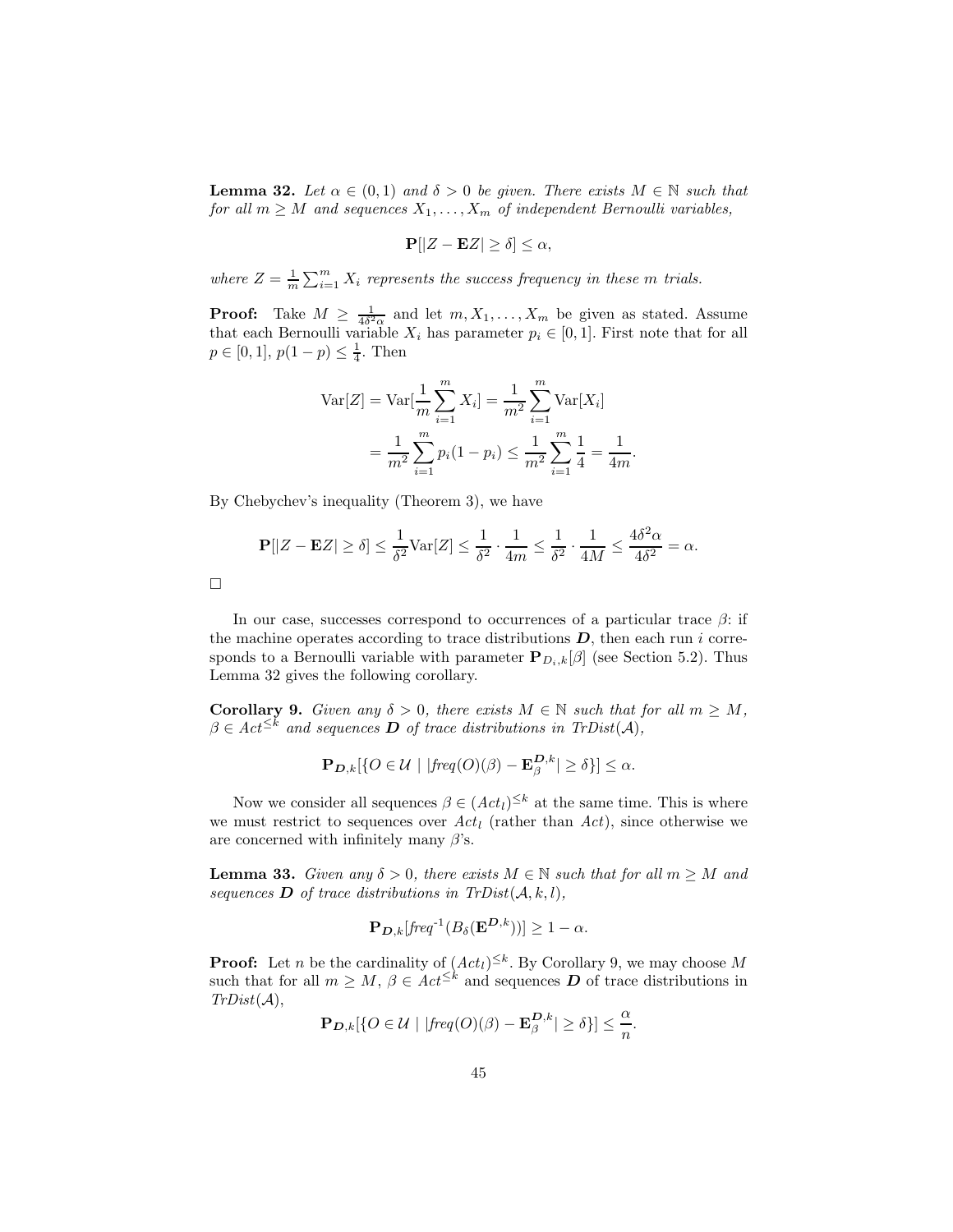**Lemma 32.** *Let $\alpha \in (0,1)$ and $\delta > 0$ be given. There exists $M \in \mathbb{N}$ such that for all $m \geq M$ and sequences $X_1, \ldots, X_m$ of independent Bernoulli variables,*

$$\mathbf{P}[|Z - \mathbf{E}Z| \geq \delta] \leq \alpha,$$

*where $Z = \frac{1}{m}\sum_{i=1}^{m} X_i$ represents the success frequency in these $m$ trials.*

**Proof:** Take $M \geq \frac{1}{4\delta^2\alpha}$ and let $m, X_1, \ldots, X_m$ be given as stated. Assume that each Bernoulli variable $X_i$ has parameter $p_i \in [0,1]$. First note that for all $p \in [0,1]$, $p(1-p) \leq \frac{1}{4}$. Then

$$\begin{aligned}
\mathrm{Var}[Z] = \mathrm{Var}[\frac{1}{m}\sum_{i=1}^{m} X_i] &= \frac{1}{m^2}\sum_{i=1}^{m}\mathrm{Var}[X_i] \\
&= \frac{1}{m^2}\sum_{i=1}^{m} p_i(1-p_i) \leq \frac{1}{m^2}\sum_{i=1}^{m}\frac{1}{4} = \frac{1}{4m}.
\end{aligned}$$

By Chebychev's inequality (Theorem 3), we have

$$\mathbf{P}[|Z - \mathbf{E}Z| \geq \delta] \leq \frac{1}{\delta^2}\mathrm{Var}[Z] \leq \frac{1}{\delta^2}\cdot\frac{1}{4m} \leq \frac{1}{\delta^2}\cdot\frac{1}{4M} \leq \frac{4\delta^2\alpha}{4\delta^2} = \alpha.$$

□

In our case, successes correspond to occurrences of a particular trace $\beta$: if the machine operates according to trace distributions $\boldsymbol{D}$, then each run $i$ corresponds to a Bernoulli variable with parameter $\mathbf{P}_{D_i,k}[\beta]$ (see Section 5.2). Thus Lemma 32 gives the following corollary.

**Corollary 9.** *Given any $\delta > 0$, there exists $M \in \mathbb{N}$ such that for all $m \geq M$, $\beta \in Act^{\leq k}$ and sequences $\boldsymbol{D}$ of trace distributions in $TrDist(\mathcal{A})$,*

$$\mathbf{P}_{\boldsymbol{D},k}[\{O \in \mathcal{U} \mid |freq(O)(\beta) - \mathbf{E}^{\boldsymbol{D},k}_{\beta}| \geq \delta\}] \leq \alpha.$$

Now we consider all sequences $\beta \in (Act_l)^{\leq k}$ at the same time. This is where we must restrict to sequences over $Act_l$ (rather than $Act$), since otherwise we are concerned with infinitely many $\beta$'s.

**Lemma 33.** *Given any $\delta > 0$, there exists $M \in \mathbb{N}$ such that for all $m \geq M$ and sequences $\boldsymbol{D}$ of trace distributions in $TrDist(\mathcal{A}, k, l)$,*

$$\mathbf{P}_{\boldsymbol{D},k}[freq^{-1}(B_\delta(\mathbf{E}^{\boldsymbol{D},k}))] \geq 1 - \alpha.$$

**Proof:** Let $n$ be the cardinality of $(Act_l)^{\leq k}$. By Corollary 9, we may choose $M$ such that for all $m \geq M$, $\beta \in Act^{\leq k}$ and sequences $\boldsymbol{D}$ of trace distributions in $TrDist(\mathcal{A})$,

$$\mathbf{P}_{\boldsymbol{D},k}[\{O \in \mathcal{U} \mid |freq(O)(\beta) - \mathbf{E}^{\boldsymbol{D},k}_{\beta}| \geq \delta\}] \leq \frac{\alpha}{n}.$$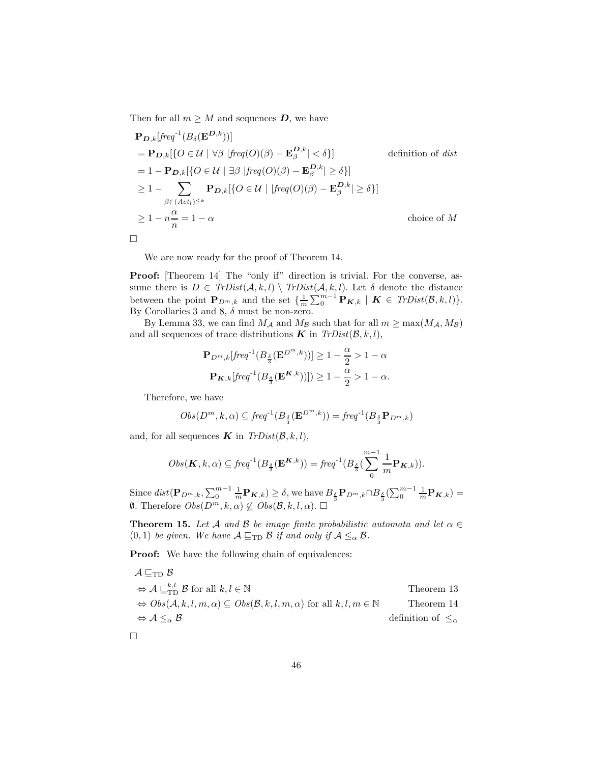Then for all $m \geq M$ and sequences $\boldsymbol{D}$, we have

$$
\begin{aligned}
&\mathbf{P}_{\boldsymbol{D},k}[\mathit{freq}^{-1}(B_\delta(\mathbf{E}^{\boldsymbol{D},k}))] \\
&= \mathbf{P}_{\boldsymbol{D},k}[\{O \in \mathcal{U} \mid \forall \beta \ |\mathit{freq}(O)(\beta) - \mathbf{E}^{\boldsymbol{D},k}_\beta| < \delta\}] && \text{definition of } \mathit{dist} \\
&= 1 - \mathbf{P}_{\boldsymbol{D},k}[\{O \in \mathcal{U} \mid \exists \beta \ |\mathit{freq}(O)(\beta) - \mathbf{E}^{\boldsymbol{D},k}_\beta| \geq \delta\}] \\
&\geq 1 - \sum_{\beta \in (Act_l)^{\leq k}} \mathbf{P}_{\boldsymbol{D},k}[\{O \in \mathcal{U} \mid |\mathit{freq}(O)(\beta) - \mathbf{E}^{\boldsymbol{D},k}_\beta| \geq \delta\}] \\
&\geq 1 - n\frac{\alpha}{n} = 1 - \alpha && \text{choice of } M
\end{aligned}
$$

□

We are now ready for the proof of Theorem 14.

**Proof:** [Theorem 14] The "only if" direction is trivial. For the converse, assume there is $D \in \mathit{TrDist}(\mathcal{A}, k, l) \setminus \mathit{TrDist}(\mathcal{A}, k, l)$. Let $\delta$ denote the distance between the point $\mathbf{P}_{D^m,k}$ and the set $\{\frac{1}{m}\sum_0^{m-1} \mathbf{P}_{\boldsymbol{K},k} \mid \boldsymbol{K} \in \mathit{TrDist}(\mathcal{B}, k, l)\}$. By Corollaries 3 and 8, $\delta$ must be non-zero.

By Lemma 33, we can find $M_\mathcal{A}$ and $M_\mathcal{B}$ such that for all $m \geq \max(M_\mathcal{A}, M_\mathcal{B})$ and all sequences of trace distributions $\boldsymbol{K}$ in $\mathit{TrDist}(\mathcal{B}, k, l)$,

$$
\begin{aligned}
\mathbf{P}_{D^m,k}[\mathit{freq}^{-1}(B_{\frac{\delta}{3}}(\mathbf{E}^{D^m,k}))] &\geq 1 - \frac{\alpha}{2} > 1 - \alpha \\
\mathbf{P}_{\boldsymbol{K},k}[\mathit{freq}^{-1}(B_{\frac{\delta}{3}}(\mathbf{E}^{\boldsymbol{K},k}))]) &\geq 1 - \frac{\alpha}{2} > 1 - \alpha.
\end{aligned}
$$

Therefore, we have

$$
\mathit{Obs}(D^m, k, \alpha) \subseteq \mathit{freq}^{-1}(B_{\frac{\delta}{3}}(\mathbf{E}^{D^m,k})) = \mathit{freq}^{-1}(B_{\frac{\delta}{3}}\mathbf{P}_{D^m,k})
$$

and, for all sequences $\boldsymbol{K}$ in $\mathit{TrDist}(\mathcal{B}, k, l)$,

$$
\mathit{Obs}(\boldsymbol{K}, k, \alpha) \subseteq \mathit{freq}^{-1}(B_{\frac{\delta}{3}}(\mathbf{E}^{\boldsymbol{K},k})) = \mathit{freq}^{-1}(B_{\frac{\delta}{3}}(\sum_0^{m-1} \frac{1}{m}\mathbf{P}_{\boldsymbol{K},k})).
$$

Since $\mathit{dist}(\mathbf{P}_{D^m,k}, \sum_0^{m-1} \frac{1}{m}\mathbf{P}_{\boldsymbol{K},k}) \geq \delta$, we have $B_{\frac{\delta}{3}}\mathbf{P}_{D^m,k} \cap B_{\frac{\delta}{3}}(\sum_0^{m-1} \frac{1}{m}\mathbf{P}_{\boldsymbol{K},k}) = \emptyset$. Therefore $\mathit{Obs}(D^m, k, \alpha) \not\subseteq \mathit{Obs}(\mathcal{B}, k, l, \alpha)$. □

**Theorem 15.** *Let $\mathcal{A}$ and $\mathcal{B}$ be image finite probabilistic automata and let $\alpha \in (0, 1)$ be given. We have $\mathcal{A} \sqsubseteq_{\mathrm{TD}} \mathcal{B}$ if and only if $\mathcal{A} \leq_\alpha \mathcal{B}$.*

**Proof:** We have the following chain of equivalences:

$$
\begin{aligned}
&\mathcal{A} \sqsubseteq_{\mathrm{TD}} \mathcal{B} \\
&\Leftrightarrow \mathcal{A} \sqsubseteq^{k,l}_{\mathrm{TD}} \mathcal{B} \text{ for all } k, l \in \mathbb{N} && \text{Theorem 13} \\
&\Leftrightarrow \mathit{Obs}(\mathcal{A}, k, l, m, \alpha) \subseteq \mathit{Obs}(\mathcal{B}, k, l, m, \alpha) \text{ for all } k, l, m \in \mathbb{N} && \text{Theorem 14} \\
&\Leftrightarrow \mathcal{A} \leq_\alpha \mathcal{B} && \text{definition of } \leq_\alpha
\end{aligned}
$$

□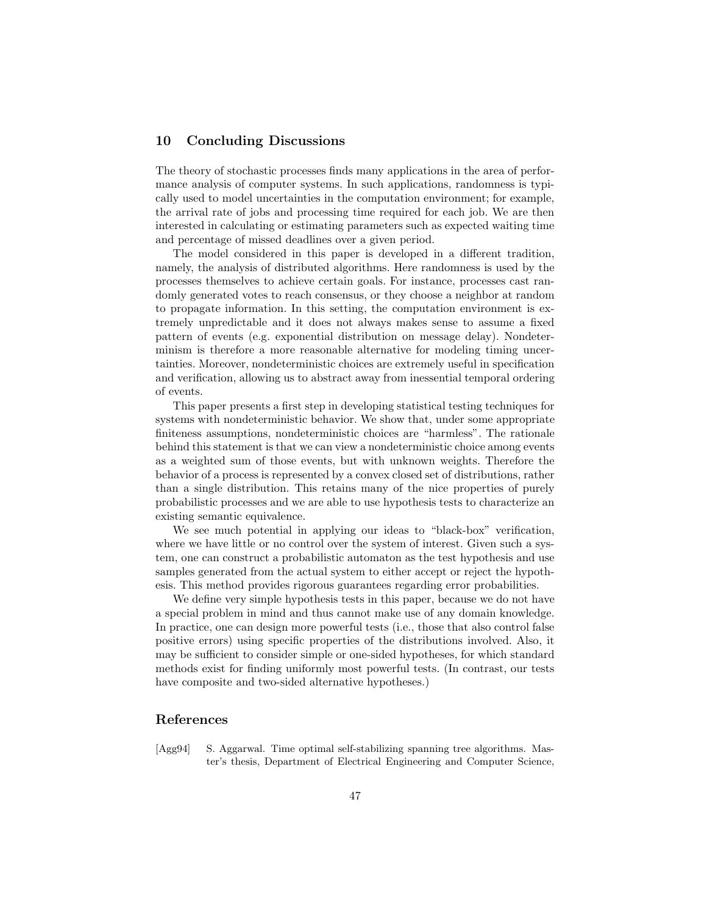## 10 Concluding Discussions

The theory of stochastic processes finds many applications in the area of performance analysis of computer systems. In such applications, randomness is typically used to model uncertainties in the computation environment; for example, the arrival rate of jobs and processing time required for each job. We are then interested in calculating or estimating parameters such as expected waiting time and percentage of missed deadlines over a given period.

The model considered in this paper is developed in a different tradition, namely, the analysis of distributed algorithms. Here randomness is used by the processes themselves to achieve certain goals. For instance, processes cast randomly generated votes to reach consensus, or they choose a neighbor at random to propagate information. In this setting, the computation environment is extremely unpredictable and it does not always makes sense to assume a fixed pattern of events (e.g. exponential distribution on message delay). Nondeterminism is therefore a more reasonable alternative for modeling timing uncertainties. Moreover, nondeterministic choices are extremely useful in specification and verification, allowing us to abstract away from inessential temporal ordering of events.

This paper presents a first step in developing statistical testing techniques for systems with nondeterministic behavior. We show that, under some appropriate finiteness assumptions, nondeterministic choices are "harmless". The rationale behind this statement is that we can view a nondeterministic choice among events as a weighted sum of those events, but with unknown weights. Therefore the behavior of a process is represented by a convex closed set of distributions, rather than a single distribution. This retains many of the nice properties of purely probabilistic processes and we are able to use hypothesis tests to characterize an existing semantic equivalence.

We see much potential in applying our ideas to "black-box" verification, where we have little or no control over the system of interest. Given such a system, one can construct a probabilistic automaton as the test hypothesis and use samples generated from the actual system to either accept or reject the hypothesis. This method provides rigorous guarantees regarding error probabilities.

We define very simple hypothesis tests in this paper, because we do not have a special problem in mind and thus cannot make use of any domain knowledge. In practice, one can design more powerful tests (i.e., those that also control false positive errors) using specific properties of the distributions involved. Also, it may be sufficient to consider simple or one-sided hypotheses, for which standard methods exist for finding uniformly most powerful tests. (In contrast, our tests have composite and two-sided alternative hypotheses.)

## References

[Agg94] S. Aggarwal. Time optimal self-stabilizing spanning tree algorithms. Master's thesis, Department of Electrical Engineering and Computer Science,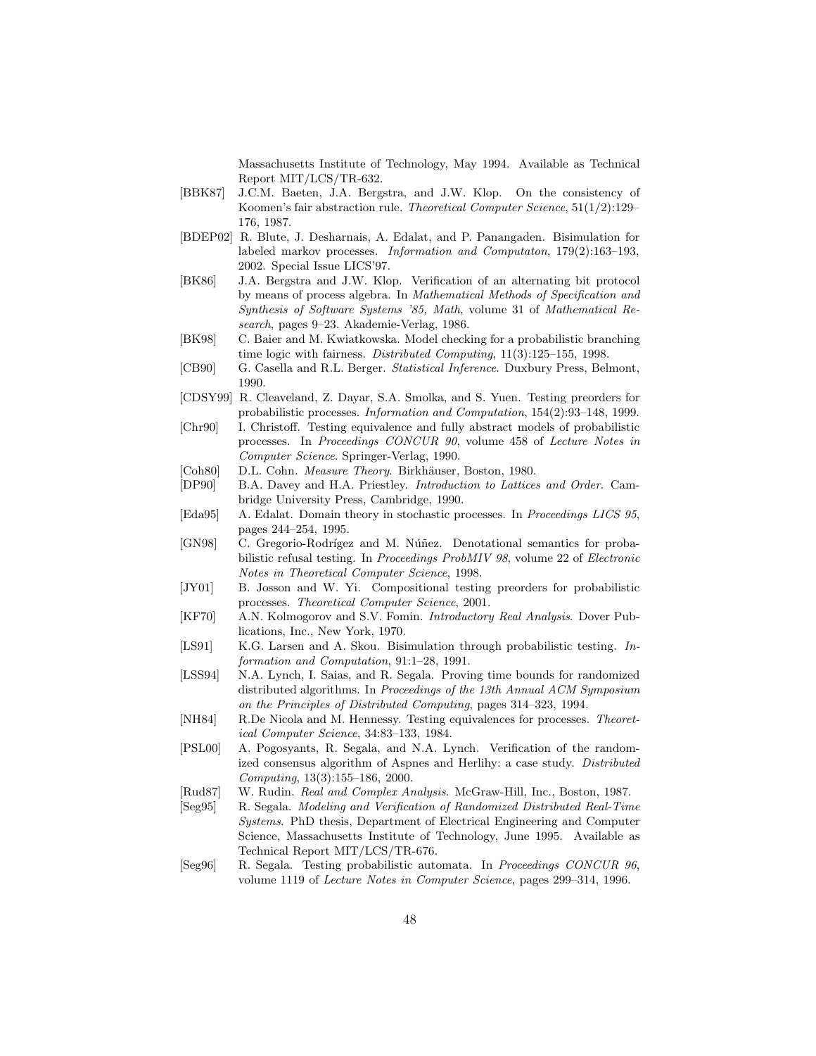Massachusetts Institute of Technology, May 1994. Available as Technical Report MIT/LCS/TR-632.

[BBK87] J.C.M. Baeten, J.A. Bergstra, and J.W. Klop. On the consistency of Koomen's fair abstraction rule. *Theoretical Computer Science*, 51(1/2):129–176, 1987.

[BDEP02] R. Blute, J. Desharnais, A. Edalat, and P. Panangaden. Bisimulation for labeled markov processes. *Information and Computaton*, 179(2):163–193, 2002. Special Issue LICS'97.

[BK86] J.A. Bergstra and J.W. Klop. Verification of an alternating bit protocol by means of process algebra. In *Mathematical Methods of Specification and Synthesis of Software Systems '85, Math*, volume 31 of *Mathematical Research*, pages 9–23. Akademie-Verlag, 1986.

[BK98] C. Baier and M. Kwiatkowska. Model checking for a probabilistic branching time logic with fairness. *Distributed Computing*, 11(3):125–155, 1998.

[CB90] G. Casella and R.L. Berger. *Statistical Inference*. Duxbury Press, Belmont, 1990.

[CDSY99] R. Cleaveland, Z. Dayar, S.A. Smolka, and S. Yuen. Testing preorders for probabilistic processes. *Information and Computation*, 154(2):93–148, 1999.

[Chr90] I. Christoff. Testing equivalence and fully abstract models of probabilistic processes. In *Proceedings CONCUR 90*, volume 458 of *Lecture Notes in Computer Science*. Springer-Verlag, 1990.

[Coh80] D.L. Cohn. *Measure Theory*. Birkhäuser, Boston, 1980.

[DP90] B.A. Davey and H.A. Priestley. *Introduction to Lattices and Order*. Cambridge University Press, Cambridge, 1990.

[Eda95] A. Edalat. Domain theory in stochastic processes. In *Proceedings LICS 95*, pages 244–254, 1995.

[GN98] C. Gregorio-Rodríguez and M. Núñez. Denotational semantics for probabilistic refusal testing. In *Proceedings ProbMIV 98*, volume 22 of *Electronic Notes in Theoretical Computer Science*, 1998.

[JY01] B. Josson and W. Yi. Compositional testing preorders for probabilistic processes. *Theoretical Computer Science*, 2001.

[KF70] A.N. Kolmogorov and S.V. Fomin. *Introductory Real Analysis*. Dover Publications, Inc., New York, 1970.

[LS91] K.G. Larsen and A. Skou. Bisimulation through probabilistic testing. *Information and Computation*, 91:1–28, 1991.

[LSS94] N.A. Lynch, I. Saias, and R. Segala. Proving time bounds for randomized distributed algorithms. In *Proceedings of the 13th Annual ACM Symposium on the Principles of Distributed Computing*, pages 314–323, 1994.

[NH84] R.De Nicola and M. Hennessy. Testing equivalences for processes. *Theoretical Computer Science*, 34:83–133, 1984.

[PSL00] A. Pogosyants, R. Segala, and N.A. Lynch. Verification of the randomized consensus algorithm of Aspnes and Herlihy: a case study. *Distributed Computing*, 13(3):155–186, 2000.

[Rud87] W. Rudin. *Real and Complex Analysis*. McGraw-Hill, Inc., Boston, 1987.

[Seg95] R. Segala. *Modeling and Verification of Randomized Distributed Real-Time Systems*. PhD thesis, Department of Electrical Engineering and Computer Science, Massachusetts Institute of Technology, June 1995. Available as Technical Report MIT/LCS/TR-676.

[Seg96] R. Segala. Testing probabilistic automata. In *Proceedings CONCUR 96*, volume 1119 of *Lecture Notes in Computer Science*, pages 299–314, 1996.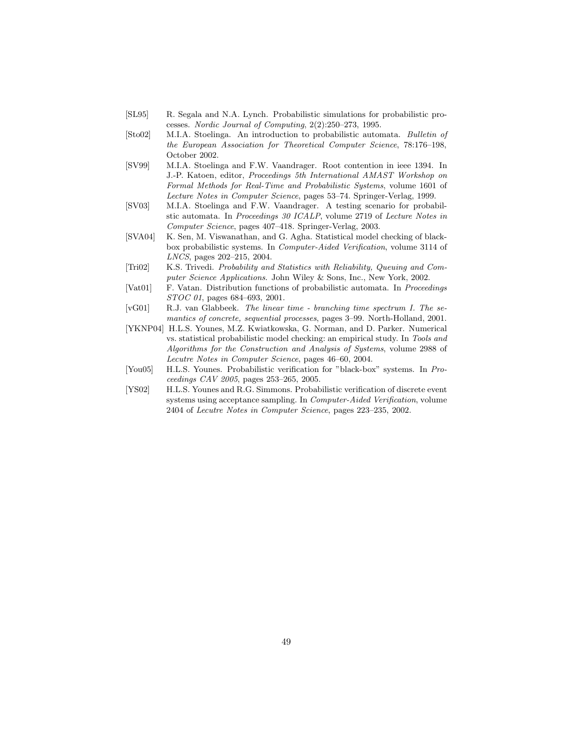[SL95] R. Segala and N.A. Lynch. Probabilistic simulations for probabilistic processes. *Nordic Journal of Computing*, 2(2):250–273, 1995.

[Sto02] M.I.A. Stoelinga. An introduction to probabilistic automata. *Bulletin of the European Association for Theoretical Computer Science*, 78:176–198, October 2002.

[SV99] M.I.A. Stoelinga and F.W. Vaandrager. Root contention in ieee 1394. In J.-P. Katoen, editor, *Proceedings 5th International AMAST Workshop on Formal Methods for Real-Time and Probabilistic Systems*, volume 1601 of *Lecture Notes in Computer Science*, pages 53–74. Springer-Verlag, 1999.

[SV03] M.I.A. Stoelinga and F.W. Vaandrager. A testing scenario for probabilstic automata. In *Proceedings 30 ICALP*, volume 2719 of *Lecture Notes in Computer Science*, pages 407–418. Springer-Verlag, 2003.

[SVA04] K. Sen, M. Viswanathan, and G. Agha. Statistical model checking of black-box probabilistic systems. In *Computer-Aided Verification*, volume 3114 of *LNCS*, pages 202–215, 2004.

[Tri02] K.S. Trivedi. *Probability and Statistics with Reliability, Queuing and Computer Science Applications*. John Wiley & Sons, Inc., New York, 2002.

[Vat01] F. Vatan. Distribution functions of probabilistic automata. In *Proceedings STOC 01*, pages 684–693, 2001.

[vG01] R.J. van Glabbeek. *The linear time - branching time spectrum I. The semantics of concrete, sequential processes*, pages 3–99. North-Holland, 2001.

[YKNP04] H.L.S. Younes, M.Z. Kwiatkowska, G. Norman, and D. Parker. Numerical vs. statistical probabilistic model checking: an empirical study. In *Tools and Algorithms for the Construction and Analysis of Systems*, volume 2988 of *Lecutre Notes in Computer Science*, pages 46–60, 2004.

[You05] H.L.S. Younes. Probabilistic verification for "black-box" systems. In *Proceedings CAV 2005*, pages 253–265, 2005.

[YS02] H.L.S. Younes and R.G. Simmons. Probabilistic verification of discrete event systems using acceptance sampling. In *Computer-Aided Verification*, volume 2404 of *Lecutre Notes in Computer Science*, pages 223–235, 2002.